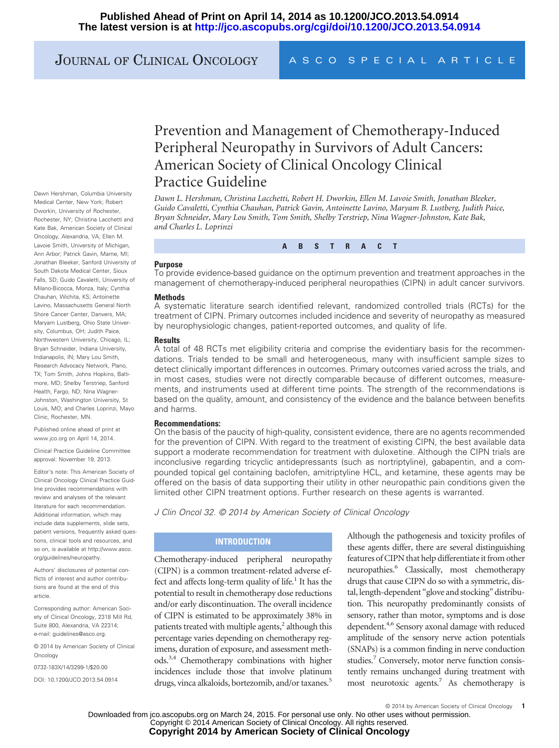Published Ahead of Print on April 14, 2014 as 10.1200/JCO.2013.54.0914
The latest version is at http://jco.ascopubs.org/cgi/doi/10.1200/JCO.2013.54.0914

JOURNAL OF CLINICAL ONCOLOGY — ASCO SPECIAL ARTICLE

# Prevention and Management of Chemotherapy-Induced Peripheral Neuropathy in Survivors of Adult Cancers: American Society of Clinical Oncology Clinical Practice Guideline

*Dawn L. Hershman, Christina Lacchetti, Robert H. Dworkin, Ellen M. Lavoie Smith, Jonathan Bleeker, Guido Cavaletti, Cynthia Chauhan, Patrick Gavin, Antoinette Lavino, Maryam B. Lustberg, Judith Paice, Bryan Schneider, Mary Lou Smith, Tom Smith, Shelby Terstriep, Nina Wagner-Johnston, Kate Bak, and Charles L. Loprinzi*

Dawn Hershman, Columbia University Medical Center, New York; Robert Dworkin, University of Rochester, Rochester, NY; Christina Lacchetti and Kate Bak, American Society of Clinical Oncology, Alexandria, VA; Ellen M. Lavoie Smith, University of Michigan, Ann Arbor; Patrick Gavin, Marne, MI; Jonathan Bleeker, Sanford University of South Dakota Medical Center, Sioux Falls, SD; Guido Cavaletti, University of Milano-Bicocca, Monza, Italy; Cynthia Chauhan, Wichita, KS; Antoinette Lavino, Massachusetts General North Shore Cancer Center, Danvers, MA; Maryam Lustberg, Ohio State University, Columbus, OH; Judith Paice, Northwestern University, Chicago, IL; Bryan Schneider, Indiana University, Indianapolis, IN; Mary Lou Smith, Research Advocacy Network, Plano, TX; Tom Smith, Johns Hopkins, Baltimore, MD; Shelby Terstriep, Sanford Health, Fargo, ND; Nina Wagner-Johnston, Washington University, St Louis, MO; and Charles Loprinzi, Mayo Clinic, Rochester, MN.

Published online ahead of print at www.jco.org on April 14, 2014.

Clinical Practice Guideline Committee approval: November 19, 2013.

Editor's note: This American Society of Clinical Oncology Clinical Practice Guideline provides recommendations with review and analyses of the relevant literature for each recommendation. Additional information, which may include data supplements, slide sets, patient versions, frequently asked questions, clinical tools and resources, and so on, is available at http://www.asco.org/guidelines/neuropathy.

Authors' disclosures of potential conflicts of interest and author contributions are found at the end of this article.

Corresponding author: American Society of Clinical Oncology, 2318 Mill Rd, Suite 800, Alexandria, VA 22314; e-mail: guidelines@asco.org.

© 2014 by American Society of Clinical Oncology

0732-183X/14/3299-1/$20.00

DOI: 10.1200/JCO.2013.54.0914

## ABSTRACT

### Purpose

To provide evidence-based guidance on the optimum prevention and treatment approaches in the management of chemotherapy-induced peripheral neuropathies (CIPN) in adult cancer survivors.

### Methods

A systematic literature search identified relevant, randomized controlled trials (RCTs) for the treatment of CIPN. Primary outcomes included incidence and severity of neuropathy as measured by neurophysiologic changes, patient-reported outcomes, and quality of life.

### Results

A total of 48 RCTs met eligibility criteria and comprise the evidentiary basis for the recommendations. Trials tended to be small and heterogeneous, many with insufficient sample sizes to detect clinically important differences in outcomes. Primary outcomes varied across the trials, and in most cases, studies were not directly comparable because of different outcomes, measurements, and instruments used at different time points. The strength of the recommendations is based on the quality, amount, and consistency of the evidence and the balance between benefits and harms.

### Recommendations:

On the basis of the paucity of high-quality, consistent evidence, there are no agents recommended for the prevention of CIPN. With regard to the treatment of existing CIPN, the best available data support a moderate recommendation for treatment with duloxetine. Although the CIPN trials are inconclusive regarding tricyclic antidepressants (such as nortriptyline), gabapentin, and a compounded topical gel containing baclofen, amitriptyline HCL, and ketamine, these agents may be offered on the basis of data supporting their utility in other neuropathic pain conditions given the limited other CIPN treatment options. Further research on these agents is warranted.

*J Clin Oncol 32. © 2014 by American Society of Clinical Oncology*

## INTRODUCTION

Chemotherapy-induced peripheral neuropathy (CIPN) is a common treatment-related adverse effect and affects long-term quality of life.[1] It has the potential to result in chemotherapy dose reductions and/or early discontinuation. The overall incidence of CIPN is estimated to be approximately 38% in patients treated with multiple agents,[2] although this percentage varies depending on chemotherapy regimens, duration of exposure, and assessment methods.[3,4] Chemotherapy combinations with higher incidences include those that involve platinum drugs, vinca alkaloids, bortezomib, and/or taxanes.[5] Although the pathogenesis and toxicity profiles of these agents differ, there are several distinguishing features of CIPN that help differentiate it from other neuropathies.[6] Classically, most chemotherapy drugs that cause CIPN do so with a symmetric, distal, length-dependent "glove and stocking" distribution. This neuropathy predominantly consists of sensory, rather than motor, symptoms and is dose dependent.[4,6] Sensory axonal damage with reduced amplitude of the sensory nerve action potentials (SNAPs) is a common finding in nerve conduction studies.[7] Conversely, motor nerve function consistently remains unchanged during treatment with most neurotoxic agents.[7] As chemotherapy is

Downloaded from jco.ascopubs.org on March 24, 2015. For personal use only. No other uses without permission.
Copyright © 2014 American Society of Clinical Oncology. All rights reserved.
Copyright 2014 by American Society of Clinical Oncology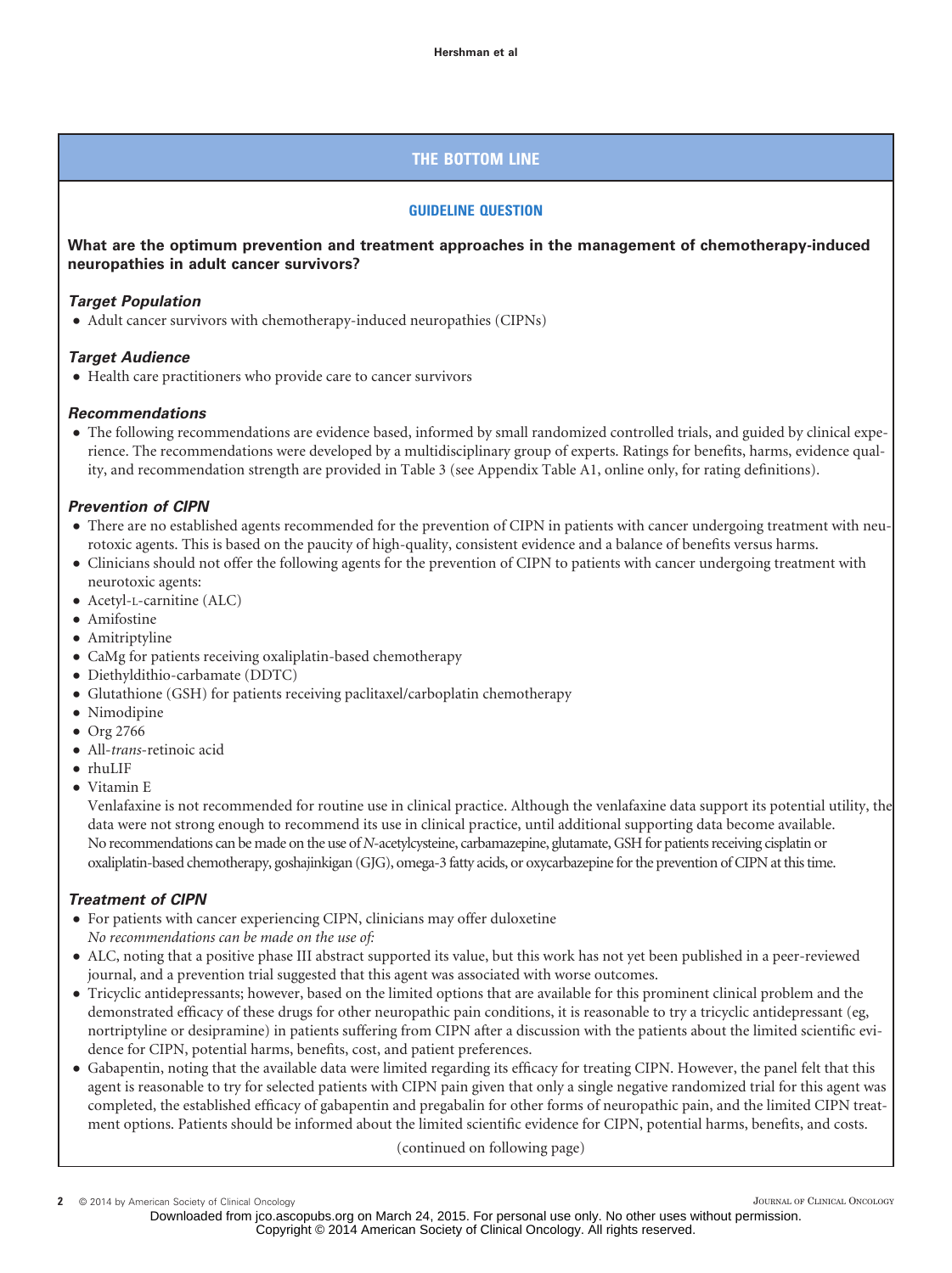## THE BOTTOM LINE

### GUIDELINE QUESTION

**What are the optimum prevention and treatment approaches in the management of chemotherapy-induced neuropathies in adult cancer survivors?**

#### *Target Population*

- Adult cancer survivors with chemotherapy-induced neuropathies (CIPNs)

#### *Target Audience*

- Health care practitioners who provide care to cancer survivors

#### *Recommendations*

- The following recommendations are evidence based, informed by small randomized controlled trials, and guided by clinical experience. The recommendations were developed by a multidisciplinary group of experts. Ratings for benefits, harms, evidence quality, and recommendation strength are provided in Table 3 (see Appendix Table A1, online only, for rating definitions).

#### *Prevention of CIPN*

- There are no established agents recommended for the prevention of CIPN in patients with cancer undergoing treatment with neurotoxic agents. This is based on the paucity of high-quality, consistent evidence and a balance of benefits versus harms.
- Clinicians should not offer the following agents for the prevention of CIPN to patients with cancer undergoing treatment with neurotoxic agents:
- Acetyl-L-carnitine (ALC)
- Amifostine
- Amitriptyline
- CaMg for patients receiving oxaliplatin-based chemotherapy
- Diethyldithio-carbamate (DDTC)
- Glutathione (GSH) for patients receiving paclitaxel/carboplatin chemotherapy
- Nimodipine
- Org 2766
- All-*trans*-retinoic acid
- rhuLIF
- Vitamin E

  Venlafaxine is not recommended for routine use in clinical practice. Although the venlafaxine data support its potential utility, the data were not strong enough to recommend its use in clinical practice, until additional supporting data become available.

  No recommendations can be made on the use of *N*-acetylcysteine, carbamazepine, glutamate, GSH for patients receiving cisplatin or oxaliplatin-based chemotherapy, goshajinkigan (GJG), omega-3 fatty acids, or oxycarbazepine for the prevention of CIPN at this time.

#### *Treatment of CIPN*

- For patients with cancer experiencing CIPN, clinicians may offer duloxetine

  *No recommendations can be made on the use of:*
- ALC, noting that a positive phase III abstract supported its value, but this work has not yet been published in a peer-reviewed journal, and a prevention trial suggested that this agent was associated with worse outcomes.
- Tricyclic antidepressants; however, based on the limited options that are available for this prominent clinical problem and the demonstrated efficacy of these drugs for other neuropathic pain conditions, it is reasonable to try a tricyclic antidepressant (eg, nortriptyline or desipramine) in patients suffering from CIPN after a discussion with the patients about the limited scientific evidence for CIPN, potential harms, benefits, cost, and patient preferences.
- Gabapentin, noting that the available data were limited regarding its efficacy for treating CIPN. However, the panel felt that this agent is reasonable to try for selected patients with CIPN pain given that only a single negative randomized trial for this agent was completed, the established efficacy of gabapentin and pregabalin for other forms of neuropathic pain, and the limited CIPN treatment options. Patients should be informed about the limited scientific evidence for CIPN, potential harms, benefits, and costs.

(continued on following page)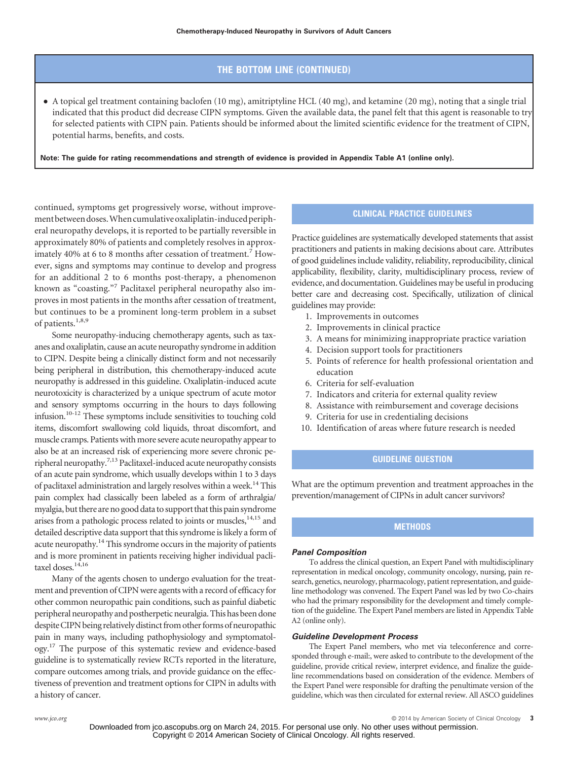## THE BOTTOM LINE (CONTINUED)

- A topical gel treatment containing baclofen (10 mg), amitriptyline HCL (40 mg), and ketamine (20 mg), noting that a single trial indicated that this product did decrease CIPN symptoms. Given the available data, the panel felt that this agent is reasonable to try for selected patients with CIPN pain. Patients should be informed about the limited scientific evidence for the treatment of CIPN, potential harms, benefits, and costs.

**Note: The guide for rating recommendations and strength of evidence is provided in Appendix Table A1 (online only).**

continued, symptoms get progressively worse, without improvement between doses. When cumulative oxaliplatin-induced peripheral neuropathy develops, it is reported to be partially reversible in approximately 80% of patients and completely resolves in approximately 40% at 6 to 8 months after cessation of treatment.[7] However, signs and symptoms may continue to develop and progress for an additional 2 to 6 months post-therapy, a phenomenon known as "coasting."[7] Paclitaxel peripheral neuropathy also improves in most patients in the months after cessation of treatment, but continues to be a prominent long-term problem in a subset of patients.[1,8,9]

Some neuropathy-inducing chemotherapy agents, such as taxanes and oxaliplatin, cause an acute neuropathy syndrome in addition to CIPN. Despite being a clinically distinct form and not necessarily being peripheral in distribution, this chemotherapy-induced acute neuropathy is addressed in this guideline. Oxaliplatin-induced acute neurotoxicity is characterized by a unique spectrum of acute motor and sensory symptoms occurring in the hours to days following infusion.[10-12] These symptoms include sensitivities to touching cold items, discomfort swallowing cold liquids, throat discomfort, and muscle cramps. Patients with more severe acute neuropathy appear to also be at an increased risk of experiencing more severe chronic peripheral neuropathy.[7,13] Paclitaxel-induced acute neuropathy consists of an acute pain syndrome, which usually develops within 1 to 3 days of paclitaxel administration and largely resolves within a week.[14] This pain complex had classically been labeled as a form of arthralgia/myalgia, but there are no good data to support that this pain syndrome arises from a pathologic process related to joints or muscles,[14,15] and detailed descriptive data support that this syndrome is likely a form of acute neuropathy.[14] This syndrome occurs in the majority of patients and is more prominent in patients receiving higher individual paclitaxel doses.[14,16]

Many of the agents chosen to undergo evaluation for the treatment and prevention of CIPN were agents with a record of efficacy for other common neuropathic pain conditions, such as painful diabetic peripheral neuropathy and postherpetic neuralgia. This has been done despite CIPN being relatively distinct from other forms of neuropathic pain in many ways, including pathophysiology and symptomatology.[17] The purpose of this systematic review and evidence-based guideline is to systematically review RCTs reported in the literature, compare outcomes among trials, and provide guidance on the effectiveness of prevention and treatment options for CIPN in adults with a history of cancer.

## CLINICAL PRACTICE GUIDELINES

Practice guidelines are systematically developed statements that assist practitioners and patients in making decisions about care. Attributes of good guidelines include validity, reliability, reproducibility, clinical applicability, flexibility, clarity, multidisciplinary process, review of evidence, and documentation. Guidelines may be useful in producing better care and decreasing cost. Specifically, utilization of clinical guidelines may provide:

1. Improvements in outcomes
2. Improvements in clinical practice
3. A means for minimizing inappropriate practice variation
4. Decision support tools for practitioners
5. Points of reference for health professional orientation and education
6. Criteria for self-evaluation
7. Indicators and criteria for external quality review
8. Assistance with reimbursement and coverage decisions
9. Criteria for use in credentialing decisions
10. Identification of areas where future research is needed

## GUIDELINE QUESTION

What are the optimum prevention and treatment approaches in the prevention/management of CIPNs in adult cancer survivors?

## METHODS

### *Panel Composition*

To address the clinical question, an Expert Panel with multidisciplinary representation in medical oncology, community oncology, nursing, pain research, genetics, neurology, pharmacology, patient representation, and guideline methodology was convened. The Expert Panel was led by two Co-chairs who had the primary responsibility for the development and timely completion of the guideline. The Expert Panel members are listed in Appendix Table A2 (online only).

### *Guideline Development Process*

The Expert Panel members, who met via teleconference and corresponded through e-mail:, were asked to contribute to the development of the guideline, provide critical review, interpret evidence, and finalize the guideline recommendations based on consideration of the evidence. Members of the Expert Panel were responsible for drafting the penultimate version of the guideline, which was then circulated for external review. All ASCO guidelines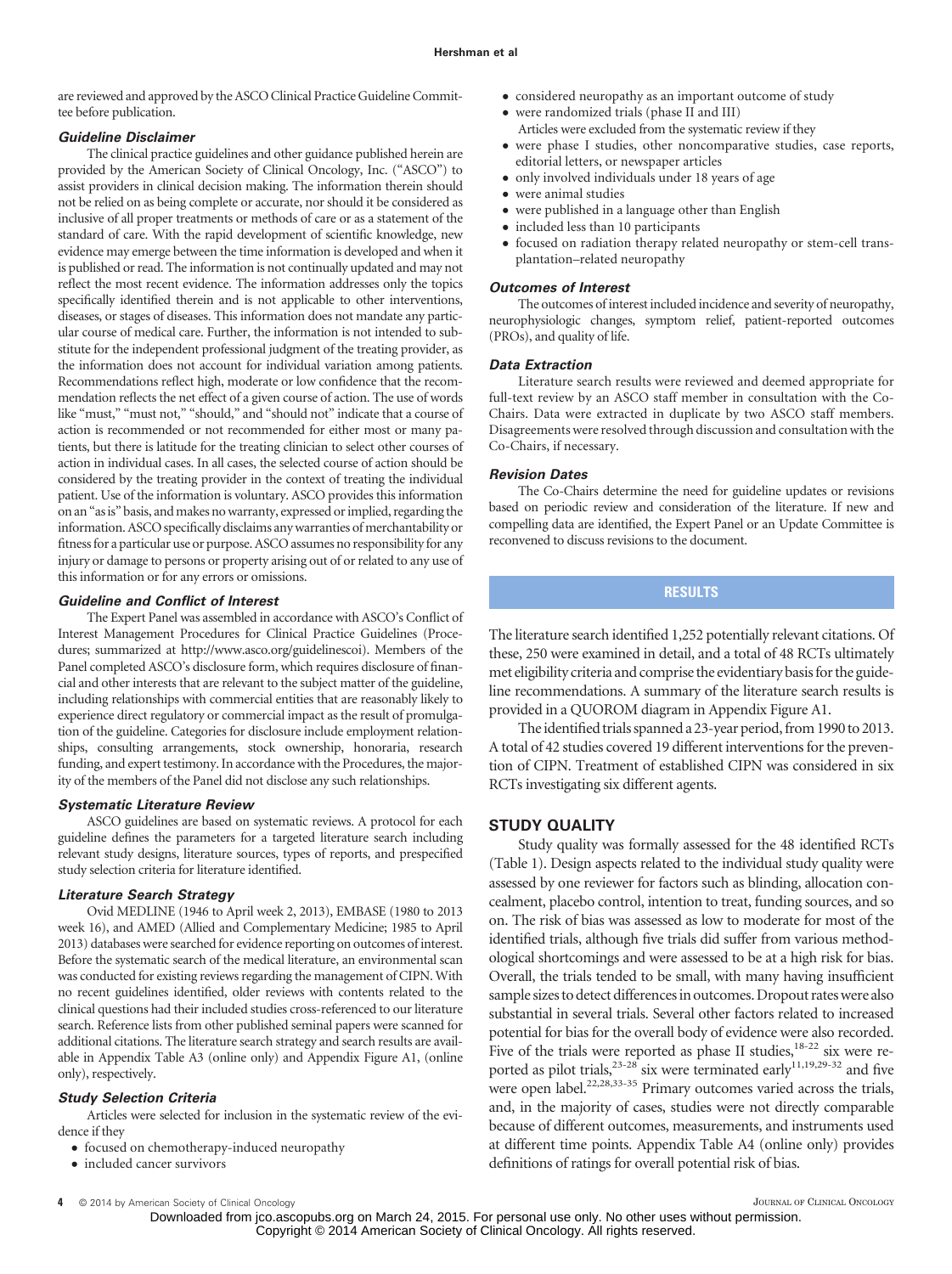are reviewed and approved by the ASCO Clinical Practice Guideline Committee before publication.

### Guideline Disclaimer

The clinical practice guidelines and other guidance published herein are provided by the American Society of Clinical Oncology, Inc. ("ASCO") to assist providers in clinical decision making. The information therein should not be relied on as being complete or accurate, nor should it be considered as inclusive of all proper treatments or methods of care or as a statement of the standard of care. With the rapid development of scientific knowledge, new evidence may emerge between the time information is developed and when it is published or read. The information is not continually updated and may not reflect the most recent evidence. The information addresses only the topics specifically identified therein and is not applicable to other interventions, diseases, or stages of diseases. This information does not mandate any particular course of medical care. Further, the information is not intended to substitute for the independent professional judgment of the treating provider, as the information does not account for individual variation among patients. Recommendations reflect high, moderate or low confidence that the recommendation reflects the net effect of a given course of action. The use of words like "must," "must not," "should," and "should not" indicate that a course of action is recommended or not recommended for either most or many patients, but there is latitude for the treating clinician to select other courses of action in individual cases. In all cases, the selected course of action should be considered by the treating provider in the context of treating the individual patient. Use of the information is voluntary. ASCO provides this information on an "as is" basis, and makes no warranty, expressed or implied, regarding the information. ASCO specifically disclaims any warranties of merchantability or fitness for a particular use or purpose. ASCO assumes no responsibility for any injury or damage to persons or property arising out of or related to any use of this information or for any errors or omissions.

### Guideline and Conflict of Interest

The Expert Panel was assembled in accordance with ASCO's Conflict of Interest Management Procedures for Clinical Practice Guidelines (Procedures; summarized at http://www.asco.org/guidelinescoi). Members of the Panel completed ASCO's disclosure form, which requires disclosure of financial and other interests that are relevant to the subject matter of the guideline, including relationships with commercial entities that are reasonably likely to experience direct regulatory or commercial impact as the result of promulgation of the guideline. Categories for disclosure include employment relationships, consulting arrangements, stock ownership, honoraria, research funding, and expert testimony. In accordance with the Procedures, the majority of the members of the Panel did not disclose any such relationships.

### Systematic Literature Review

ASCO guidelines are based on systematic reviews. A protocol for each guideline defines the parameters for a targeted literature search including relevant study designs, literature sources, types of reports, and prespecified study selection criteria for literature identified.

### Literature Search Strategy

Ovid MEDLINE (1946 to April week 2, 2013), EMBASE (1980 to 2013 week 16), and AMED (Allied and Complementary Medicine; 1985 to April 2013) databases were searched for evidence reporting on outcomes of interest. Before the systematic search of the medical literature, an environmental scan was conducted for existing reviews regarding the management of CIPN. With no recent guidelines identified, older reviews with contents related to the clinical questions had their included studies cross-referenced to our literature search. Reference lists from other published seminal papers were scanned for additional citations. The literature search strategy and search results are available in Appendix Table A3 (online only) and Appendix Figure A1, (online only), respectively.

### Study Selection Criteria

Articles were selected for inclusion in the systematic review of the evidence if they

- focused on chemotherapy-induced neuropathy
- included cancer survivors
- considered neuropathy as an important outcome of study
- were randomized trials (phase II and III)

Articles were excluded from the systematic review if they

- were phase I studies, other noncomparative studies, case reports, editorial letters, or newspaper articles
- only involved individuals under 18 years of age
- were animal studies
- were published in a language other than English
- included less than 10 participants
- focused on radiation therapy related neuropathy or stem-cell transplantation–related neuropathy

### Outcomes of Interest

The outcomes of interest included incidence and severity of neuropathy, neurophysiologic changes, symptom relief, patient-reported outcomes (PROs), and quality of life.

### Data Extraction

Literature search results were reviewed and deemed appropriate for full-text review by an ASCO staff member in consultation with the Co-Chairs. Data were extracted in duplicate by two ASCO staff members. Disagreements were resolved through discussion and consultation with the Co-Chairs, if necessary.

### Revision Dates

The Co-Chairs determine the need for guideline updates or revisions based on periodic review and consideration of the literature. If new and compelling data are identified, the Expert Panel or an Update Committee is reconvened to discuss revisions to the document.

## RESULTS

The literature search identified 1,252 potentially relevant citations. Of these, 250 were examined in detail, and a total of 48 RCTs ultimately met eligibility criteria and comprise the evidentiary basis for the guideline recommendations. A summary of the literature search results is provided in a QUOROM diagram in Appendix Figure A1.

The identified trials spanned a 23-year period, from 1990 to 2013. A total of 42 studies covered 19 different interventions for the prevention of CIPN. Treatment of established CIPN was considered in six RCTs investigating six different agents.

## STUDY QUALITY

Study quality was formally assessed for the 48 identified RCTs (Table 1). Design aspects related to the individual study quality were assessed by one reviewer for factors such as blinding, allocation concealment, placebo control, intention to treat, funding sources, and so on. The risk of bias was assessed as low to moderate for most of the identified trials, although five trials did suffer from various methodological shortcomings and were assessed to be at a high risk for bias. Overall, the trials tended to be small, with many having insufficient sample sizes to detect differences in outcomes. Dropout rates were also substantial in several trials. Several other factors related to increased potential for bias for the overall body of evidence were also recorded. Five of the trials were reported as phase II studies,[18-22] six were reported as pilot trials,[23-28] six were terminated early[11,19,29-32] and five were open label.[22,28,33-35] Primary outcomes varied across the trials, and, in the majority of cases, studies were not directly comparable because of different outcomes, measurements, and instruments used at different time points. Appendix Table A4 (online only) provides definitions of ratings for overall potential risk of bias.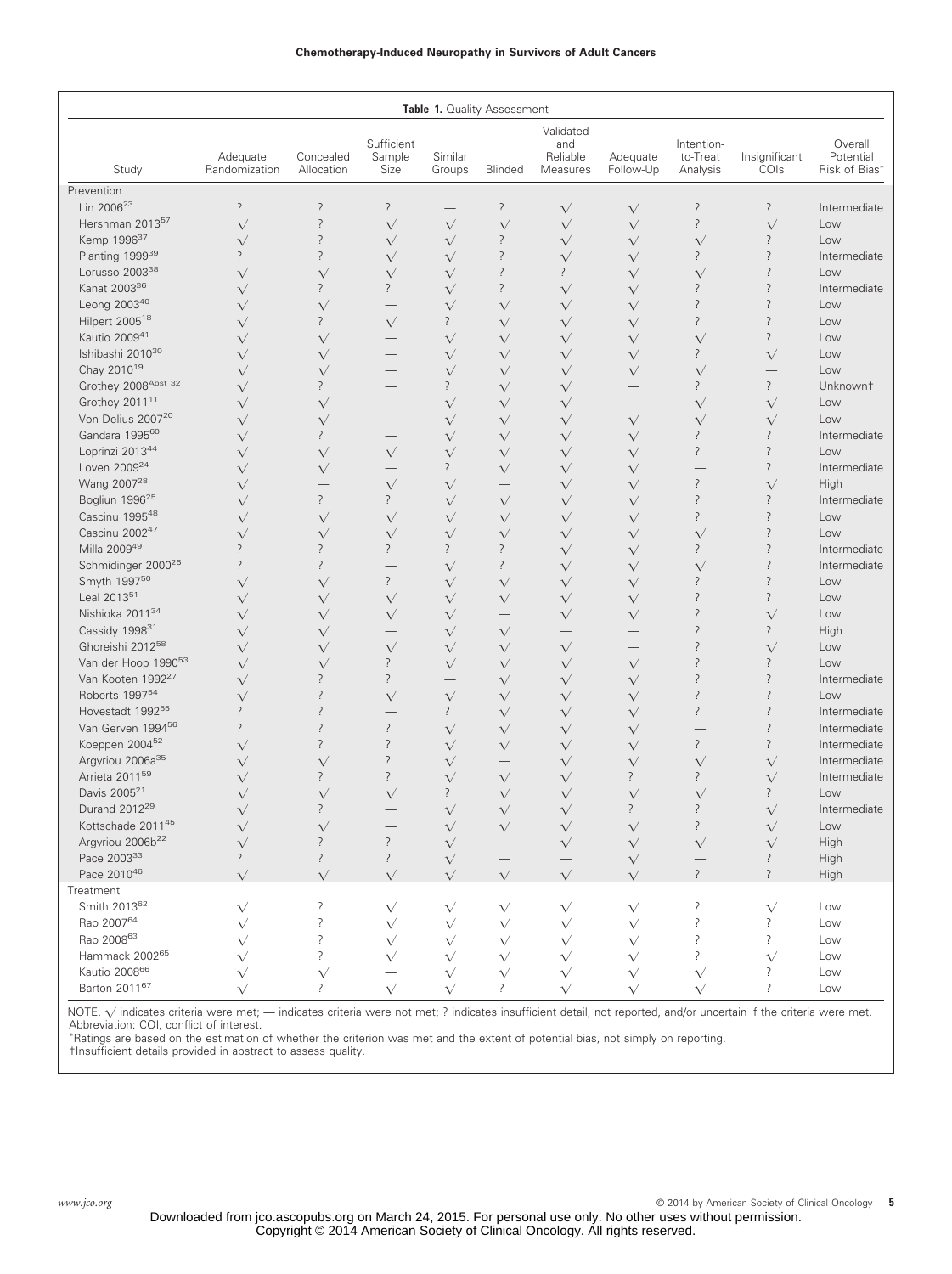**Table 1.** Quality Assessment

| Study | Adequate Randomization | Concealed Allocation | Sufficient Sample Size | Similar Groups | Blinded | Validated and Reliable Measures | Adequate Follow-Up | Intention-to-Treat Analysis | Insignificant COIs | Overall Potential Risk of Bias* |
|---|---|---|---|---|---|---|---|---|---|---|
| Prevention | | | | | | | | | | |
| Lin 2006[23] | ? | ? | ? | — | ? | √ | √ | ? | ? | Intermediate |
| Hershman 2013[57] | √ | ? | √ | √ | √ | √ | √ | ? | √ | Low |
| Kemp 1996[37] | √ | ? | √ | √ | ? | √ | √ | √ | ? | Low |
| Planting 1999[39] | ? | ? | √ | √ | ? | √ | √ | ? | ? | Intermediate |
| Lorusso 2003[38] | √ | √ | √ | √ | ? | ? | √ | √ | ? | Low |
| Kanat 2003[36] | √ | ? | ? | √ | ? | √ | √ | ? | ? | Intermediate |
| Leong 2003[40] | √ | √ | — | √ | √ | √ | √ | ? | ? | Low |
| Hilpert 2005[18] | √ | ? | √ | ? | √ | √ | √ | ? | ? | Low |
| Kautio 2009[41] | √ | √ | — | √ | √ | √ | √ | √ | ? | Low |
| Ishibashi 2010[30] | √ | √ | — | √ | √ | √ | √ | ? | √ | Low |
| Chay 2010[19] | √ | √ | — | √ | √ | √ | √ | √ | — | Low |
| Grothey 2008[Abst 32] | √ | ? | — | ? | √ | √ | — | ? | ? | Unknown† |
| Grothey 2011[11] | √ | √ | — | √ | √ | √ | — | √ | √ | Low |
| Von Delius 2007[20] | √ | √ | — | √ | √ | √ | √ | √ | √ | Low |
| Gandara 1995[60] | √ | ? | — | √ | √ | √ | √ | ? | ? | Intermediate |
| Loprinzi 2013[44] | √ | √ | √ | √ | √ | √ | √ | ? | ? | Low |
| Loven 2009[24] | √ | √ | — | ? | √ | √ | √ | — | ? | Intermediate |
| Wang 2007[28] | √ | — | √ | √ | — | √ | √ | ? | √ | High |
| Bogliun 1996[25] | √ | ? | ? | √ | √ | √ | √ | ? | ? | Intermediate |
| Cascinu 1995[48] | √ | √ | √ | √ | √ | √ | √ | ? | ? | Low |
| Cascinu 2002[47] | √ | √ | √ | √ | √ | √ | √ | √ | ? | Low |
| Milla 2009[49] | ? | ? | ? | ? | ? | √ | √ | ? | ? | Intermediate |
| Schmidinger 2000[26] | ? | ? | — | √ | ? | √ | √ | √ | ? | Intermediate |
| Smyth 1997[50] | √ | √ | ? | √ | √ | √ | √ | ? | ? | Low |
| Leal 2013[51] | √ | √ | √ | √ | √ | √ | √ | ? | ? | Low |
| Nishioka 2011[34] | √ | √ | √ | √ | — | √ | √ | ? | √ | Low |
| Cassidy 1998[31] | √ | √ | — | √ | √ | — | — | ? | ? | High |
| Ghoreishi 2012[58] | √ | √ | √ | √ | √ | √ | — | ? | √ | Low |
| Van der Hoop 1990[53] | √ | √ | ? | √ | √ | √ | √ | ? | ? | Low |
| Van Kooten 1992[27] | √ | ? | ? | — | √ | √ | √ | ? | ? | Intermediate |
| Roberts 1997[54] | √ | ? | √ | √ | √ | √ | √ | ? | ? | Low |
| Hovestadt 1992[55] | ? | ? | — | ? | √ | √ | √ | ? | ? | Intermediate |
| Van Gerven 1994[56] | ? | ? | ? | √ | √ | √ | √ | — | ? | Intermediate |
| Koeppen 2004[52] | √ | ? | ? | √ | √ | √ | √ | ? | ? | Intermediate |
| Argyriou 2006a[35] | √ | √ | ? | √ | — | √ | √ | √ | √ | Intermediate |
| Arrieta 2011[59] | √ | ? | ? | √ | √ | √ | ? | ? | √ | Intermediate |
| Davis 2005[21] | √ | √ | √ | ? | √ | √ | √ | √ | ? | Low |
| Durand 2012[29] | √ | ? | — | √ | √ | √ | ? | ? | √ | Intermediate |
| Kottschade 2011[45] | √ | √ | — | √ | √ | √ | √ | ? | √ | Low |
| Argyriou 2006b[22] | √ | ? | ? | √ | — | √ | √ | √ | √ | High |
| Pace 2003[33] | ? | ? | ? | √ | — | — | √ | — | ? | High |
| Pace 2010[46] | √ | √ | √ | √ | √ | √ | √ | ? | ? | High |
| Treatment | | | | | | | | | | |
| Smith 2013[62] | √ | ? | √ | √ | √ | √ | √ | ? | √ | Low |
| Rao 2007[64] | √ | ? | √ | √ | √ | √ | √ | ? | ? | Low |
| Rao 2008[63] | √ | ? | √ | √ | √ | √ | √ | ? | ? | Low |
| Hammack 2002[65] | √ | ? | √ | √ | √ | √ | √ | ? | √ | Low |
| Kautio 2008[66] | √ | √ | — | √ | √ | √ | √ | √ | ? | Low |
| Barton 2011[67] | √ | ? | √ | √ | ? | √ | √ | √ | ? | Low |

NOTE. √ indicates criteria were met; — indicates criteria were not met; ? indicates insufficient detail, not reported, and/or uncertain if the criteria were met.
Abbreviation: COI, conflict of interest.
*Ratings are based on the estimation of whether the criterion was met and the extent of potential bias, not simply on reporting.
†Insufficient details provided in abstract to assess quality.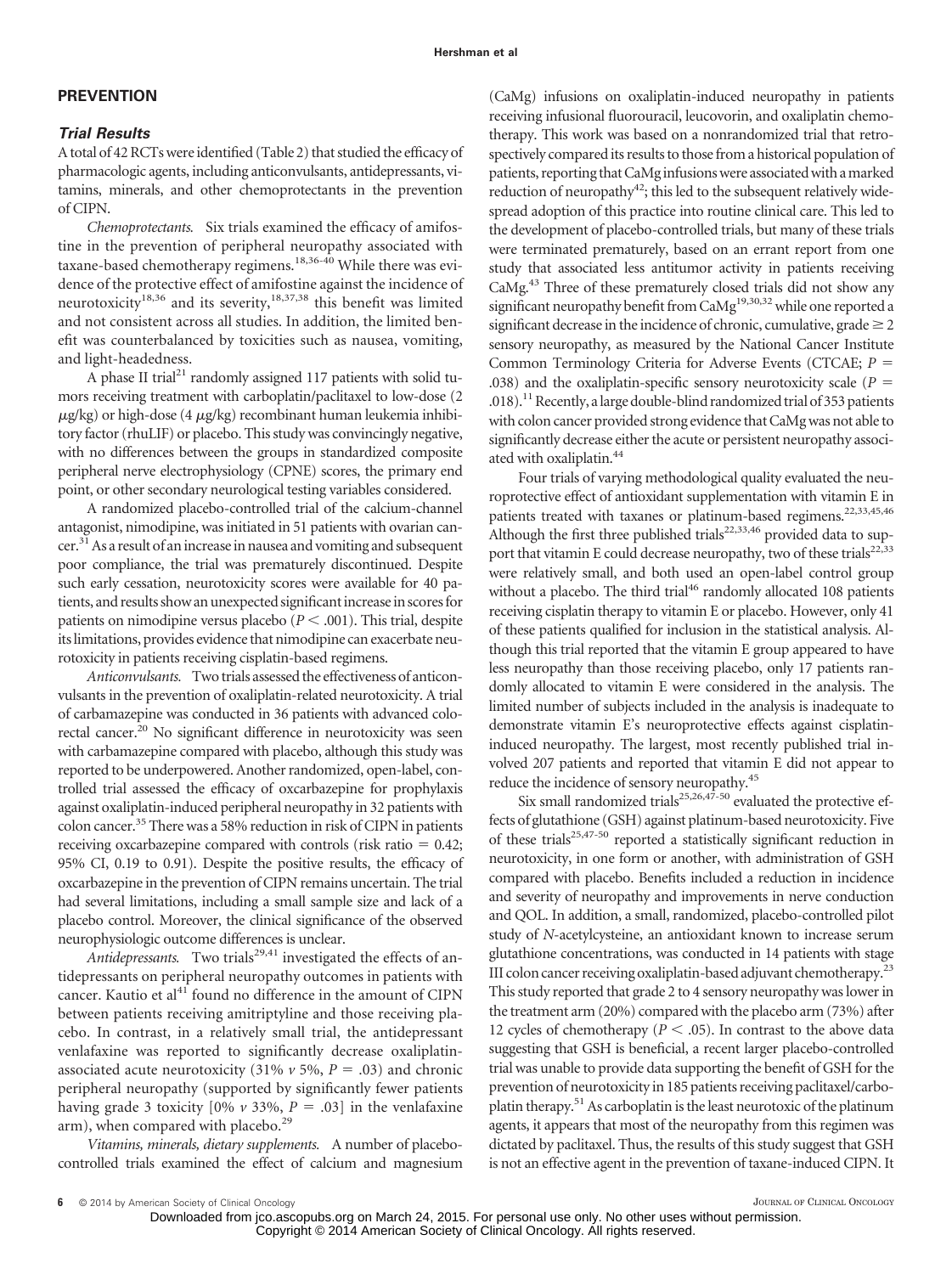## PREVENTION

### Trial Results

A total of 42 RCTs were identified (Table 2) that studied the efficacy of pharmacologic agents, including anticonvulsants, antidepressants, vitamins, minerals, and other chemoprotectants in the prevention of CIPN.

*Chemoprotectants.* Six trials examined the efficacy of amifostine in the prevention of peripheral neuropathy associated with taxane-based chemotherapy regimens.[18,36-40] While there was evidence of the protective effect of amifostine against the incidence of neurotoxicity[18,36] and its severity,[18,37,38] this benefit was limited and not consistent across all studies. In addition, the limited benefit was counterbalanced by toxicities such as nausea, vomiting, and light-headedness.

A phase II trial[21] randomly assigned 117 patients with solid tumors receiving treatment with carboplatin/paclitaxel to low-dose (2 $\mu$g/kg) or high-dose (4 $\mu$g/kg) recombinant human leukemia inhibitory factor (rhuLIF) or placebo. This study was convincingly negative, with no differences between the groups in standardized composite peripheral nerve electrophysiology (CPNE) scores, the primary end point, or other secondary neurological testing variables considered.

A randomized placebo-controlled trial of the calcium-channel antagonist, nimodipine, was initiated in 51 patients with ovarian cancer.[31] As a result of an increase in nausea and vomiting and subsequent poor compliance, the trial was prematurely discontinued. Despite such early cessation, neurotoxicity scores were available for 40 patients, and results show an unexpected significant increase in scores for patients on nimodipine versus placebo ($P < .001$). This trial, despite its limitations, provides evidence that nimodipine can exacerbate neurotoxicity in patients receiving cisplatin-based regimens.

*Anticonvulsants.* Two trials assessed the effectiveness of anticonvulsants in the prevention of oxaliplatin-related neurotoxicity. A trial of carbamazepine was conducted in 36 patients with advanced colorectal cancer.[20] No significant difference in neurotoxicity was seen with carbamazepine compared with placebo, although this study was reported to be underpowered. Another randomized, open-label, controlled trial assessed the efficacy of oxcarbazepine for prophylaxis against oxaliplatin-induced peripheral neuropathy in 32 patients with colon cancer.[35] There was a 58% reduction in risk of CIPN in patients receiving oxcarbazepine compared with controls (risk ratio = 0.42; 95% CI, 0.19 to 0.91). Despite the positive results, the efficacy of oxcarbazepine in the prevention of CIPN remains uncertain. The trial had several limitations, including a small sample size and lack of a placebo control. Moreover, the clinical significance of the observed neurophysiologic outcome differences is unclear.

*Antidepressants.* Two trials[29,41] investigated the effects of antidepressants on peripheral neuropathy outcomes in patients with cancer. Kautio et al[41] found no difference in the amount of CIPN between patients receiving amitriptyline and those receiving placebo. In contrast, in a relatively small trial, the antidepressant venlafaxine was reported to significantly decrease oxaliplatin-associated acute neurotoxicity (31% *v* 5%, $P = .03$) and chronic peripheral neuropathy (supported by significantly fewer patients having grade 3 toxicity [0% *v* 33%, $P = .03$] in the venlafaxine arm), when compared with placebo.[29]

*Vitamins, minerals, dietary supplements.* A number of placebo-controlled trials examined the effect of calcium and magnesium (CaMg) infusions on oxaliplatin-induced neuropathy in patients receiving infusional fluorouracil, leucovorin, and oxaliplatin chemotherapy. This work was based on a nonrandomized trial that retrospectively compared its results to those from a historical population of patients, reporting that CaMg infusions were associated with a marked reduction of neuropathy[42]; this led to the subsequent relatively widespread adoption of this practice into routine clinical care. This led to the development of placebo-controlled trials, but many of these trials were terminated prematurely, based on an errant report from one study that associated less antitumor activity in patients receiving CaMg.[43] Three of these prematurely closed trials did not show any significant neuropathy benefit from CaMg[19,30,32] while one reported a significant decrease in the incidence of chronic, cumulative, grade $\geq 2$ sensory neuropathy, as measured by the National Cancer Institute Common Terminology Criteria for Adverse Events (CTCAE; $P = .038$) and the oxaliplatin-specific sensory neurotoxicity scale ($P = .018$).[11] Recently, a large double-blind randomized trial of 353 patients with colon cancer provided strong evidence that CaMg was not able to significantly decrease either the acute or persistent neuropathy associated with oxaliplatin.[44]

Four trials of varying methodological quality evaluated the neuroprotective effect of antioxidant supplementation with vitamin E in patients treated with taxanes or platinum-based regimens.[22,33,45,46] Although the first three published trials[22,33,46] provided data to support that vitamin E could decrease neuropathy, two of these trials[22,33] were relatively small, and both used an open-label control group without a placebo. The third trial[46] randomly allocated 108 patients receiving cisplatin therapy to vitamin E or placebo. However, only 41 of these patients qualified for inclusion in the statistical analysis. Although this trial reported that the vitamin E group appeared to have less neuropathy than those receiving placebo, only 17 patients randomly allocated to vitamin E were considered in the analysis. The limited number of subjects included in the analysis is inadequate to demonstrate vitamin E's neuroprotective effects against cisplatin-induced neuropathy. The largest, most recently published trial involved 207 patients and reported that vitamin E did not appear to reduce the incidence of sensory neuropathy.[45]

Six small randomized trials[25,26,47-50] evaluated the protective effects of glutathione (GSH) against platinum-based neurotoxicity. Five of these trials[25,47-50] reported a statistically significant reduction in neurotoxicity, in one form or another, with administration of GSH compared with placebo. Benefits included a reduction in incidence and severity of neuropathy and improvements in nerve conduction and QOL. In addition, a small, randomized, placebo-controlled pilot study of *N*-acetylcysteine, an antioxidant known to increase serum glutathione concentrations, was conducted in 14 patients with stage III colon cancer receiving oxaliplatin-based adjuvant chemotherapy.[23] This study reported that grade 2 to 4 sensory neuropathy was lower in the treatment arm (20%) compared with the placebo arm (73%) after 12 cycles of chemotherapy ($P < .05$). In contrast to the above data suggesting that GSH is beneficial, a recent larger placebo-controlled trial was unable to provide data supporting the benefit of GSH for the prevention of neurotoxicity in 185 patients receiving paclitaxel/carboplatin therapy.[51] As carboplatin is the least neurotoxic of the platinum agents, it appears that most of the neuropathy from this regimen was dictated by paclitaxel. Thus, the results of this study suggest that GSH is not an effective agent in the prevention of taxane-induced CIPN. It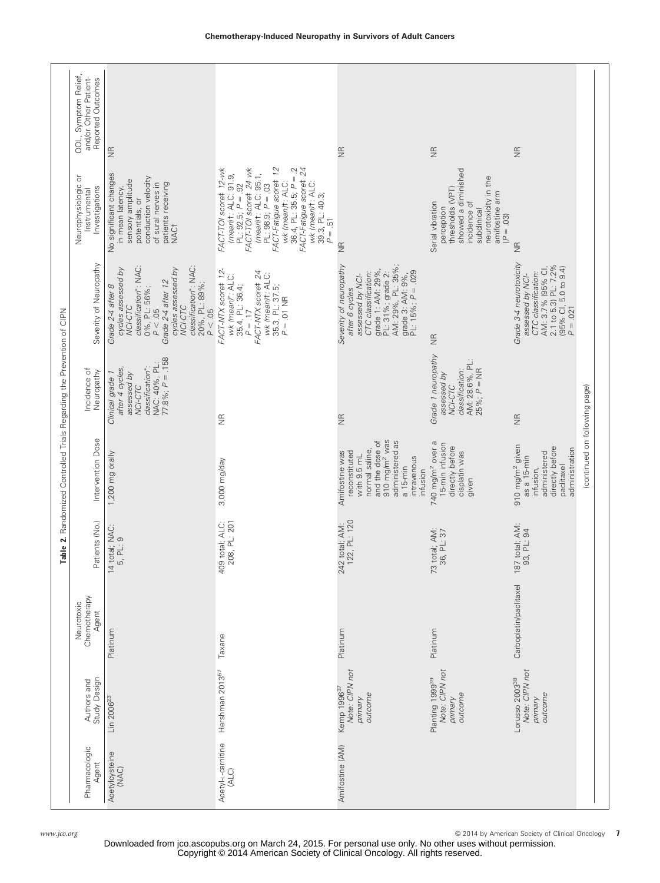**Table 2.** Randomized Controlled Trials Regarding the Prevention of CIPN

| Pharmacologic Agent | Authors and Study Design | Neurotoxic Chemotherapy Agent | Patients (No.) | Intervention Dose | Incidence of Neuropathy | Severity of Neuropathy | Neurophysiologic or Instrumental Investigations | QOL, Symptom Relief, and/or Other Patient-Reported Outcomes |
|---|---|---|---|---|---|---|---|---|
| Acetylcysteine (NAC) | Lin 2006[23] | Platinum | 14 total; NAC: 5, PL: 9 | 1,200 mg orally | *Clinical grade 1 after 4 cycles, assessed by NCI-CTC classification*\*: NAC: 40%, PL: 77.8%; $P = .158$ | *Grade 2-4 after 8 cycles assessed by NCI-CTC classification*\*: NAC: 0%, PL: 56%; $P < .05$ *Grade 2-4 after 12 cycles assessed by NCI-CTC classification*\*: NAC: 20%, PL: 89%; $P < .05$ | No significant changes in mean latency, sensory amplitude potentials, or conduction velocity of sural nerves in patients receiving NAC† | NR |
| Acetyl-L-carnitine (ALC) | Hershman 2013[57] | Taxane | 409 total; ALC: 208, PL: 201 | 3,000 mg/day | NR | *FACT-NTX score‡ 12-wk (mean)*\*: ALC: 35.4, PL: 36.4; $P = .17$ *FACT-NTX score‡ 24 wk (mean)*†: ALC: 35.3, PL: 37.5; $P = .01$ NR | *FACT-TOI score‡ 12-wk (mean)*†: ALC: 91.9, PL: 92.5; $P = .92$ *FACT-TOI score‡ 24 wk (mean)*†: ALC: 95.1, PL: 98.9; $P = .03$ *FACT-Fatigue score‡ 12 wk (mean)*†: ALC: 36.4, PL: 35.5; $P = .2$ *FACT-Fatigue score‡ 24 wk (mean)*†: ALC: 39.3, PL: 40.3; $P = .51$ | |
| Amifostine (AM) | Kemp 1996[37] *Note: CIPN not primary outcome* | Platinum | 242 total; AM: 122, PL: 120 | Amifostine was reconstituted with 9.5 mL normal saline, and the dose of 910 mg/m² was administered as a 15-min intravenous infusion | NR | *Severity of neuropathy after 6 cycles assessed by NCI-CTC classification*: grade 1: AM: 29%, PL: 31%; grade 2: AM: 29%, PL: 35%; grade 3: AM: 9%, PL: 15%; $P = .029$ | NR | NR |
| | Planting 1999[39] *Note: CIPN not primary outcome* | Platinum | 73 total; AM: 36, PL: 37 | 740 mg/m² over a 15-min infusion directly before cisplatin was given | *Grade 1 neuropathy assessed by NCI-CTC classification*: AM: 28.6%, PL: 25%; $P =$ NR | NR | Serial vibration perception thresholds (VPT) showed a diminished incidence of subclinical neurotoxicity in the amifostine arm ($P = .03$) | NR |
| | Lorusso 2003[38] *Note: CIPN not primary outcome* | Carboplatin/paclitaxel | 187 total; AM: 93, PL: 94 | 910 mg/m² given as a 15-min infusion, administered directly before paclitaxel administration | NR | *Grade 3-4 neurotoxicity assessed by NCI-CTC classification*: AM: 3.7% (95% CI, 2.1 to 5.3) PL: 7.2% (95% CI, 5.0 to 9.4) $P = .021$ | NR | NR |

(continued on following page)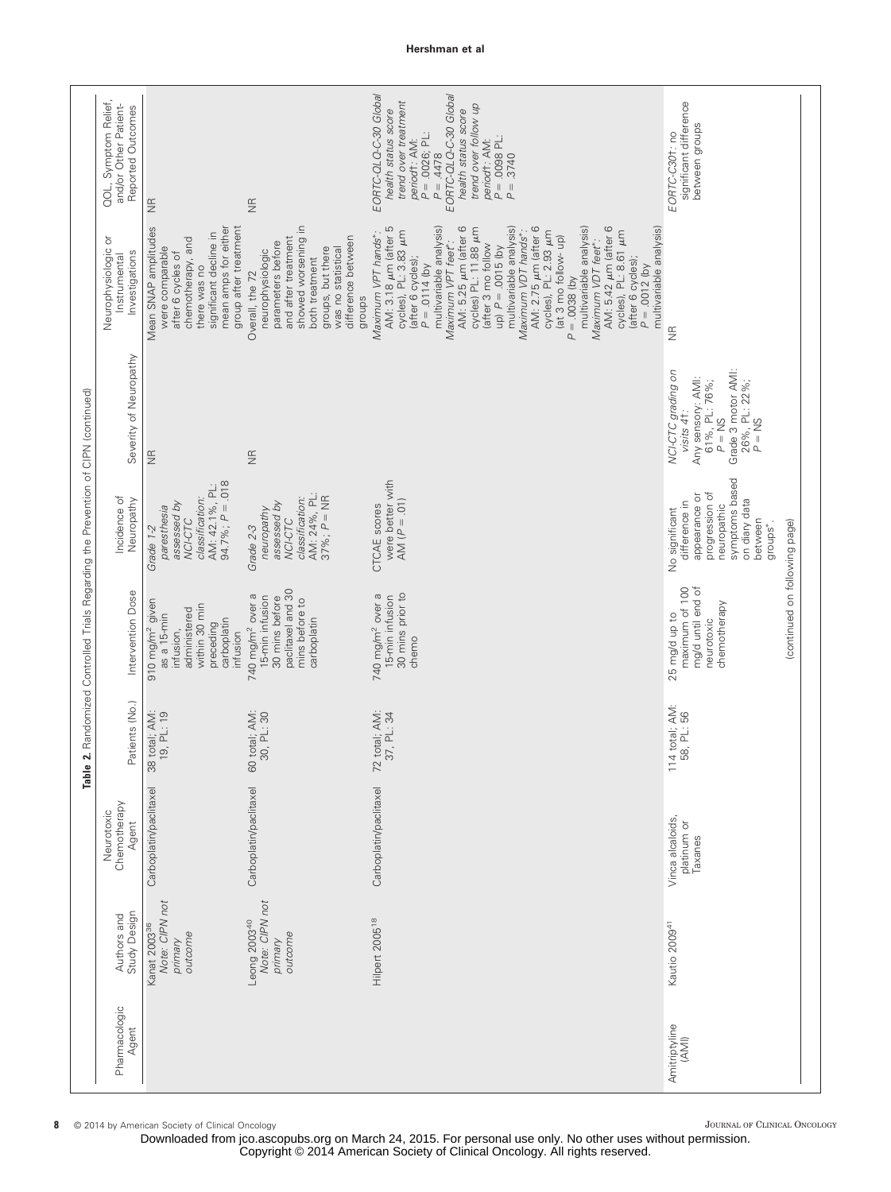**Table 2.** Randomized Controlled Trials Regarding the Prevention of CIPN (continued)

| Pharmacologic Agent | Authors and Study Design | Neurotoxic Chemotherapy Agent | Patients (No.) | Intervention Dose | Incidence of Neuropathy | Severity of Neuropathy | Neurophysiologic or Instrumental Investigations | QOL, Symptom Relief, and/or Other Patient-Reported Outcomes |
|---|---|---|---|---|---|---|---|---|
| | Kanat 2003[36] *Note: CIPN not primary outcome* | Carboplatin/paclitaxel | 38 total; AM: 19, PL: 19 | 910 mg/m² given as a 15-min infusion, administered within 30 min preceding carboplatin infusion | *Grade 1-2 paresthesia assessed by NCI-CTC classification:* AM: 42.1%, PL: 94.7%; $P = .018$ | NR | Mean SNAP amplitudes were comparable after 6 cycles of chemotherapy, and there was no significant decline in mean amps for either group after treatment | NR |
| | Leong 2003[40] *Note: CIPN not primary outcome* | Carboplatin/paclitaxel | 60 total; AM: 30, PL: 30 | 740 mg/m² over a 15-min infusion 30 mins before paclitaxel and 30 mins before to carboplatin | *Grade 2-3 neuropathy assessed by NCI-CTC classification:* AM: 24%, PL: 37%; $P =$ NR | NR | Overall, the 72 neurophysiologic parameters before and after treatment showed worsening in both treatment groups, but there was no statistical difference between groups | NR |
| | Hilpert 2005[18] | Carboplatin/paclitaxel | 72 total; AM: 37, PL: 34 | 740 mg/m² over a 15-min infusion 30 mins prior to chemo | CTCAE scores were better with AM ($P = .01$) | | *Maximum VPT hands*\*: AM: 3.18 μm (after 5 cycles), PL: 3.83 μm (after 6 cycles); $P = .0114$ (by multivariable analysis) *Maximum VPT feet*\*: AM: 5.25 μm (after 6 cycles) PL: 11.88 μm (after 3 mo follow up) $P = .0015$ (by multivariable analysis) *Maximum VDT hands*\*: AM: 2.75 μm (after 6 cycles), PL: 2.93 μm (at 3 mo follow- up) $P = .0038$ (by multivariable analysis) *Maximum VDT feet*\*: AM: 5.42 μm (after 6 cycles), PL: 8.61 μm (after 6 cycles); $P = .0012$ (by multivariable analysis) | *EORTC-QLQ-C-30 Global health status score trend over treatment period*†: AM: $P = .0026$; PL: $P = .4478$ *EORTC-QLQ-C-30 Global health status score trend over follow up period*†: AM: $P = .0098$ PL: $P = .3740$ |
| Amitriptyline (AMI) | Kautio 2009[41] | Vinca alcaloids, platinum or Taxanes | 114 total; AM: 58, PL: 56 | 25 mg/d up to maximum of 100 mg/d until end of neurotoxic chemotherapy | No significant difference in appearance or progression of neuropathic symptoms based on diary data between groups\* | *NCI-CTC grading on visits 4*†: Any sensory: AMI: 61%, PL: 76%; $P =$ NS Grade 3 motor AMI: 26%, PL: 22%; $P =$ NS | NR | *EORTC-C30*†: no significant difference between groups |

(continued on following page)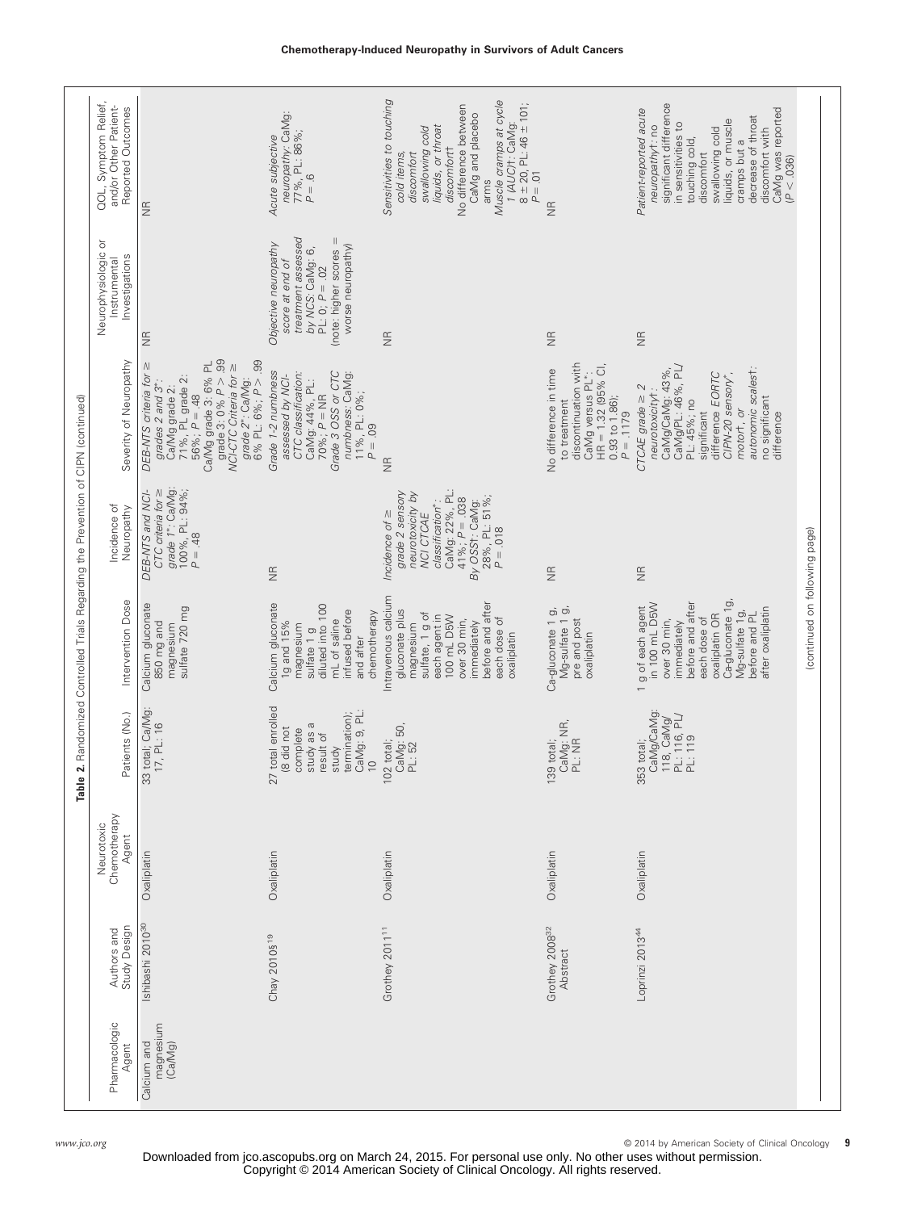Table 2. Randomized Controlled Trials Regarding the Prevention of CIPN (continued)

| Pharmacologic Agent | Authors and Study Design | Neurotoxic Chemotherapy Agent | Patients (No.) | Intervention Dose | Incidence of Neuropathy | Severity of Neuropathy | Neurophysiologic or Instrumental Investigations | QOL, Symptom Relief, and/or Other Patient-Reported Outcomes |
|---|---|---|---|---|---|---|---|---|
| Calcium and magnesium (Ca/Mg) | Ishibashi 2010[30] | Oxaliplatin | 33 total; Ca/Mg: 17, PL: 16 | Calcium gluconate 850 mg and magnesium sulfate 720 mg | *DEB-NTS and NCI-CTC criteria for ≥ grade 1\**: Ca/Mg: 100%, PL: 94%; $P = .48$ | *DEB-NTS criteria for ≥ grades 2 and 3\**: Ca/Mg grade 2: 71%, PL grade 2: 56%; $P = .48$ Ca/Mg grade 3: 0% $P > .99$ grade 3: 6% PL *NCI-CTC Criteria for ≥ grade 2\**: Ca/Mg: 6% PL: 6%; $P > .99$ | NR | NR |
| | Chay 2010§[19] | Oxaliplatin | 27 total enrolled (8 did not complete study as a result of study termination); CaMg: 9, PL: 10 | Calcium gluconate 1g and 15% magnesium sulfate 1 g diluted into 100 mL of saline infused before and after chemotherapy | NR | *Grade 1-2 numbness assessed by NCI-CTC classification*: CaMg: 44%, PL: 70%; $P = \text{NR}$ *Grade 3 OSS or CTC numbness*: CaMg: 11%, PL: 0%; $P = .09$ | *Objective neuropathy score at end of treatment assessed by NCS*: CaMg: 6, PL: 0; $P = .02$ (note: higher scores = worse neuropathy) | *Acute subjective neuropathy*: CaMg: 77%, PL: 86%; $P = .6$ |
| | Grothey 2011[11] | Oxaliplatin | 102 total; CaMg: 50, PL: 52 | Intravenous calcium gluconate plus magnesium sulfate, 1 g of each agent in 100 mL D5W over 30 min, immediately before and after each dose of oxaliplatin | *Incidence of ≥ grade 2 sensory neurotoxicity by NCI CTCAE classification\**: CaMg: 22%, PL: 41%; $P = .038$ *By OSS†*: CaMg: 28%, PL: 51%; $P = .018$ | NR | NR | *Sensitivities to touching cold items, discomfort swallowing cold liquids, or throat discomfort†*: No difference between CaMg and placebo arms *Muscle cramps at cycle 1 (AUC)†*: CaMg: 8 ± 20, PL: 46 ± 101; $P = .01$ |
| | Grothey 2008[32] Abstract | Oxaliplatin | 139 total; CaMg: NR, PL: NR | Ca-gluconate 1 g, Mg-sulfate 1 g, pre and post oxaliplatin | NR | No difference in time to treatment discontinuation with CaMg versus PL\*: HR = 1.32 (95% CI, 0.93 to 1.86); $P = .1179$ | NR | NR |
| | Loprinzi 2013[44] | Oxaliplatin | 353 total: CaMg/CaMg: 118, CaMg/PL: 116, PL/PL: 119 | 1 g of each agent in 100 mL D5W over 30 min, immediately before and after each dose of oxaliplatin OR Ca-gluconate 1g, Mg-sulfate 1g, before and PL after oxaliplatin | NR | *CTCAE grade ≥ 2 neurotoxicity†*: CaMg/CaMg: 43%, CaMg/PL: 46%, PL/PL: 45%; no significant difference *EORTC CIPN-20 sensory\*, motor†, or autonomic scales†*: no significant difference | NR | *Patient-reported acute neuropathy†*: no significant difference in sensitives to touching cold, discomfort swallowing cold liquids, or muscle cramps but a decrease of throat discomfort with CaMg was reported ($P < .036$) |

(continued on following page)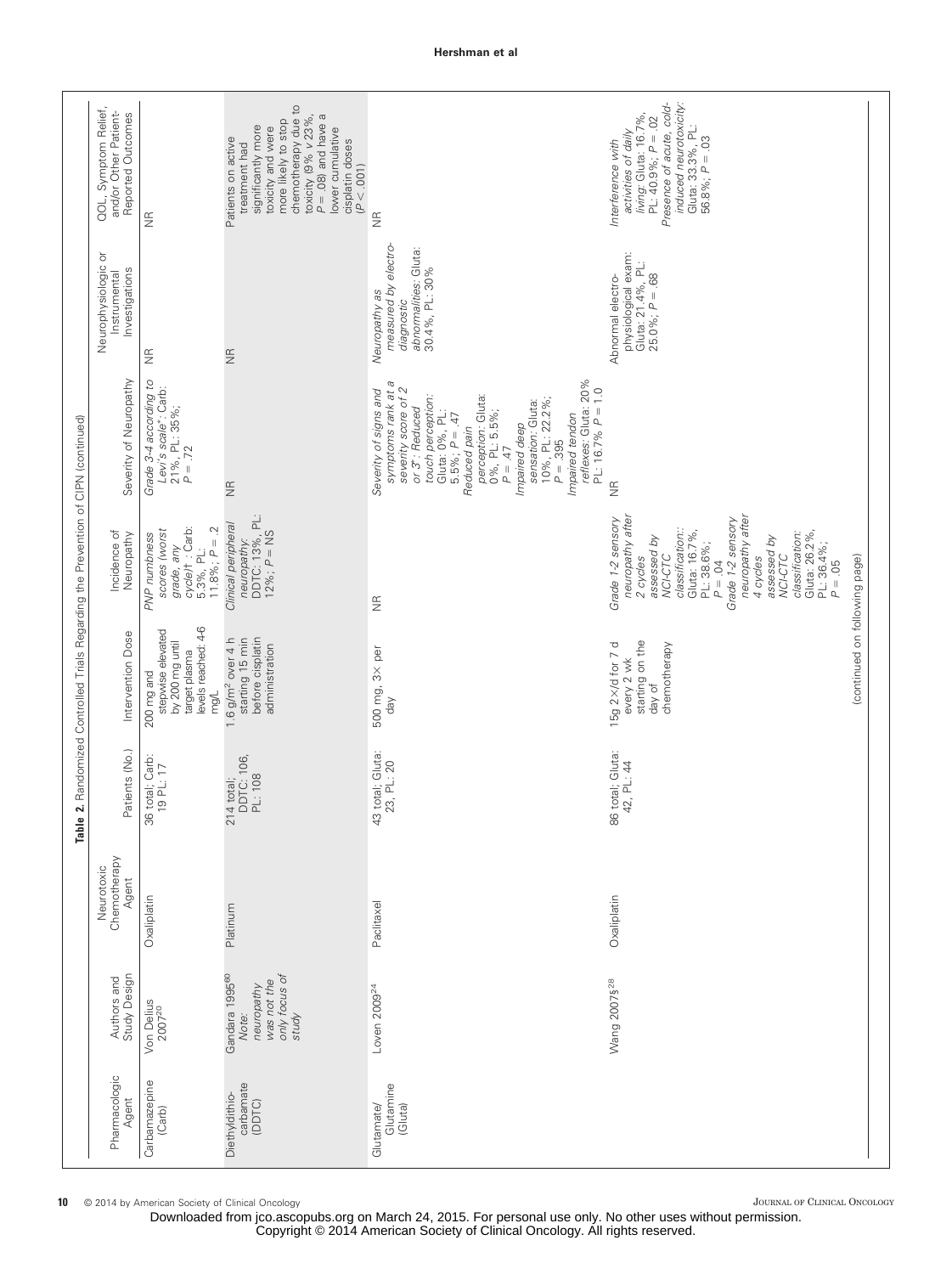**Table 2.** Randomized Controlled Trials Regarding the Prevention of CIPN (continued)

| Pharmacologic Agent | Authors and Study Design | Neurotoxic Chemotherapy Agent | Patients (No.) | Intervention Dose | Incidence of Neuropathy | Severity of Neuropathy | Neurophysiologic or Instrumental Investigations | QOL, Symptom Relief, and/or Other Patient-Reported Outcomes |
|---|---|---|---|---|---|---|---|---|
| Carbamazepine (Carb) | Von Delius 2007[20] | Oxaliplatin | 36 total; Carb: 19 PL: 17 | 200 mg and stepwise elevated by 200 mg until target plasma levels reached: 4-6 mg/L | *PNP numbness scores (worst grade, any cycle)†*: Carb: 5.3%, PL: 11.8%; *P* = .2 | *Grade 3-4 according to Levi's scale*\*: Carb: 21%, PL: 35%; *P* = .72 | NR | NR |
| Diethyldithiocarbamate (DDTC) | Gandara 1995[60] *Note: neuropathy was not the only focus of study* | Platinum | 214 total; DDTC: 106, PL: 108 | 1.6 g/m² over 4 h starting 15 min before cisplatin administration | *Clinical peripheral neuropathy*: DDTC: 13%, PL: 12%; *P* = NS | NR | NR | Patients on active treatment had significantly more toxicity and were more likely to stop chemotherapy due to toxicity (9% *v* 23%, *P* = .08) and have a lower cumulative cisplatin doses (*P* < .001) |
| Glutamate/Glutamine (Gluta) | Loven 2009[24] | Paclitaxel | 43 total; Gluta: 23, PL: 20 | 500 mg, 3× per day | NR | *Severity of signs and symptoms rank at a severity score of 2 or 3*: *Reduced touch perception*: Gluta: 0%, PL: 5.5%; *P* = .47 *Reduced pain perception*: Gluta: 0%, PL: 5.5%; *P* = .47 *Impaired deep sensation*: Gluta: 10%, PL: 22.2%; *P* = .395 *Impaired tendon reflexes*: Gluta: 20% PL: 16.7% *P* = 1.0 | *Neuropathy as measured by electro-diagnostic abnormalities*: Gluta: 30.4%, PL: 30% | NR |
| | Wang 2007§[28] | Oxaliplatin | 86 total; Gluta: 42, PL: 44 | 15g 2×/d for 7 d every 2 wk starting on the day of chemotherapy | *Grade 1-2 sensory neuropathy after 2 cycles assessed by NCI-CTC classification:*: Gluta: 16.7%, PL: 38.6%; *P* = .04 *Grade 1-2 sensory neuropathy after 4 cycles assessed by NCI-CTC classification*: Gluta: 26.2%, PL: 36.4%; *P* = .05 | NR | Abnormal electro-physiological exam: Gluta: 21.4%, PL: 25.0%; *P* = .68 | *Interference with activities of daily living*: Gluta: 16.7%, PL: 40.9%; *P* = .02 *Presence of acute, cold-induced neurotoxicity*: Gluta: 33.3%, PL: 56.8%; *P* = .03 |

(continued on following page)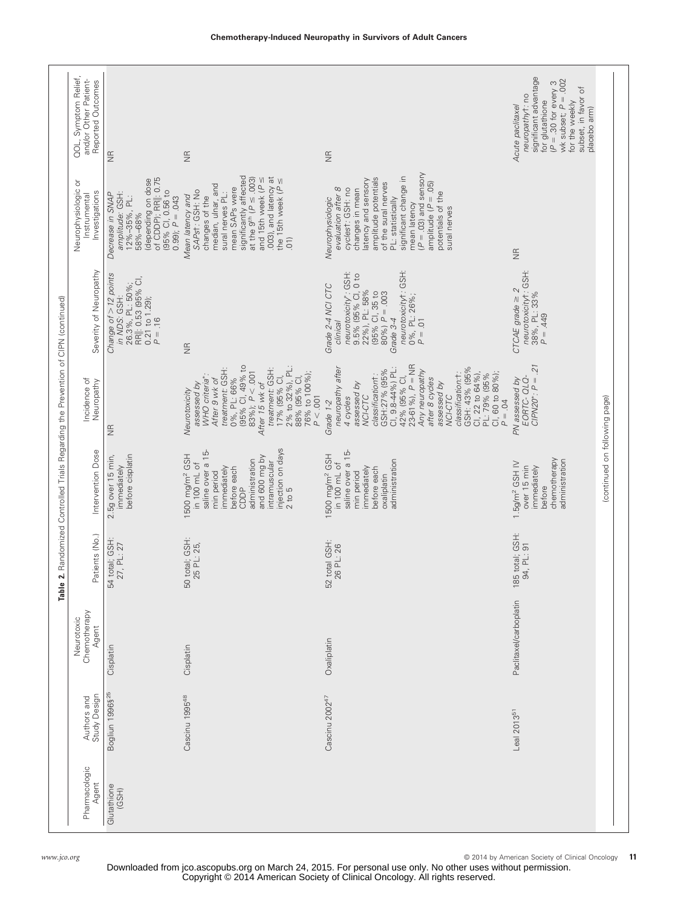**Table 2.** Randomized Controlled Trials Regarding the Prevention of CIPN (continued)

| Pharmacologic Agent | Authors and Study Design | Neurotoxic Chemotherapy Agent | Patients (No.) | Intervention Dose | Incidence of Neuropathy | Severity of Neuropathy | Neurophysiologic or Instrumental Investigations | QOL, Symptom Relief, and/or Other Patient-Reported Outcomes |
|---|---|---|---|---|---|---|---|---|
| Glutathione (GSH) | Bogliun 1996§[25] | Cisplatin | 54 total; GSH: 27, PL: 27 | 2.5g over 15 min, immediately before cisplatin | NR | *Change of > 12 points in NDS:* GSH: 26.3%, PL: 50%; RR‖: 0.53 (95% CI, 0.21 to 1.29); *P* = .16 | *Decrease in SNAP amplitude:* GSH: 12%–35%, PL: 58%–68% (depending on dose of CDDP); RR‖: 0.75 (95% CI, 0.56 to 0.99); *P* = .043 | NR |
| | Cascinu 1995[48] | Cisplatin | 50 total; GSH: 25 PL: 25, | 1500 mg/m² GSH in 100 mL of saline over a 15-min period immediately before each CDDP administration and 600 mg by intramuscular injection on days 2 to 5 | *Neurotoxicity assessed by WHO criteria\*:* *After 9 wk of treatment:* GSH: 0%, PL: 66% (95% CI, 49% to 83%); *P* < .001 *After 15 wk of treatment:* GSH: 17% (95% CI, 2% to 32%), PL: 88% (95% CI, 76% to 100%); *P* < .001 | NR | *Mean latency and SAPs†:* GSH: No changes of the median, ulnar, and sural nerves PL: mean SAPs were significantly affected at the 9th (*P* ≤ .003) and 15th week (*P* ≤ .003), and latency at the 15th week (*P* ≤ .01) | NR |
| | Cascinu 2002[47] | Oxaliplatin | 52 total GSH: 26 PL: 26 | 1500 mg/m² GSH in 100 mL of saline over a 15-min period immediately before each oxaliplatin administration | *Grade 1-2 neuropathy after 4 cycles assessed by NCI-CTC classification†:* GSH:27% (95% CI, 9.8-44%) PL: 42% (95% CI, 23-61%), *P* = NR *Any neuropathy after 8 cycles assessed by NCI-CTC classification:†:* GSH: 43% (95% CI, 22 to 64%), PL: 79% (95% CI, 60 to 80%); *P* = .04 | *Grade 2-4 NCI CTC clinical neurotoxicity†:* GSH: 9.5% (95% CI, 0 to 22%), PL: 58% (95% CI, 35 to 80%) *P* = .003 *Grade 3-4 neurotoxicity†:* GSH: 0%, PL: 26%; *P* = .01 | *Neurophysiologic evaluation after 8 cycles†:* GSH: no changes in mean latency and sensory amplitude potentials of the sural nerves PL: statistically significant change in mean latency (*P* = .03) and sensory amplitude (*P* = .05) potentials of the sural nerves | NR |
| | Leal 2013[51] | Paclitaxel/carboplatin | 185 total; GSH: 94, PL: 91 | 1.5g/m² GSH IV over 15 min immediately before chemotherapy administration | *PN assessed by EORTC- QLQ-CIPN20\*:* *P* = .21 | *CTCAE grade* ≥ 2 *neurotoxicity†:* GSH: 38%, PL: 33% *P* = .449 | NR | *Acute paclitaxel neuropathy†:* no significant advantage for glutathione (*P* = .30 for every 3 wk subset; *P* = .002 for the weekly subset, in favor of placebo arm) |

(continued on following page)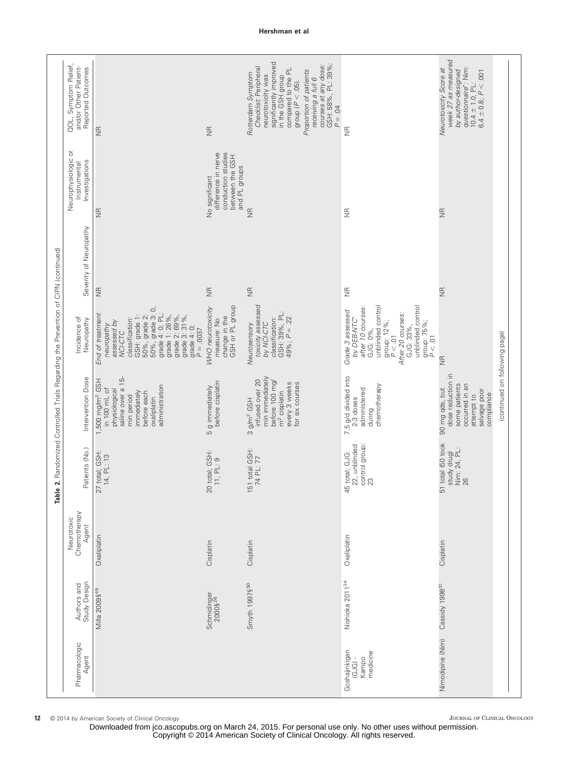**Table 2.** Randomized Controlled Trials Regarding the Prevention of CIPN (continued)

| Pharmacologic Agent | Authors and Study Design | Neurotoxic Chemotherapy Agent | Patients (No.) | Intervention Dose | Incidence of Neuropathy | Severity of Neuropathy | Neurophysiologic or Instrumental Investigations | QOL, Symptom Relief, and/or Other Patient-Reported Outcomes |
|---|---|---|---|---|---|---|---|---|
| | Milla 2009§[49] | Oxaliplatin | 27 total; GSH: 14, PL: 13 | 1,500 mg/m² GSH in 100 mL of physiological saline over a 15-min period immediately before each oxaliplatin administration | *End of treatment neuropathy assessed by NCI-CTC classification:* GSH: grade 1: 50%, grade 2: 50%, grade 3: 0, grade 4: 0; PL: grade 1: 26%, grade 2: 69%, grade 3: 31%, grade 4: 0; $P = .0037$ | NR | NR | NR |
| | Schmidinger 2000§[26] | Cisplatin | 20 total; GSH: 11, PL: 9 | 5 g immediately before cisplatin | *WHO neurotoxicity measure:* No change in the GSH or PL group | NR | No significant difference in nerve conduction studies between the GSH and PL groups | NR |
| | Smyth 1997§[50] | Cisplatin | 151 total GSH: 74 PL: 77 | 3 g/m² GSH infused over 20 min immediately before 100 mg/m² cisplatin every 3 weeks for six courses | *Neurosensory toxicity assessed by NCI-CTC classification:* GSH: 39%, PL: 49%; $P = .22$ | NR | NR | *Rotterdam Symptom Checklist:* Peripheral neurotoxicity was significantly improved in the GSH group compared to the PL group ($P < .05$). *Proportion of patients receiving a full 6 courses at any dose:* GSH: 58%, PL: 39%; $P = .04$ |
| Goshajinkigan (GJG) - Kampo medicine | Nishioka 2011[34] | Oxaliplatin | 45 total; GJG: 22, unblinded control group: 23 | 7.5 g/d divided into 2-3 doses administered during chemotherapy | *Grade 3 assessed by DEB-NTC after 10 courses:* GJG: 0%, unblinded control group: 12%; $P < .01$ *After 20 courses:* GJG: 33%, unblinded control group: 75%; $P < .01$ | NR | NR | NR |
| Nimodipine (Nim) | Cassidy 1998[31] | Cisplatin | 51 total (50 took study drug) Nim: 24, PL: 26 | 90 mg qds, but dose reduction in some patients occurred in an attempt to salvage poor compliance | NR | NR | NR | *Neurotoxicity Score at week 27 as measured by author-designed questionnaire*:* Nim: 10.4 ± 1.0, PL: 6.4 ± 0.8; $P < .001$ |

(continued on following page)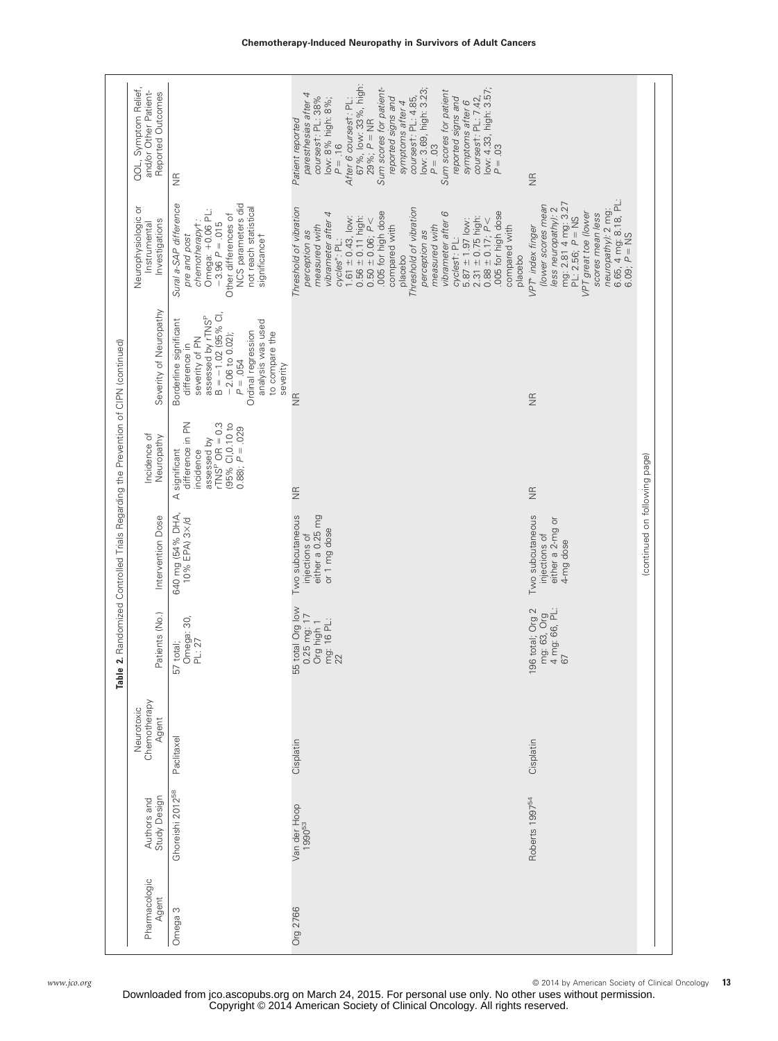**Table 2.** Randomized Controlled Trials Regarding the Prevention of CIPN (continued)

| Pharmacologic Agent | Authors and Study Design | Neurotoxic Chemotherapy Agent | Patients (No.) | Intervention Dose | Incidence of Neuropathy | Severity of Neuropathy | Neurophysiologic or Instrumental Investigations | QOL, Symptom Relief, and/or Other Patient-Reported Outcomes |
|---|---|---|---|---|---|---|---|---|
| Omega 3 | Ghoreishi 2012[58] | Paclitaxel | 57 total; Omega: 30, PL: 27 | 640 mg (54% DHA, 10% EPA) 3×/d | A significant difference in PN incidence assessed by rTNS[P] OR = 0.3 (95% CI,0.10 to 0.88); $P = .029$ | Borderline significant difference in severity of PN assessed by rTNS[P] B = −1.02 (95% CI, −2.06 to 0.02); $P = .054$ Ordinal regression analysis was used to compare the severity | *Sural a-SAP difference pre and post chemotherapy†*: Omega: +0.06 PL: −3.96 $P = .015$ Other differences of NCS parameters did not reach statistical significance† | NR |
| Org 2766 | Van der Hoop 1990[53] | Cisplatin | 55 total Org low 0.25 mg: 17 Org high 1 mg: 16 PL: 22 | Two subcutaneous injections of either a 0.25 mg or 1 mg dose | NR | NR | *Threshold of vibration perception as measured with vibrameter after 4 cycles*†: PL: 1.61 ± 0.43, low: 0.56 ± 0.11 high: 0.50 ± 0.06; $P <$ .005 for high dose compared with placebo *Threshold of vibration perception as measured with vibrameter after 6 cycles*†: PL: 5.87 ± 1.97 low: 2.31 ± 0.75 high: 0.88 ± 0.17; $P <$ .005 for high dose compared with placebo | *Patient reported paresthesias after 4 courses*†: PL: 38% low: 8% high: 8%; $P = .16$ *After 6 courses*†: PL: 67%, low: 33%, high: 29%; $P$ = NR *Sum scores for patient-reported signs and symptoms after 4 courses*†: PL: 4.85, low: 3.69, high: 3.23; $P = .03$ *Sum scores for patient reported signs and symptoms after 6 courses*†: PL: 7.42, low: 4.33, high: 3.57; $P = .03$ |
| | Roberts 1997[54] | Cisplatin | 196 total; Org 2 mg: 63, Org 4 mg: 66, PL: 67 | Two subcutaneous injections of either a 2-mg or 4-mg dose | NR | NR | *VPT index finger (lower scores mean less neuropathy)*: 2 mg: 2.81 4 mg: 3.27 PL: 2.56; $P$ = NS *VPT great toe (lower scores mean less neuropathy)*: 2 mg: 6.65, 4 mg: 8.18, PL: 6.09; $P$ = NS | NR |

(continued on following page)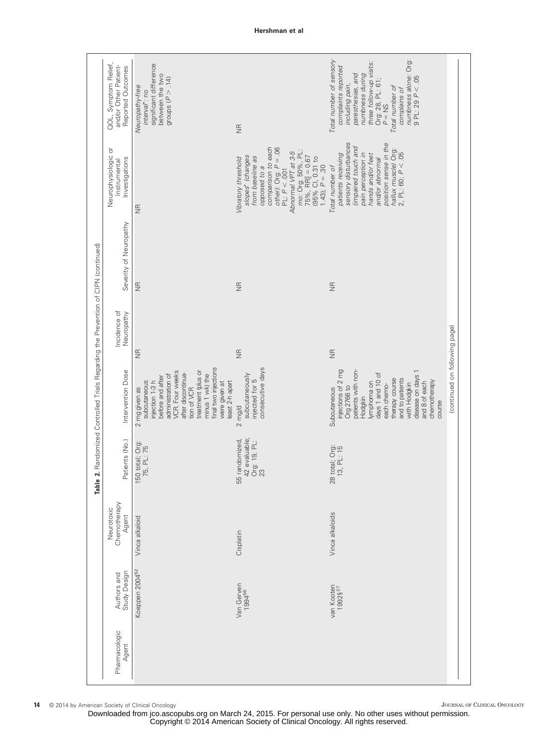**Table 2.** Randomized Controlled Trials Regarding the Prevention of CIPN (continued)

| Pharmacologic Agent | Authors and Study Design | Neurotoxic Chemotherapy Agent | Patients (No.) | Intervention Dose | Incidence of Neuropathy | Severity of Neuropathy | Neurophysiologic or Instrumental Investigations | QOL, Symptom Relief, and/or Other Patient-Reported Outcomes |
|---|---|---|---|---|---|---|---|---|
| | Koeppen 2004[52] | Vinca alkaloid | 150 total; Org: 75, PL: 75 | 2 mg given as subcutaneous injection 1-3 h before and after administration of VCR. Four weeks after discontinuation of VCR treatment (plus or minus 1 wk) the final two injections were given at least 24 h apart | NR | NR | NR | *Neuropathy-free interval*\*: no significant difference between the two groups ($P > .14$) |
| | Van Gerven 1994[56] | Cisplatin | 55 randomized, 42 evaluable; Org: 19, PL: 23 | 2 mg/d subcutaneously injected for 5 consecutive days | NR | NR | *Vibratory threshold slopes*† *(changes from baseline as opposed to a comparison to each other)*: Org: $P = .06$ PL: $P < .001$ *Abnormal VPT at 3-5 mo*: Org: 50%, PL: 75%, RR‖ = 0.67 (95% CI, 0.31 to 1.43); $P = .30$ | NR |
| | van Kooten 1992§[27] | Vinca alkaloids | 28 total; Org: 13, PL: 15 | Subcutaneous injections of 2 mg Org 2766 to patients with non-Hodgkin lymphoma on days 1 and 10 of each chemotherapy course and to patients with Hodgkin disease on days 1 and 8 of each chemotherapy course | NR | NR | *Total number of patients receiving sensory disturbances (impaired touch and pain perception in hands and/or feet and/or abnormal position sense in the hallux muscle)* Org: 2, PL: 60; $P < .05$ | *Total number of sensory complaints reported including pain, paresthesias, and numbness during three follow-up visits*: Org: 28, PL: 61; $P =$ NS *Total number of complains of numbness alone*: Org: 9 PL: 29 $P < .05$ |

(continued on following page)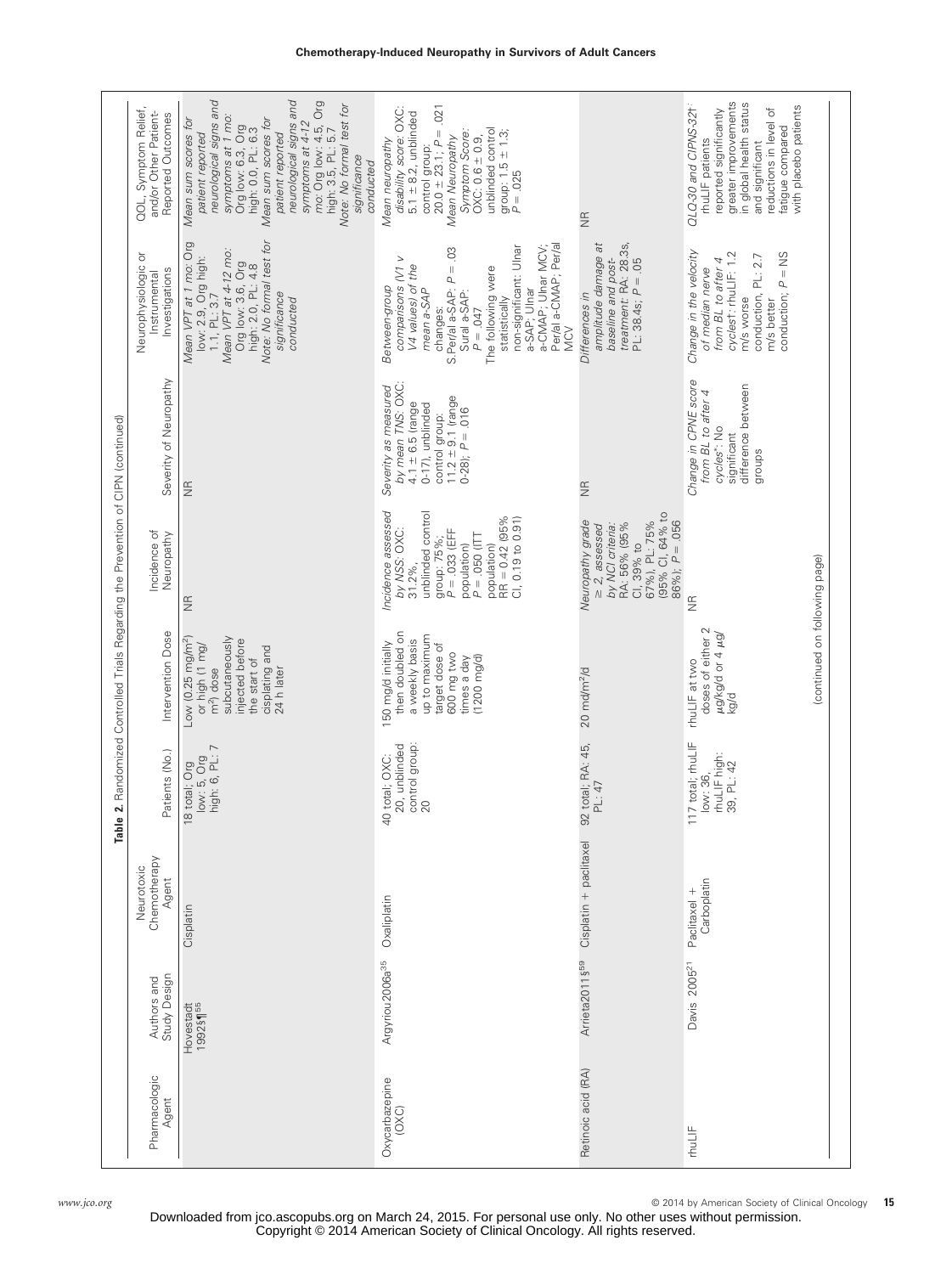**Table 2.** Randomized Controlled Trials Regarding the Prevention of CIPN (continued)

| Pharmacologic Agent | Authors and Study Design | Neurotoxic Chemotherapy Agent | Patients (No.) | Intervention Dose | Incidence of Neuropathy | Severity of Neuropathy | Neurophysiologic or Instrumental Investigations | QOL, Symptom Relief, and/or Other Patient-Reported Outcomes |
|---|---|---|---|---|---|---|---|---|
| | Hovestadt 1992§¶[55] | Cisplatin | 18 total; Org low: 5, Org high: 6, PL: 7 | Low (0.25 mg/m²) or high (1 mg/m²) dose subcutaneously injected before the start of cisplating and 24 h later | NR | NR | *Mean VPT at 1 mo:* Org low: 2.9, Org high: 1.1, PL: 3.7<br>*Mean VPT at 4-12 mo:* Org low: 3.6, Org high: 2.0, PL: 4.8<br>*Note: No formal test for significance conducted* | *Mean sum scores for patient reported neurological signs and symptoms at 1 mo:* Org low: 6.3, Org high: 0.0, PL: 6.3<br>*Mean sum scores for patient reported neurological signs and symptoms at 4-12 mo:* Org low: 4.5, Org high: 3.5, PL: 5.7<br>*Note: No formal test for significance conducted* |
| Oxycarbazepine (OXC) | Argyriou 2006a[35] | Oxaliplatin | 40 total; OXC: 20, unblinded control group: 20 | 150 mg/d initially then doubled on a weekly basis up to maximum target dose of 600 mg two times a day (1200 mg/d) | *Incidence assessed by NSS:* OXC: 31.2%, unblinded control group: 75%; $P = .033$ (EFF population) $P = .050$ (ITT population) RR = 0.42 (95% CI, 0.19 to 0.91) | *Severity as measured by mean TNS:* OXC: 4.1 ± 6.5 (range 0-17), unblinded control group: 11.2 ± 9.1 (range 0-28); $P = .016$ | *Between-group comparisons (V1 v V4 values) of the mean a-SAP changes:* S.Peral a-SAP: $P = .03$ Sural a-SAP: $P = .047$<br>The following were statistically non-significant: Ulnar a-SAP; Ulnar a-CMAP; Ulnar MCV; Per.al a-CMAP; Per.al MCV | *Mean neuropathy disability score:* OXC: 5.1 ± 8.2, unblinded control group: 20.0 ± 23.1; $P = .021$<br>*Mean Neuropathy Symptom Score:* OXC: 0.6 ± 0.9, unblinded control group: 1.5 ± 1.3; $P = .025$ |
| Retinoic acid (RA) | Arrieta2011§[59] | Cisplatin + paclitaxel | 92 total; RA: 45, PL: 47 | 20 md/m²/d | *Neuropathy grade ≥ 2, assessed by NCI criteria:* RA: 56% (95% CI, 39% to 67%), PL: 75% (95% CI, 64% to 86%); $P = .056$ | NR | *Differences in amplitude damage at baseline and post-treatment:* RA: 28.3s, PL: 38.4s; $P = .05$ | NR |
| rhuLIF | Davis 2005[21] | Paclitaxel + Carboplatin | 117 total; rhuLIF low: 36, rhuLIF high: 39, PL: 42 | rhuLIF at two doses of either 2 µg/kg/d or 4 µg/kg/d | NR | *Change in CPNE score from BL to after 4 cycles*: No significant difference between groups | *Change in the velocity of median nerve from BL to after 4 cycles†:* rhuLIF: 1.2 m/s worse conduction, PL: 2.7 m/s better conduction; $P$ = NS | *QLQ-30 and CIPNS-32†:* rhuLIF patients reported significantly greater improvements in global health status and significant reductions in level of fatigue compared with placebo patients |

(continued on following page)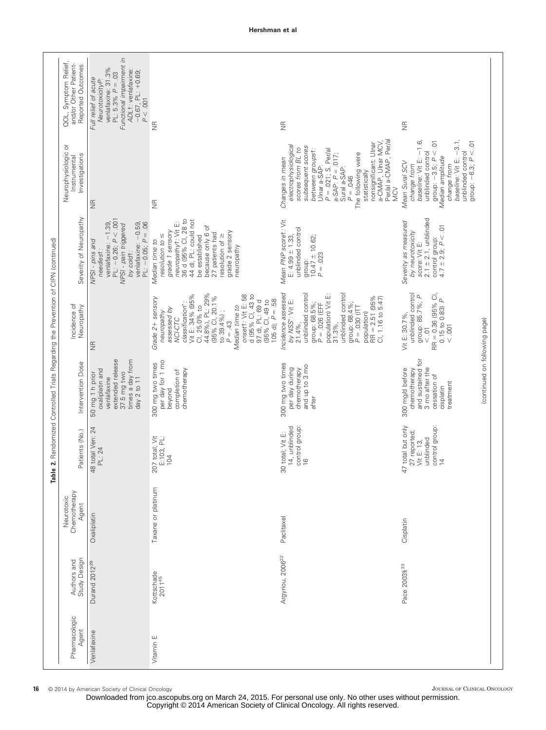**Table 2.** Randomized Controlled Trials Regarding the Prevention of CIPN (continued)

| Pharmacologic Agent | Authors and Study Design | Neurotoxic Chemotherapy Agent | Patients (No.) | Intervention Dose | Incidence of Neuropathy | Severity of Neuropathy | Neurophysiologic or Instrumental Investigations | QOL, Symptom Relief, and/or Other Patient-Reported Outcomes |
|---|---|---|---|---|---|---|---|---|
| Venlafaxine | Durand 2012[29] | Oxaliplatin | 48 total Ven: 24 PL: 24 | 50 mg 1 h prior oxaliplatin and venlafaxine extended release 37.5 mg two times a day from day 2 to 11 | NR | *NPSI - pins and needles†:* venlafaxine: −1.39, PL: −0.26; $P < .001$ *NPSI - pain triggered by cold†:* venlafaxine: −0.59, PL: −0.05; $P = .06$ | NR | *Full relief of acute Neurotoxicity†:* venlafaxine: 31.3% PL: 5.3% $P = .03$ *Functional impairment in ADL†:* venlafaxine: −0.67, PL: +0.69; $P < .001$ |
| Vitamin E | Kottschade 2011[45] | Taxane or platinum | 207 total; Vit E:103; PL: 104 | 300 mg two times per day for 1 mo beyond completion of chemotherapy | *Grade 2+ sensory neuropathy assessed by NCI-CTC classification\*:* Vit E: 34% (95% CI, 25.0% to 44.8%), PL: 29% (95% CI, 20.1% to 39.4%) ; $P = .43$ *Median time to onset†:* Vit E: 58 d (95% CI, 43 to 97 d), PL: 69 d (95% CI, 49 to 105 d); $P = .58$ | *Median time to resolution to ≤ grade 1 sensory neuropathy†:* Vit E: 36 d (95% CI, 28 to 44 d), PL: could not be established because only 6 of 27 patients had resolution of ≥ grade 2 sensory neuropathy | NR | NR |
| | Argyriou, 2006[22] | Paclitaxel | 30 total; Vit E: 14, unblinded control group: 16 | 300 mg two times per day during chemotherapy and up to 3 mo after | *Incidence assessed by NSS\*:* Vit E: 21.4%, unblinded control group: 68.5%; $P = .026$ (EFF population) Vit E: 31.3%, unblinded control group: 68.4%; $P = .030$ (ITT population) RR = 2.51 (95% CI, 1.16 to 5.47) | *Mean PNP score†:* Vit E: 4.99 ± 1.33, unblinded control group: 10.47 ± 10.62; $P = .023$ | *Changes in mean electrophysiological scores from BL to subsequent scores between groups†:* Ulnar a-SAP: $P = .021$; S. Per/al a-SAP: $P = .017$; Sural a-SAP: $P = .046$ The following were statistically nonsignificant: Ulnar a-CMAP, Ulnar MCV, Per/al a-CMAP, Per/al MCV | NR |
| | Pace 2003§[33] | Cisplatin | 47 total but only 27 reported; Vit E: 13, unblinded control group: 14 | 300 mg/d before chemotherapy and sustained for 3 mo after the cessation of cisplatin treatment | Vit E: 30.7%, unblinded control group: 85.7%; $P < .01$ RR = 0.36 (95% CI, 0.15 to 0.83) $P < .001$ | *Severity as measured by neurotoxicity score:* Vit E: 2.1 ± 2.1, unblinded control group: 4.7 ± 2.9; $P < .01$ | *Mean Sural SCV change from baseline:* Vit E: −1.6, unblinded control group: −3.5; $P < .01$ *Median amplitude change from baseline:* Vit E: −3.1, unblinded control group: −6.3; $P < .01$ | NR |

(continued on following page)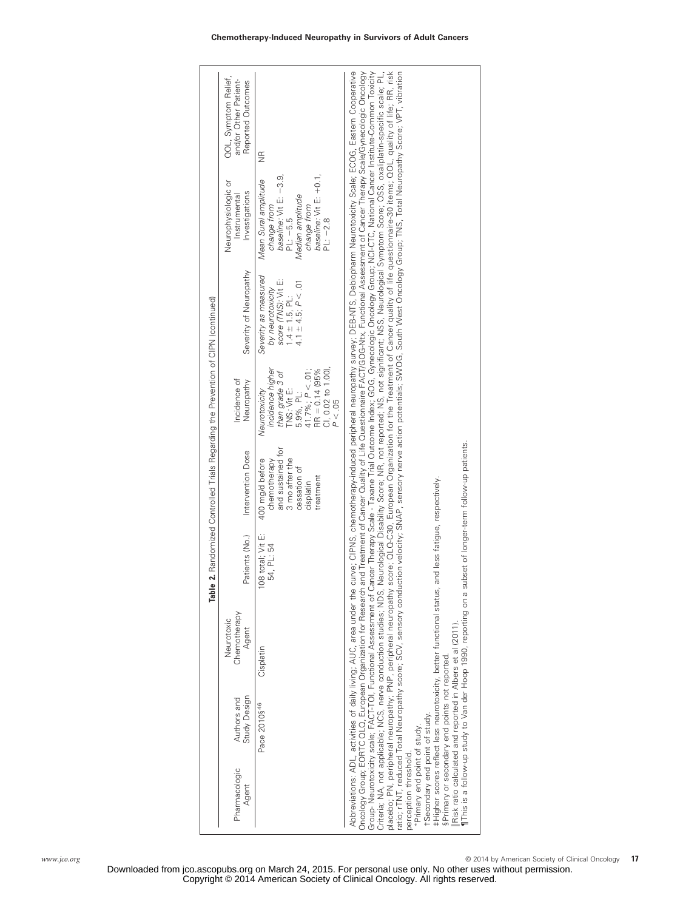**Table 2.** Randomized Controlled Trials Regarding the Prevention of CIPN (continued)

| Pharmacologic Agent | Authors and Study Design | Neurotoxic Chemotherapy Agent | Patients (No.) | Intervention Dose | Incidence of Neuropathy | Severity of Neuropathy | Neurophysiologic or Instrumental Investigations | QOL, Symptom Relief, and/or Other Patient-Reported Outcomes |
|---|---|---|---|---|---|---|---|---|
| | Pace 2010§[46] | Cisplatin | 108 total; Vit E: 54, PL: 54 | 400 mg/d before chemotherapy and sustained for 3 mo after the cessation of cisplatin treatment | *Neurotoxicity incidence higher than grade 3 of TNS*: Vit E: 5.9%, PL: 41.7%; $P < .01$; RR = 0.14 (95% CI, 0.02 to 1.00), $P < .05$ | *Severity as measured by neurotoxicity score (TNS)*: Vit E: 1.4 ± 1.5, PL: 4.1 ± 4.5; $P < .01$ | *Mean Sural amplitude change from baseline*: Vit E: −3.9, PL: −5.5; *Median amplitude change from baseline*: Vit E: +0.1, PL: −2.8 | NR |

Abbreviations: ADL, activities of daily living; AUC, area under the curve; CIPNS, chemotherapy-induced peripheral neuropathy survey; DEB-NTS, Debiopharm Neurotoxicity Scale; ECOG, Eastern Cooperative Oncology Group; EORTC QLQ, European Organization for Research and Treatment of Cancer Quality of Life Questionnaire FACT/GOG-Ntx, Functional Assessment of Cancer Therapy Scale/Gynecologic Oncology Group- Neurotoxicity scale; FACT-TOI, Functional Assessment of Cancer Therapy Scale - Taxane Trial Outcome Index; GOG, Gynecologic Oncology Group; NCI-CTC, National Cancer Institute-Common Toxicity Criteria; NA, not applicable; NCS, nerve conduction studies; NDS, Neurological Disability Score; NR, not reported; NS, not significant; NSS, Neurological Symptom Score; OSS, oxaliplatin-specific scale; PL, placebo; PN, peripheral neuropathy; PNP, peripheral neuropathy score; QLQ-C30, European Organization for the Treatment of Cancer quality of life questionnaire-30 items; QOL, quality of life; RR, risk ratio; rTNT, reduced Total Neuropathy score; SCV, sensory conduction velocity; SNAP, sensory nerve action potentials; SWOG, South West Oncology Group; TNS, Total Neuropathy Score; VPT, vibration perception threshold.

*Primary end point of study.

†Secondary end point of study.

‡Higher scores reflect less neurotoxicity, better functional status, and less fatigue, respectively.

§Primary or secondary end points not reported.

‖Risk ratio calculated and reported in Albers et al (2011).

¶This is a follow-up study to Van der Hoop 1990, reporting on a subset of longer-term follow-up patients.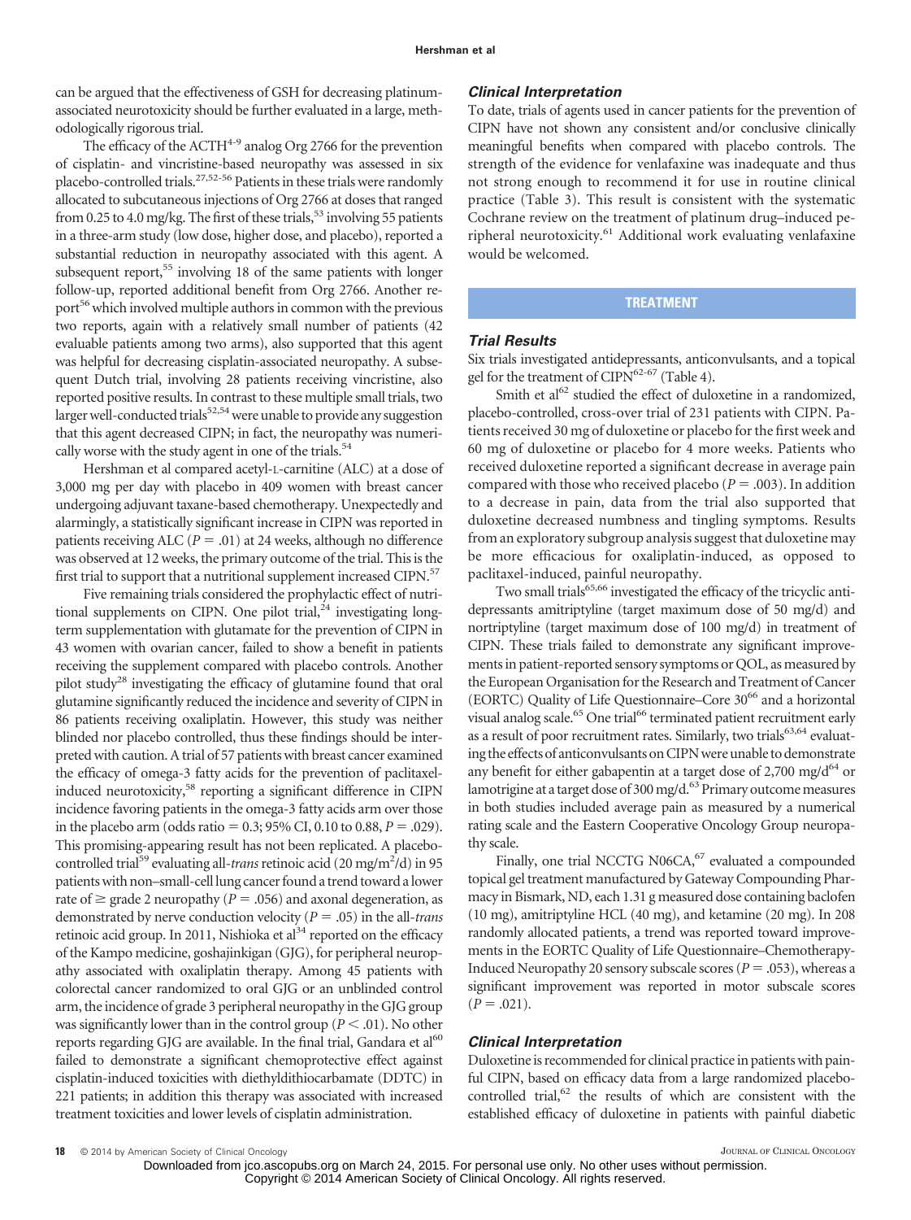can be argued that the effectiveness of GSH for decreasing platinum-associated neurotoxicity should be further evaluated in a large, methodologically rigorous trial.

The efficacy of the ACTH[4-9] analog Org 2766 for the prevention of cisplatin- and vincristine-based neuropathy was assessed in six placebo-controlled trials.[27,52-56] Patients in these trials were randomly allocated to subcutaneous injections of Org 2766 at doses that ranged from 0.25 to 4.0 mg/kg. The first of these trials,[53] involving 55 patients in a three-arm study (low dose, higher dose, and placebo), reported a substantial reduction in neuropathy associated with this agent. A subsequent report,[55] involving 18 of the same patients with longer follow-up, reported additional benefit from Org 2766. Another report[56] which involved multiple authors in common with the previous two reports, again with a relatively small number of patients (42 evaluable patients among two arms), also supported that this agent was helpful for decreasing cisplatin-associated neuropathy. A subsequent Dutch trial, involving 28 patients receiving vincristine, also reported positive results. In contrast to these multiple small trials, two larger well-conducted trials[52,54] were unable to provide any suggestion that this agent decreased CIPN; in fact, the neuropathy was numerically worse with the study agent in one of the trials.[54]

Hershman et al compared acetyl-L-carnitine (ALC) at a dose of 3,000 mg per day with placebo in 409 women with breast cancer undergoing adjuvant taxane-based chemotherapy. Unexpectedly and alarmingly, a statistically significant increase in CIPN was reported in patients receiving ALC ($P = .01$) at 24 weeks, although no difference was observed at 12 weeks, the primary outcome of the trial. This is the first trial to support that a nutritional supplement increased CIPN.[57]

Five remaining trials considered the prophylactic effect of nutritional supplements on CIPN. One pilot trial,[24] investigating long-term supplementation with glutamate for the prevention of CIPN in 43 women with ovarian cancer, failed to show a benefit in patients receiving the supplement compared with placebo controls. Another pilot study[28] investigating the efficacy of glutamine found that oral glutamine significantly reduced the incidence and severity of CIPN in 86 patients receiving oxaliplatin. However, this study was neither blinded nor placebo controlled, thus these findings should be interpreted with caution. A trial of 57 patients with breast cancer examined the efficacy of omega-3 fatty acids for the prevention of paclitaxel-induced neurotoxicity,[58] reporting a significant difference in CIPN incidence favoring patients in the omega-3 fatty acids arm over those in the placebo arm (odds ratio = 0.3; 95% CI, 0.10 to 0.88, $P = .029$). This promising-appearing result has not been replicated. A placebo-controlled trial[59] evaluating all-*trans* retinoic acid (20 mg/m$^2$/d) in 95 patients with non–small-cell lung cancer found a trend toward a lower rate of $\geq$ grade 2 neuropathy ($P = .056$) and axonal degeneration, as demonstrated by nerve conduction velocity ($P = .05$) in the all-*trans* retinoic acid group. In 2011, Nishioka et al[34] reported on the efficacy of the Kampo medicine, goshajinkigan (GJG), for peripheral neuropathy associated with oxaliplatin therapy. Among 45 patients with colorectal cancer randomized to oral GJG or an unblinded control arm, the incidence of grade 3 peripheral neuropathy in the GJG group was significantly lower than in the control group ($P < .01$). No other reports regarding GJG are available. In the final trial, Gandara et al[60] failed to demonstrate a significant chemoprotective effect against cisplatin-induced toxicities with diethyldithiocarbamate (DDTC) in 221 patients; in addition this therapy was associated with increased treatment toxicities and lower levels of cisplatin administration.

### Clinical Interpretation

To date, trials of agents used in cancer patients for the prevention of CIPN have not shown any consistent and/or conclusive clinically meaningful benefits when compared with placebo controls. The strength of the evidence for venlafaxine was inadequate and thus not strong enough to recommend it for use in routine clinical practice (Table 3). This result is consistent with the systematic Cochrane review on the treatment of platinum drug–induced peripheral neurotoxicity.[61] Additional work evaluating venlafaxine would be welcomed.

## TREATMENT

### Trial Results

Six trials investigated antidepressants, anticonvulsants, and a topical gel for the treatment of CIPN[62-67] (Table 4).

Smith et al[62] studied the effect of duloxetine in a randomized, placebo-controlled, cross-over trial of 231 patients with CIPN. Patients received 30 mg of duloxetine or placebo for the first week and 60 mg of duloxetine or placebo for 4 more weeks. Patients who received duloxetine reported a significant decrease in average pain compared with those who received placebo ($P = .003$). In addition to a decrease in pain, data from the trial also supported that duloxetine decreased numbness and tingling symptoms. Results from an exploratory subgroup analysis suggest that duloxetine may be more efficacious for oxaliplatin-induced, as opposed to paclitaxel-induced, painful neuropathy.

Two small trials[65,66] investigated the efficacy of the tricyclic antidepressants amitriptyline (target maximum dose of 50 mg/d) and nortriptyline (target maximum dose of 100 mg/d) in treatment of CIPN. These trials failed to demonstrate any significant improvements in patient-reported sensory symptoms or QOL, as measured by the European Organisation for the Research and Treatment of Cancer (EORTC) Quality of Life Questionnaire–Core 30[66] and a horizontal visual analog scale.[65] One trial[66] terminated patient recruitment early as a result of poor recruitment rates. Similarly, two trials[63,64] evaluating the effects of anticonvulsants on CIPN were unable to demonstrate any benefit for either gabapentin at a target dose of 2,700 mg/d[64] or lamotrigine at a target dose of 300 mg/d.[63] Primary outcome measures in both studies included average pain as measured by a numerical rating scale and the Eastern Cooperative Oncology Group neuropathy scale.

Finally, one trial NCCTG N06CA,[67] evaluated a compounded topical gel treatment manufactured by Gateway Compounding Pharmacy in Bismark, ND, each 1.31 g measured dose containing baclofen (10 mg), amitriptyline HCL (40 mg), and ketamine (20 mg). In 208 randomly allocated patients, a trend was reported toward improvements in the EORTC Quality of Life Questionnaire–Chemotherapy-Induced Neuropathy 20 sensory subscale scores ($P = .053$), whereas a significant improvement was reported in motor subscale scores ($P = .021$).

### Clinical Interpretation

Duloxetine is recommended for clinical practice in patients with painful CIPN, based on efficacy data from a large randomized placebo-controlled trial,[62] the results of which are consistent with the established efficacy of duloxetine in patients with painful diabetic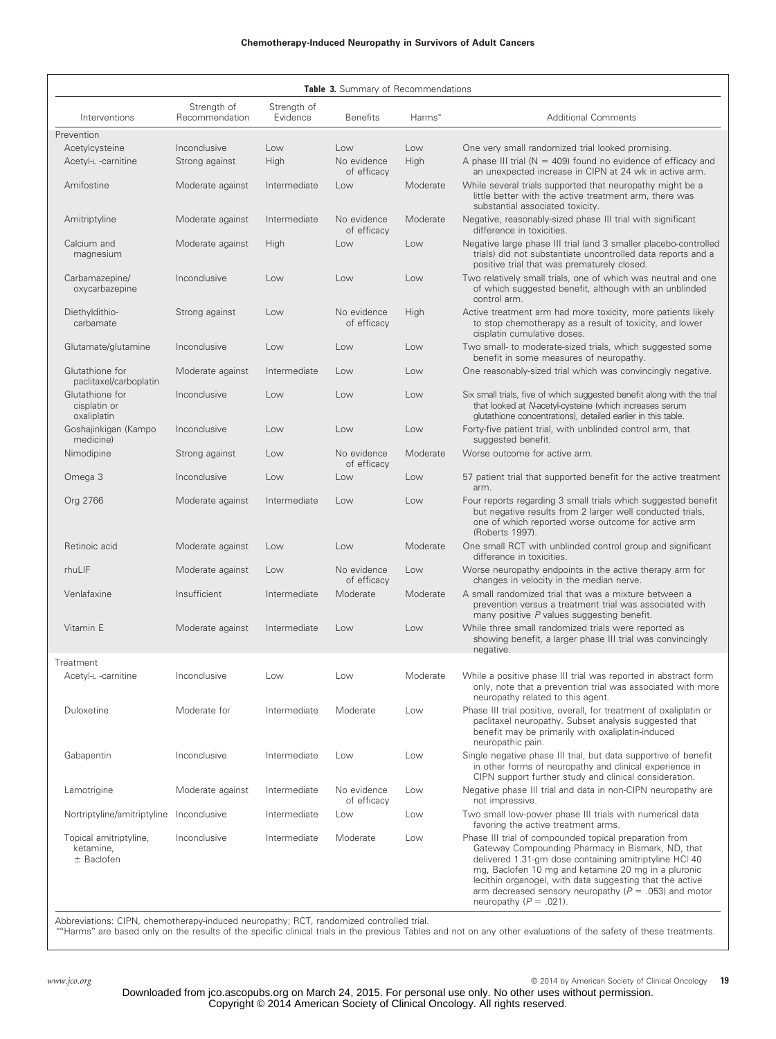**Table 3.** Summary of Recommendations

| Interventions | Strength of Recommendation | Strength of Evidence | Benefits | Harms* | Additional Comments |
|---|---|---|---|---|---|
| Prevention | | | | | |
| Acetylcysteine | Inconclusive | Low | Low | Low | One very small randomized trial looked promising. |
| Acetyl-L -carnitine | Strong against | High | No evidence of efficacy | High | A phase III trial (N = 409) found no evidence of efficacy and an unexpected increase in CIPN at 24 wk in active arm. |
| Amifostine | Moderate against | Intermediate | Low | Moderate | While several trials supported that neuropathy might be a little better with the active treatment arm, there was substantial associated toxicity. |
| Amitriptyline | Moderate against | Intermediate | No evidence of efficacy | Moderate | Negative, reasonably-sized phase III trial with significant difference in toxicities. |
| Calcium and magnesium | Moderate against | High | Low | Low | Negative large phase III trial (and 3 smaller placebo-controlled trials) did not substantiate uncontrolled data reports and a positive trial that was prematurely closed. |
| Carbamazepine/ oxycarbazepine | Inconclusive | Low | Low | Low | Two relatively small trials, one of which was neutral and one of which suggested benefit, although with an unblinded control arm. |
| Diethyldithio-carbamate | Strong against | Low | No evidence of efficacy | High | Active treatment arm had more toxicity, more patients likely to stop chemotherapy as a result of toxicity, and lower cisplatin cumulative doses. |
| Glutamate/glutamine | Inconclusive | Low | Low | Low | Two small- to moderate-sized trials, which suggested some benefit in some measures of neuropathy. |
| Glutathione for paclitaxel/carboplatin | Moderate against | Intermediate | Low | Low | One reasonably-sized trial which was convincingly negative. |
| Glutathione for cisplatin or oxaliplatin | Inconclusive | Low | Low | Low | Six small trials, five of which suggested benefit along with the trial that looked at *N*-acetyl-cysteine (which increases serum glutathione concentrations), detailed earlier in this table. |
| Goshajinkigan (Kampo medicine) | Inconclusive | Low | Low | Low | Forty-five patient trial, with unblinded control arm, that suggested benefit. |
| Nimodipine | Strong against | Low | No evidence of efficacy | Moderate | Worse outcome for active arm. |
| Omega 3 | Inconclusive | Low | Low | Low | 57 patient trial that supported benefit for the active treatment arm. |
| Org 2766 | Moderate against | Intermediate | Low | Low | Four reports regarding 3 small trials which suggested benefit but negative results from 2 larger well conducted trials, one of which reported worse outcome for active arm (Roberts 1997). |
| Retinoic acid | Moderate against | Low | Low | Moderate | One small RCT with unblinded control group and significant difference in toxicities. |
| rhuLIF | Moderate against | Low | No evidence of efficacy | Low | Worse neuropathy endpoints in the active therapy arm for changes in velocity in the median nerve. |
| Venlafaxine | Insufficient | Intermediate | Moderate | Moderate | A small randomized trial that was a mixture between a prevention versus a treatment trial was associated with many positive *P* values suggesting benefit. |
| Vitamin E | Moderate against | Intermediate | Low | Low | While three small randomized trials were reported as showing benefit, a larger phase III trial was convincingly negative. |
| Treatment | | | | | |
| Acetyl-L -carnitine | Inconclusive | Low | Low | Moderate | While a positive phase III trial was reported in abstract form only, note that a prevention trial was associated with more neuropathy related to this agent. |
| Duloxetine | Moderate for | Intermediate | Moderate | Low | Phase III trial positive, overall, for treatment of oxaliplatin or paclitaxel neuropathy. Subset analysis suggested that benefit may be primarily with oxaliplatin-induced neuropathic pain. |
| Gabapentin | Inconclusive | Intermediate | Low | Low | Single negative phase III trial, but data supportive of benefit in other forms of neuropathy and clinical experience in CIPN support further study and clinical consideration. |
| Lamotrigine | Moderate against | Intermediate | No evidence of efficacy | Low | Negative phase III trial and data in non-CIPN neuropathy are not impressive. |
| Nortriptyline/amitriptyline | Inconclusive | Intermediate | Low | Low | Two small low-power phase III trials with numerical data favoring the active treatment arms. |
| Topical amitriptyline, ketamine, ± Baclofen | Inconclusive | Intermediate | Moderate | Low | Phase III trial of compounded topical preparation from Gateway Compounding Pharmacy in Bismark, ND, that delivered 1.31-gm dose containing amitriptyline HCl 40 mg, Baclofen 10 mg and ketamine 20 mg in a pluronic lecithin organogel, with data suggesting that the active arm decreased sensory neuropathy ($P = .053$) and motor neuropathy ($P = .021$). |

Abbreviations: CIPN, chemotherapy-induced neuropathy; RCT, randomized controlled trial.
*"Harms" are based only on the results of the specific clinical trials in the previous Tables and not on any other evaluations of the safety of these treatments.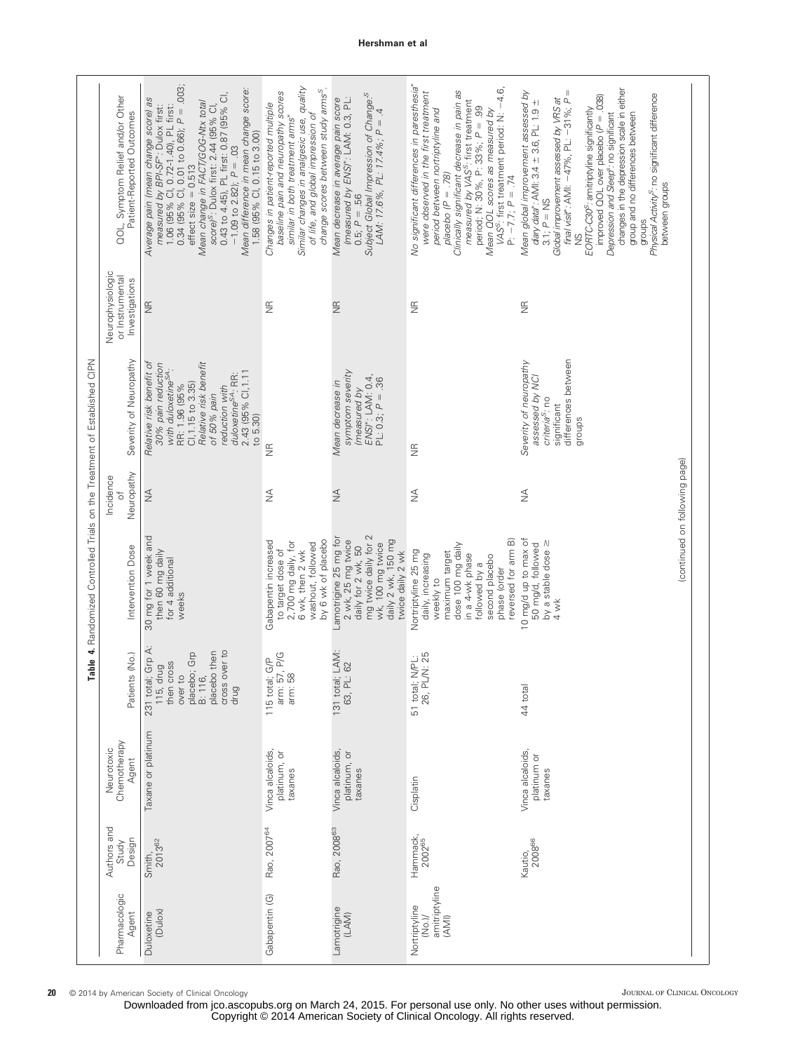**Table 4.** Randomized Controlled Trials on the Treatment of Established CIPN

| Pharmacologic Agent | Authors and Study Design | Neurotoxic Chemotherapy Agent | Patients (No.) | Intervention Dose | Incidence of Neuropathy | Severity of Neuropathy | Neurophysiologic or Instrumental Investigations | QOL, Symptom Relief and/or Other Patient-Reported Outcomes |
|---|---|---|---|---|---|---|---|---|
| Duloxetine (Dulox) | Smith, 2013[62] | Taxane or platinum | 231 total; Grp A: 115, drug then cross over to placebo; Grp B: 116, placebo then cross over to drug | 30 mg for 1 week and then 60 mg daily for 4 additional weeks | NA | *Relative risk benefit of 30% pain reduction with duloxetine*[SA]: RR: 1.96 (95% CI, 1.15 to 3.35) *Relative risk benefit of 50% pain reduction with duloxetine*[SA]: RR: 2.43 (95% CI, 1.11 to 5.30) | NR | *Average pain (mean change score) as measured by BPI-SF*\*: Dulox first: 1.06 (95% CI, 0.72-1.40), PL first: 0.34 (95% CI, 0.01 to 0.66); $P = .003$; effect size = 0.513 *Mean change in FACT/GOG-Ntx total score*[S]: Dulox first: 2.44 (95% CI, 0.43 to 4.45), PL first: 0.87 (95% CI, −1.09 to 2.82); $P = .03$ *Mean difference in mean change score*: 1.58 (95% CI, 0.15 to 3.00) |
| Gabapentin (G) | Rao, 2007[64] | Vinca alcaloids, platinum, or taxanes | 115 total; G/P arm: 57, P/G arm: 58 | Gabapentin increased to target dose of 2,700 mg daily, for 6 wk, then 2 wk washout, followed by 6 wk of placebo | NA | NR | NR | *Changes in patient-reported multiple baseline pain and neuropathy scores similar in both treatment arms*\* *Similar changes in analgesic use, quality of life, and global impression of change scores between study arms*[S]. |
| Lamotrigine (LAM) | Rao, 2008[63] | Vinca alcaloids, platinum, or taxanes | 131 total; LAM: 63, PL: 62 | Lamotrigine 25 mg for 2 wk, 25 mg twice daily for 2 wk, 50 mg twice daily for 2 wk, 100 mg twice daily 2 wk, 150 mg twice daily 2 wk | NA | *Mean decrease in symptom severity (measured by ENS)*\*: LAM: 0.4, PL: 0.3; $P = .36$ | NR | *Mean decrease in average pain score (measured by ENS)*\*: LAM: 0.3; PL: 0.5; $P = .56$ *Subject Global Impression of Change*[S]: LAM: 17.6%, PL: 17.4%; $P = .4$ |
| Nortriptyline (No.)/ amitriptyline (AMI) | Hammack, 2002[65] | Cisplatin | 51 total; N/PL: 26, PL/N: 25 | Nortriptyline 25 mg daily, increasing weekly to maximum target dose 100 mg daily in a 4-wk phase followed by a second placebo phase (order reversed for arm B) | NA | NR | NR | *No significant differences in paresthesia*\* *were observed in the first treatment period between nortriptyline and placebo ($P = .78$)* *Clinically significant decrease in pain as measured by VAS*[S]: first treatment period: N: 30%, P: 33%; $P = .99$ *Mean QOL scores as measured by VAS*[S]: first treatment period: N: −4.6, P: −7.7; $P = .74$ |
| | Kautio, 2008[66] | Vinca alcaloids, platinum or taxanes | 44 total | 10 mg/d up to max of 50 mg/d, followed by a stable dose ≥ 4 wk | NA | *Severity of neuropathy assessed by NCI criteria*[S]: no significant differences between groups | NR | *Mean global improvement assessed by diary data*\*: AMI: 3.4 ± 3.6, PL: 1.9 ± 3.1; $P =$ NS *Global improvement assessed by VRS at final visit*\*: AMI: −47%, PL: −31%; $P =$ NS *EORTC-C30*[S]: amitriptyline significantly improved QOL over placebo ($P = .038$) *Depression and Sleep*[S]: no significant changes in the depression scale in either group and no differences between groups *Physical Activity*[S]: no significant difference between groups |

(continued on following page)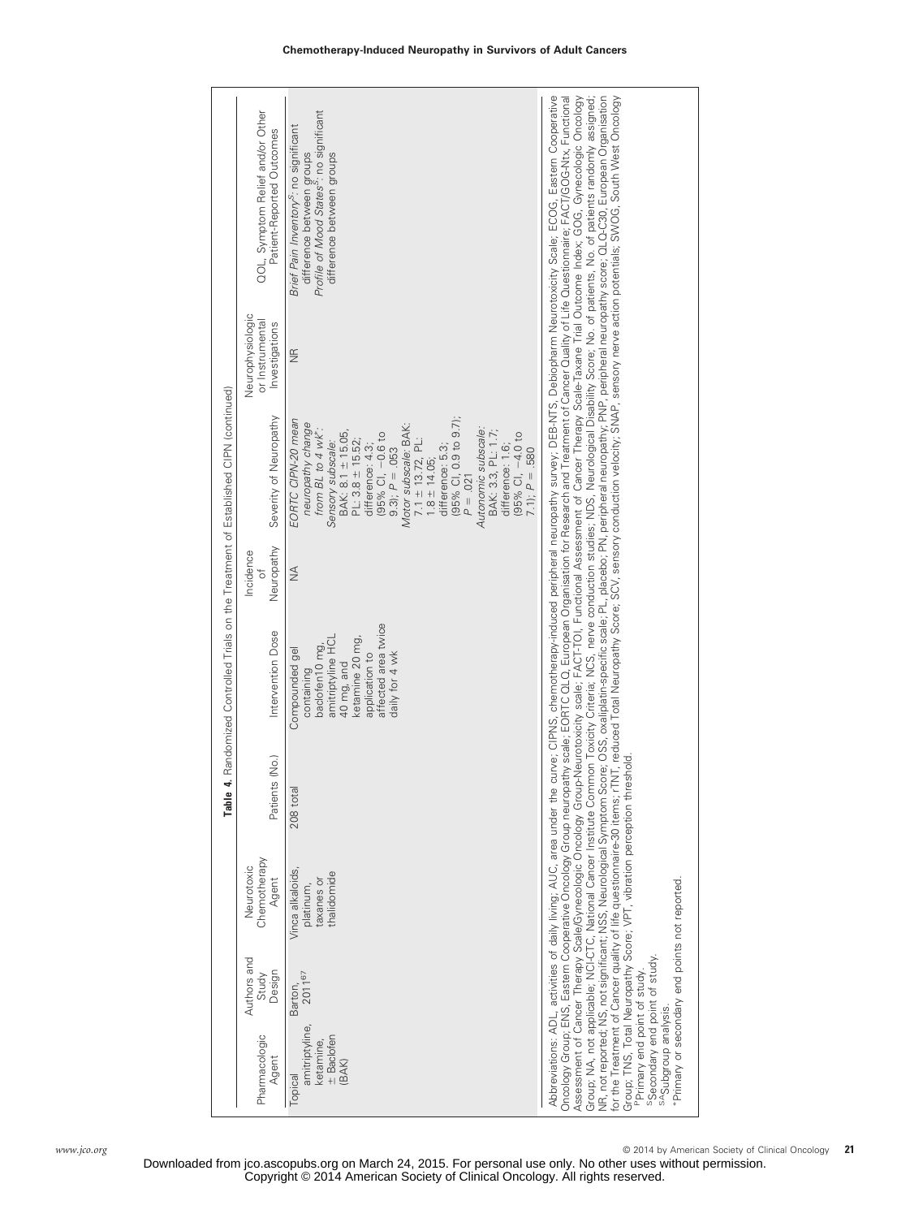**Table 4.** Randomized Controlled Trials on the Treatment of Established CIPN (continued)

| Pharmacologic Agent | Authors and Study Design | Neurotoxic Chemotherapy Agent | Patients (No.) | Intervention Dose | Incidence of Neuropathy | Severity of Neuropathy | Neurophysiologic or Instrumental Investigations | QOL, Symptom Relief and/or Other Patient-Reported Outcomes |
|---|---|---|---|---|---|---|---|---|
| Topical amitriptyline, ketamine, ± Baclofen (BAK) | Barton, 2011[67] | Vinca alkaloids, platinum, taxanes or thalidomide | 208 total | Compounded gel containing baclofen10 mg, amitriptyline HCL 40 mg, and ketamine 20 mg, application to affected area twice daily for 4 wk | NA | *EORTC CIPN-20 mean neuropathy change from BL to 4 wk*[P]: *Sensory subscale*: BAK: 8.1 ± 15.05, PL: 3.8 ± 15.52; difference: 4.3; (95% CI, −0.6 to 9.3); $P = .053$ *Motor subscale*: BAK: 7.1 ± 13.72, PL: 1.8 ± 14.05; difference: 5.3; (95% CI, 0.9 to 9.7); $P = .021$ *Autonomic subscale*: BAK: 3.3, PL: 1.7; difference: 1.6; (95% CI, −4.0 to 7.1); $P = .580$ | NR | *Brief Pain Inventory*[S]: no significant difference between groups *Profile of Mood States*[S]: no significant difference between groups |

Abbreviations: ADL, activities of daily living; AUC, area under the curve; CIPNS, chemotherapy-induced peripheral neuropathy survey; DEB-NTS, Debiopharm Neurotoxicity Scale; ECOG, Eastern Cooperative Oncology Group; ENS, Eastern Cooperative Oncology Group neuropathy scale; EORTC QLQ, European Organisation for Research and Treatment of Cancer Quality of Life Questionnaire; FACT/GOG-Ntx, Functional Assessment of Cancer Therapy Scale/Gynecologic Oncology Group-Neurotoxicity scale; FACT-TOI, Functional Assessment of Cancer Therapy Scale-Taxane Trial Outcome Index; GOG, Gynecologic Oncology Group; NA, not applicable; NCI-CTC, National Cancer Institute Common Toxicity Criteria; NCS, nerve conduction studies; NDS, Neurological Disability Score; No. of patients, No. of patients randomly assigned; NR, not reported; NS, not significant; NSS, Neurological Symptom Score; OSS, oxaliplatin-specific scale; PL, placebo; PN, peripheral neuropathy; PNP, peripheral neuropathy score; QLQ-C30, European Organisation for the Treatment of Cancer quality of life questionnaire-30 items; rTNT, reduced Total Neuropathy Score; SCV, sensory conduction velocity; SNAP, sensory nerve action potentials; SWOG, South West Oncology Group; TNS, Total Neuropathy Score; VPT, vibration perception threshold.

[P]Primary end point of study.

[S]Secondary end point of study.

[SA]Subgroup analysis.

*Primary or secondary end points not reported.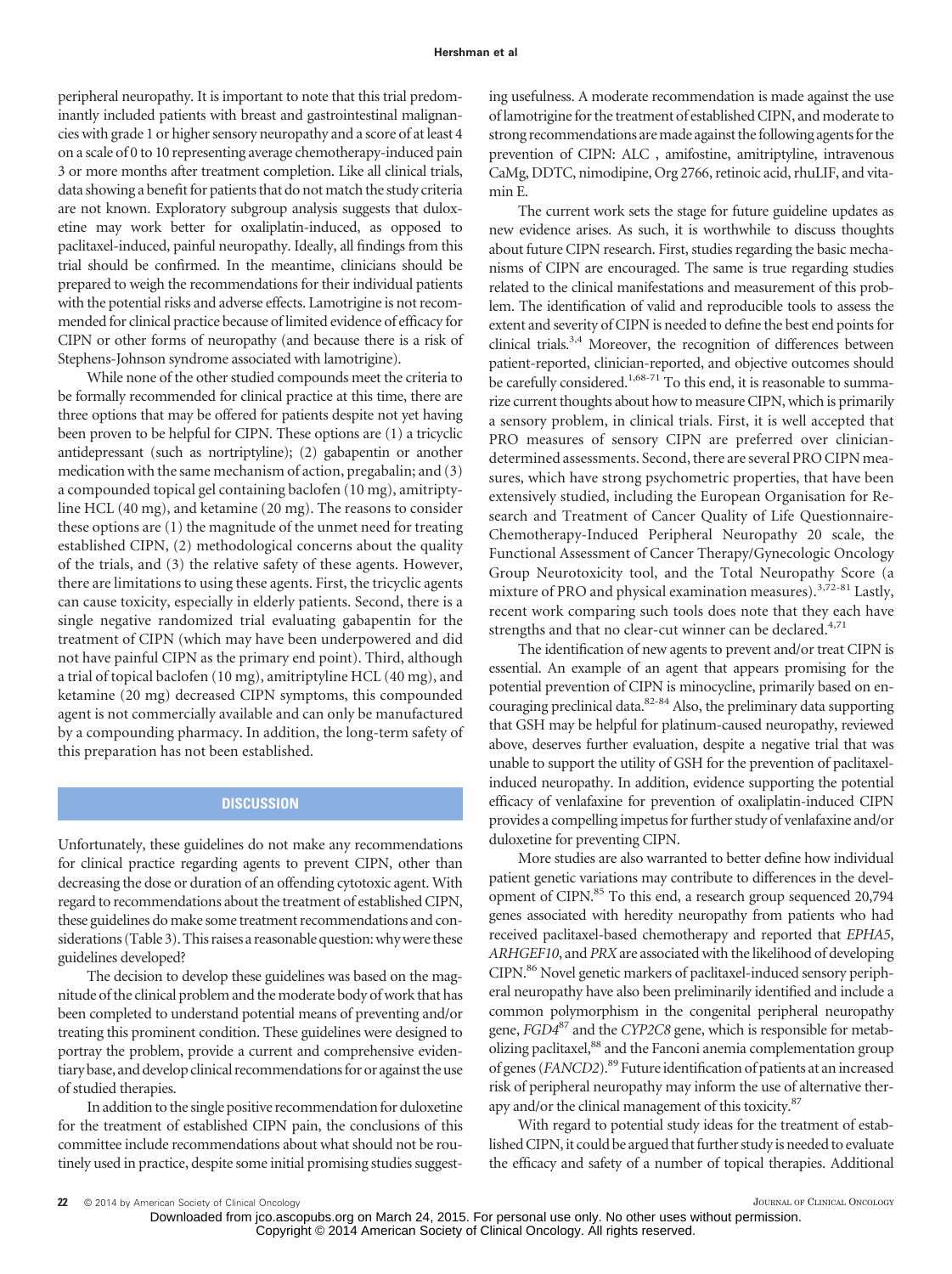peripheral neuropathy. It is important to note that this trial predominantly included patients with breast and gastrointestinal malignancies with grade 1 or higher sensory neuropathy and a score of at least 4 on a scale of 0 to 10 representing average chemotherapy-induced pain 3 or more months after treatment completion. Like all clinical trials, data showing a benefit for patients that do not match the study criteria are not known. Exploratory subgroup analysis suggests that duloxetine may work better for oxaliplatin-induced, as opposed to paclitaxel-induced, painful neuropathy. Ideally, all findings from this trial should be confirmed. In the meantime, clinicians should be prepared to weigh the recommendations for their individual patients with the potential risks and adverse effects. Lamotrigine is not recommended for clinical practice because of limited evidence of efficacy for CIPN or other forms of neuropathy (and because there is a risk of Stephens-Johnson syndrome associated with lamotrigine).

While none of the other studied compounds meet the criteria to be formally recommended for clinical practice at this time, there are three options that may be offered for patients despite not yet having been proven to be helpful for CIPN. These options are (1) a tricyclic antidepressant (such as nortriptyline); (2) gabapentin or another medication with the same mechanism of action, pregabalin; and (3) a compounded topical gel containing baclofen (10 mg), amitriptyline HCL (40 mg), and ketamine (20 mg). The reasons to consider these options are (1) the magnitude of the unmet need for treating established CIPN, (2) methodological concerns about the quality of the trials, and (3) the relative safety of these agents. However, there are limitations to using these agents. First, the tricyclic agents can cause toxicity, especially in elderly patients. Second, there is a single negative randomized trial evaluating gabapentin for the treatment of CIPN (which may have been underpowered and did not have painful CIPN as the primary end point). Third, although a trial of topical baclofen (10 mg), amitriptyline HCL (40 mg), and ketamine (20 mg) decreased CIPN symptoms, this compounded agent is not commercially available and can only be manufactured by a compounding pharmacy. In addition, the long-term safety of this preparation has not been established.

## DISCUSSION

Unfortunately, these guidelines do not make any recommendations for clinical practice regarding agents to prevent CIPN, other than decreasing the dose or duration of an offending cytotoxic agent. With regard to recommendations about the treatment of established CIPN, these guidelines do make some treatment recommendations and considerations (Table 3). This raises a reasonable question: why were these guidelines developed?

The decision to develop these guidelines was based on the magnitude of the clinical problem and the moderate body of work that has been completed to understand potential means of preventing and/or treating this prominent condition. These guidelines were designed to portray the problem, provide a current and comprehensive evidentiary base, and develop clinical recommendations for or against the use of studied therapies.

In addition to the single positive recommendation for duloxetine for the treatment of established CIPN pain, the conclusions of this committee include recommendations about what should not be routinely used in practice, despite some initial promising studies suggesting usefulness. A moderate recommendation is made against the use of lamotrigine for the treatment of established CIPN, and moderate to strong recommendations are made against the following agents for the prevention of CIPN: ALC , amifostine, amitriptyline, intravenous CaMg, DDTC, nimodipine, Org 2766, retinoic acid, rhuLIF, and vitamin E.

The current work sets the stage for future guideline updates as new evidence arises. As such, it is worthwhile to discuss thoughts about future CIPN research. First, studies regarding the basic mechanisms of CIPN are encouraged. The same is true regarding studies related to the clinical manifestations and measurement of this problem. The identification of valid and reproducible tools to assess the extent and severity of CIPN is needed to define the best end points for clinical trials.[3,4] Moreover, the recognition of differences between patient-reported, clinician-reported, and objective outcomes should be carefully considered.[1,68-71] To this end, it is reasonable to summarize current thoughts about how to measure CIPN, which is primarily a sensory problem, in clinical trials. First, it is well accepted that PRO measures of sensory CIPN are preferred over clinician-determined assessments. Second, there are several PRO CIPN measures, which have strong psychometric properties, that have been extensively studied, including the European Organisation for Research and Treatment of Cancer Quality of Life Questionnaire-Chemotherapy-Induced Peripheral Neuropathy 20 scale, the Functional Assessment of Cancer Therapy/Gynecologic Oncology Group Neurotoxicity tool, and the Total Neuropathy Score (a mixture of PRO and physical examination measures).[3,72-81] Lastly, recent work comparing such tools does note that they each have strengths and that no clear-cut winner can be declared.[4,71]

The identification of new agents to prevent and/or treat CIPN is essential. An example of an agent that appears promising for the potential prevention of CIPN is minocycline, primarily based on encouraging preclinical data.[82-84] Also, the preliminary data supporting that GSH may be helpful for platinum-caused neuropathy, reviewed above, deserves further evaluation, despite a negative trial that was unable to support the utility of GSH for the prevention of paclitaxel-induced neuropathy. In addition, evidence supporting the potential efficacy of venlafaxine for prevention of oxaliplatin-induced CIPN provides a compelling impetus for further study of venlafaxine and/or duloxetine for preventing CIPN.

More studies are also warranted to better define how individual patient genetic variations may contribute to differences in the development of CIPN.[85] To this end, a research group sequenced 20,794 genes associated with heredity neuropathy from patients who had received paclitaxel-based chemotherapy and reported that *EPHA5*, *ARHGEF10*, and *PRX* are associated with the likelihood of developing CIPN.[86] Novel genetic markers of paclitaxel-induced sensory peripheral neuropathy have also been preliminarily identified and include a common polymorphism in the congenital peripheral neuropathy gene, *FGD4*[87] and the *CYP2C8* gene, which is responsible for metabolizing paclitaxel,[88] and the Fanconi anemia complementation group of genes (*FANCD2*).[89] Future identification of patients at an increased risk of peripheral neuropathy may inform the use of alternative therapy and/or the clinical management of this toxicity.[87]

With regard to potential study ideas for the treatment of established CIPN, it could be argued that further study is needed to evaluate the efficacy and safety of a number of topical therapies. Additional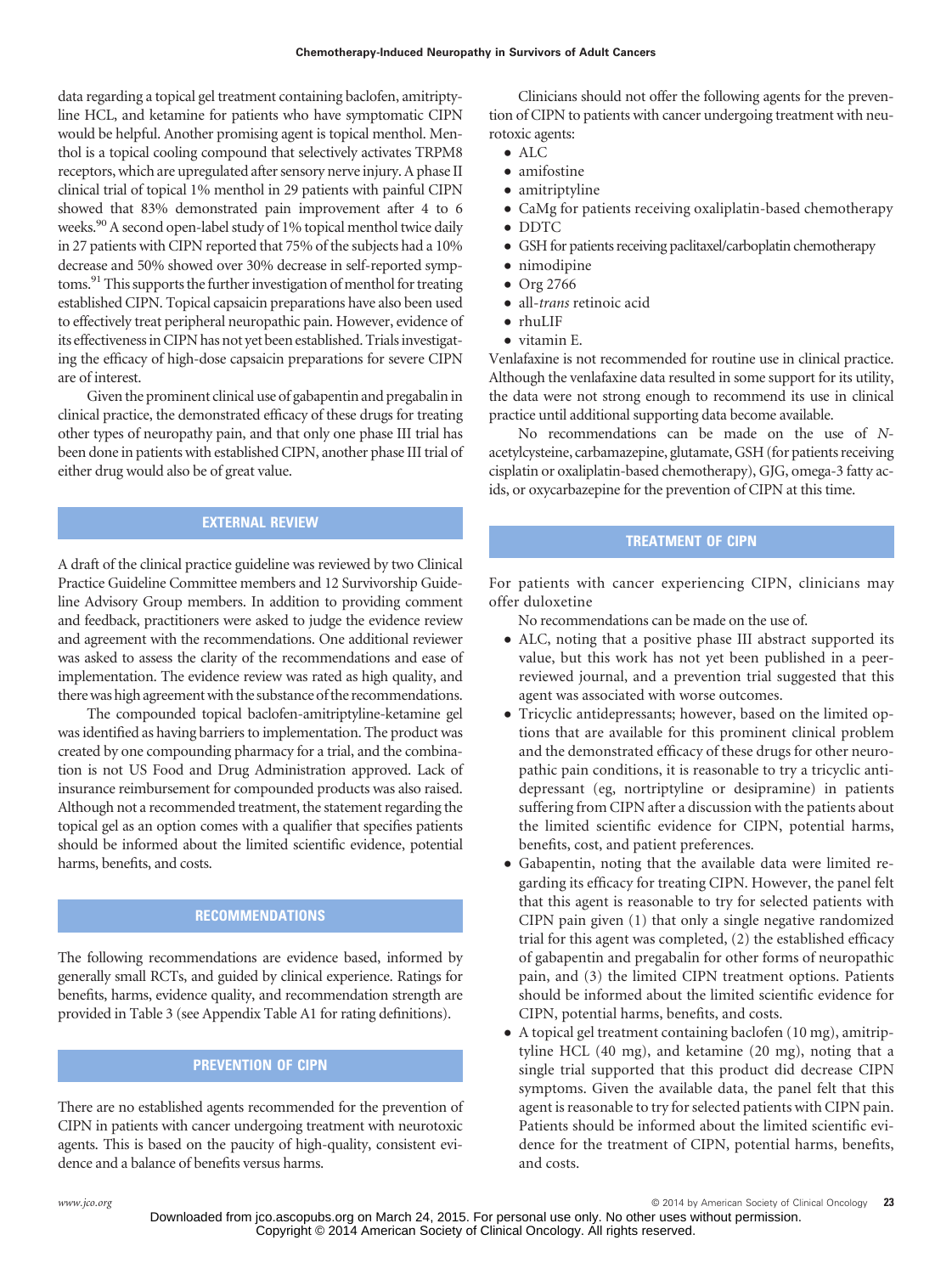data regarding a topical gel treatment containing baclofen, amitriptyline HCL, and ketamine for patients who have symptomatic CIPN would be helpful. Another promising agent is topical menthol. Menthol is a topical cooling compound that selectively activates TRPM8 receptors, which are upregulated after sensory nerve injury. A phase II clinical trial of topical 1% menthol in 29 patients with painful CIPN showed that 83% demonstrated pain improvement after 4 to 6 weeks.[90] A second open-label study of 1% topical menthol twice daily in 27 patients with CIPN reported that 75% of the subjects had a 10% decrease and 50% showed over 30% decrease in self-reported symptoms.[91] This supports the further investigation of menthol for treating established CIPN. Topical capsaicin preparations have also been used to effectively treat peripheral neuropathic pain. However, evidence of its effectiveness in CIPN has not yet been established. Trials investigating the efficacy of high-dose capsaicin preparations for severe CIPN are of interest.

Given the prominent clinical use of gabapentin and pregabalin in clinical practice, the demonstrated efficacy of these drugs for treating other types of neuropathy pain, and that only one phase III trial has been done in patients with established CIPN, another phase III trial of either drug would also be of great value.

## EXTERNAL REVIEW

A draft of the clinical practice guideline was reviewed by two Clinical Practice Guideline Committee members and 12 Survivorship Guideline Advisory Group members. In addition to providing comment and feedback, practitioners were asked to judge the evidence review and agreement with the recommendations. One additional reviewer was asked to assess the clarity of the recommendations and ease of implementation. The evidence review was rated as high quality, and there was high agreement with the substance of the recommendations.

The compounded topical baclofen-amitriptyline-ketamine gel was identified as having barriers to implementation. The product was created by one compounding pharmacy for a trial, and the combination is not US Food and Drug Administration approved. Lack of insurance reimbursement for compounded products was also raised. Although not a recommended treatment, the statement regarding the topical gel as an option comes with a qualifier that specifies patients should be informed about the limited scientific evidence, potential harms, benefits, and costs.

## RECOMMENDATIONS

The following recommendations are evidence based, informed by generally small RCTs, and guided by clinical experience. Ratings for benefits, harms, evidence quality, and recommendation strength are provided in Table 3 (see Appendix Table A1 for rating definitions).

## PREVENTION OF CIPN

There are no established agents recommended for the prevention of CIPN in patients with cancer undergoing treatment with neurotoxic agents. This is based on the paucity of high-quality, consistent evidence and a balance of benefits versus harms.

Clinicians should not offer the following agents for the prevention of CIPN to patients with cancer undergoing treatment with neurotoxic agents:

- ALC
- amifostine
- amitriptyline
- CaMg for patients receiving oxaliplatin-based chemotherapy
- DDTC
- GSH for patients receiving paclitaxel/carboplatin chemotherapy
- nimodipine
- Org 2766
- all-*trans* retinoic acid
- rhuLIF
- vitamin E.

Venlafaxine is not recommended for routine use in clinical practice. Although the venlafaxine data resulted in some support for its utility, the data were not strong enough to recommend its use in clinical practice until additional supporting data become available.

No recommendations can be made on the use of *N*-acetylcysteine, carbamazepine, glutamate, GSH (for patients receiving cisplatin or oxaliplatin-based chemotherapy), GJG, omega-3 fatty acids, or oxycarbazepine for the prevention of CIPN at this time.

## TREATMENT OF CIPN

For patients with cancer experiencing CIPN, clinicians may offer duloxetine

No recommendations can be made on the use of:

- ALC, noting that a positive phase III abstract supported its value, but this work has not yet been published in a peer-reviewed journal, and a prevention trial suggested that this agent was associated with worse outcomes.
- Tricyclic antidepressants; however, based on the limited options that are available for this prominent clinical problem and the demonstrated efficacy of these drugs for other neuropathic pain conditions, it is reasonable to try a tricyclic antidepressant (eg, nortriptyline or desipramine) in patients suffering from CIPN after a discussion with the patients about the limited scientific evidence for CIPN, potential harms, benefits, cost, and patient preferences.
- Gabapentin, noting that the available data were limited regarding its efficacy for treating CIPN. However, the panel felt that this agent is reasonable to try for selected patients with CIPN pain given (1) that only a single negative randomized trial for this agent was completed, (2) the established efficacy of gabapentin and pregabalin for other forms of neuropathic pain, and (3) the limited CIPN treatment options. Patients should be informed about the limited scientific evidence for CIPN, potential harms, benefits, and costs.
- A topical gel treatment containing baclofen (10 mg), amitriptyline HCL (40 mg), and ketamine (20 mg), noting that a single trial supported that this product did decrease CIPN symptoms. Given the available data, the panel felt that this agent is reasonable to try for selected patients with CIPN pain. Patients should be informed about the limited scientific evidence for the treatment of CIPN, potential harms, benefits, and costs.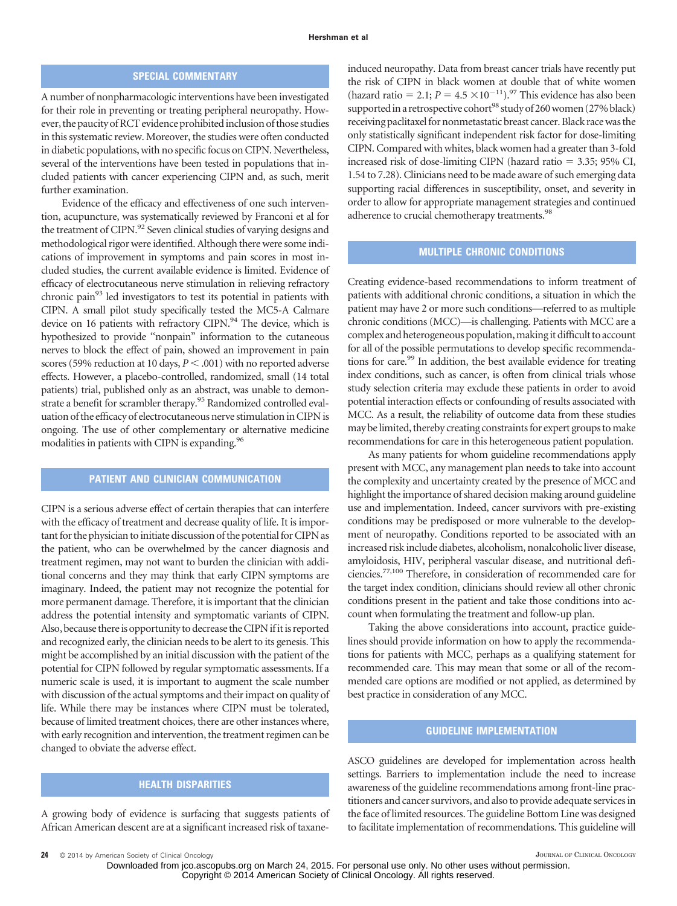## SPECIAL COMMENTARY

A number of nonpharmacologic interventions have been investigated for their role in preventing or treating peripheral neuropathy. However, the paucity of RCT evidence prohibited inclusion of those studies in this systematic review. Moreover, the studies were often conducted in diabetic populations, with no specific focus on CIPN. Nevertheless, several of the interventions have been tested in populations that included patients with cancer experiencing CIPN and, as such, merit further examination.

Evidence of the efficacy and effectiveness of one such intervention, acupuncture, was systematically reviewed by Franconi et al for the treatment of CIPN.[92] Seven clinical studies of varying designs and methodological rigor were identified. Although there were some indications of improvement in symptoms and pain scores in most included studies, the current available evidence is limited. Evidence of efficacy of electrocutaneous nerve stimulation in relieving refractory chronic pain[93] led investigators to test its potential in patients with CIPN. A small pilot study specifically tested the MC5-A Calmare device on 16 patients with refractory CIPN.[94] The device, which is hypothesized to provide "nonpain" information to the cutaneous nerves to block the effect of pain, showed an improvement in pain scores (59% reduction at 10 days, $P < .001$) with no reported adverse effects. However, a placebo-controlled, randomized, small (14 total patients) trial, published only as an abstract, was unable to demonstrate a benefit for scrambler therapy.[95] Randomized controlled evaluation of the efficacy of electrocutaneous nerve stimulation in CIPN is ongoing. The use of other complementary or alternative medicine modalities in patients with CIPN is expanding.[96]

## PATIENT AND CLINICIAN COMMUNICATION

CIPN is a serious adverse effect of certain therapies that can interfere with the efficacy of treatment and decrease quality of life. It is important for the physician to initiate discussion of the potential for CIPN as the patient, who can be overwhelmed by the cancer diagnosis and treatment regimen, may not want to burden the clinician with additional concerns and they may think that early CIPN symptoms are imaginary. Indeed, the patient may not recognize the potential for more permanent damage. Therefore, it is important that the clinician address the potential intensity and symptomatic variants of CIPN. Also, because there is opportunity to decrease the CIPN if it is reported and recognized early, the clinician needs to be alert to its genesis. This might be accomplished by an initial discussion with the patient of the potential for CIPN followed by regular symptomatic assessments. If a numeric scale is used, it is important to augment the scale number with discussion of the actual symptoms and their impact on quality of life. While there may be instances where CIPN must be tolerated, because of limited treatment choices, there are other instances where, with early recognition and intervention, the treatment regimen can be changed to obviate the adverse effect.

## HEALTH DISPARITIES

A growing body of evidence is surfacing that suggests patients of African American descent are at a significant increased risk of taxane-induced neuropathy. Data from breast cancer trials have recently put the risk of CIPN in black women at double that of white women (hazard ratio = 2.1; $P = 4.5 \times 10^{-11}$).[97] This evidence has also been supported in a retrospective cohort[98] study of 260 women (27% black) receiving paclitaxel for nonmetastatic breast cancer. Black race was the only statistically significant independent risk factor for dose-limiting CIPN. Compared with whites, black women had a greater than 3-fold increased risk of dose-limiting CIPN (hazard ratio = 3.35; 95% CI, 1.54 to 7.28). Clinicians need to be made aware of such emerging data supporting racial differences in susceptibility, onset, and severity in order to allow for appropriate management strategies and continued adherence to crucial chemotherapy treatments.[98]

## MULTIPLE CHRONIC CONDITIONS

Creating evidence-based recommendations to inform treatment of patients with additional chronic conditions, a situation in which the patient may have 2 or more such conditions—referred to as multiple chronic conditions (MCC)—is challenging. Patients with MCC are a complex and heterogeneous population, making it difficult to account for all of the possible permutations to develop specific recommendations for care.[99] In addition, the best available evidence for treating index conditions, such as cancer, is often from clinical trials whose study selection criteria may exclude these patients in order to avoid potential interaction effects or confounding of results associated with MCC. As a result, the reliability of outcome data from these studies may be limited, thereby creating constraints for expert groups to make recommendations for care in this heterogeneous patient population.

As many patients for whom guideline recommendations apply present with MCC, any management plan needs to take into account the complexity and uncertainty created by the presence of MCC and highlight the importance of shared decision making around guideline use and implementation. Indeed, cancer survivors with pre-existing conditions may be predisposed or more vulnerable to the development of neuropathy. Conditions reported to be associated with an increased risk include diabetes, alcoholism, nonalcoholic liver disease, amyloidosis, HIV, peripheral vascular disease, and nutritional deficiencies.[77,100] Therefore, in consideration of recommended care for the target index condition, clinicians should review all other chronic conditions present in the patient and take those conditions into account when formulating the treatment and follow-up plan.

Taking the above considerations into account, practice guidelines should provide information on how to apply the recommendations for patients with MCC, perhaps as a qualifying statement for recommended care. This may mean that some or all of the recommended care options are modified or not applied, as determined by best practice in consideration of any MCC.

## GUIDELINE IMPLEMENTATION

ASCO guidelines are developed for implementation across health settings. Barriers to implementation include the need to increase awareness of the guideline recommendations among front-line practitioners and cancer survivors, and also to provide adequate services in the face of limited resources. The guideline Bottom Line was designed to facilitate implementation of recommendations. This guideline will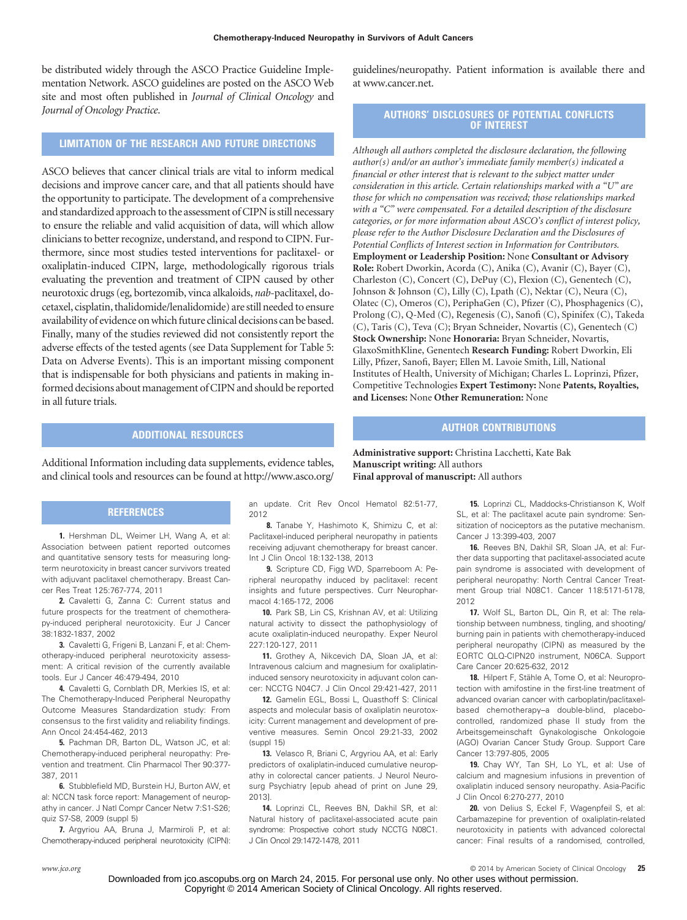be distributed widely through the ASCO Practice Guideline Implementation Network. ASCO guidelines are posted on the ASCO Web site and most often published in *Journal of Clinical Oncology* and *Journal of Oncology Practice*.

## LIMITATION OF THE RESEARCH AND FUTURE DIRECTIONS

ASCO believes that cancer clinical trials are vital to inform medical decisions and improve cancer care, and that all patients should have the opportunity to participate. The development of a comprehensive and standardized approach to the assessment of CIPN is still necessary to ensure the reliable and valid acquisition of data, will which allow clinicians to better recognize, understand, and respond to CIPN. Furthermore, since most studies tested interventions for paclitaxel- or oxaliplatin-induced CIPN, large, methodologically rigorous trials evaluating the prevention and treatment of CIPN caused by other neurotoxic drugs (eg, bortezomib, vinca alkaloids, *nab*-paclitaxel, docetaxel, cisplatin, thalidomide/lenalidomide) are still needed to ensure availability of evidence on which future clinical decisions can be based. Finally, many of the studies reviewed did not consistently report the adverse effects of the tested agents (see Data Supplement for Table 5: Data on Adverse Events). This is an important missing component that is indispensable for both physicians and patients in making informed decisions about management of CIPN and should be reported in all future trials.

## ADDITIONAL RESOURCES

Additional Information including data supplements, evidence tables, and clinical tools and resources can be found at http://www.asco.org/guidelines/neuropathy. Patient information is available there and at www.cancer.net.

## AUTHORS' DISCLOSURES OF POTENTIAL CONFLICTS OF INTEREST

*Although all authors completed the disclosure declaration, the following author(s) and/or an author's immediate family member(s) indicated a financial or other interest that is relevant to the subject matter under consideration in this article. Certain relationships marked with a "U" are those for which no compensation was received; those relationships marked with a "C" were compensated. For a detailed description of the disclosure categories, or for more information about ASCO's conflict of interest policy, please refer to the Author Disclosure Declaration and the Disclosures of Potential Conflicts of Interest section in Information for Contributors.*
**Employment or Leadership Position:** None **Consultant or Advisory Role:** Robert Dworkin, Acorda (C), Anika (C), Avanir (C), Bayer (C), Charleston (C), Concert (C), DePuy (C), Flexion (C), Genentech (C), Johnson & Johnson (C), Lilly (C), Lpath (C), Nektar (C), Neura (C), Olatec (C), Omeros (C), PeriphaGen (C), Pfizer (C), Phosphagenics (C), Prolong (C), Q-Med (C), Regenesis (C), Sanofi (C), Spinifex (C), Takeda (C), Taris (C), Teva (C); Bryan Schneider, Novartis (C), Genentech (C) **Stock Ownership:** None **Honoraria:** Bryan Schneider, Novartis, GlaxoSmithKline, Genentech **Research Funding:** Robert Dworkin, Eli Lilly, Pfizer, Sanofi, Bayer; Ellen M. Lavoie Smith, Lill, National Institutes of Health, University of Michigan; Charles L. Loprinzi, Pfizer, Competitive Technologies **Expert Testimony:** None **Patents, Royalties, and Licenses:** None **Other Remuneration:** None

## AUTHOR CONTRIBUTIONS

**Administrative support:** Christina Lacchetti, Kate Bak
**Manuscript writing:** All authors
**Final approval of manuscript:** All authors

## REFERENCES

1. Hershman DL, Weimer LH, Wang A, et al: Association between patient reported outcomes and quantitative sensory tests for measuring long-term neurotoxicity in breast cancer survivors treated with adjuvant paclitaxel chemotherapy. Breast Cancer Res Treat 125:767-774, 2011

2. Cavaletti G, Zanna C: Current status and future prospects for the treatment of chemotherapy-induced peripheral neurotoxicity. Eur J Cancer 38:1832-1837, 2002

3. Cavaletti G, Frigeni B, Lanzani F, et al: Chemotherapy-induced peripheral neurotoxicity assessment: A critical revision of the currently available tools. Eur J Cancer 46:479-494, 2010

4. Cavaletti G, Cornblath DR, Merkies IS, et al: The Chemotherapy-Induced Peripheral Neuropathy Outcome Measures Standardization study: From consensus to the first validity and reliability findings. Ann Oncol 24:454-462, 2013

5. Pachman DR, Barton DL, Watson JC, et al: Chemotherapy-induced peripheral neuropathy: Prevention and treatment. Clin Pharmacol Ther 90:377-387, 2011

6. Stubblefield MD, Burstein HJ, Burton AW, et al: NCCN task force report: Management of neuropathy in cancer. J Natl Compr Cancer Netw 7:S1-S26; quiz S7-S8, 2009 (suppl 5)

7. Argyriou AA, Bruna J, Marmiroli P, et al: Chemotherapy-induced peripheral neurotoxicity (CIPN): an update. Crit Rev Oncol Hematol 82:51-77, 2012

8. Tanabe Y, Hashimoto K, Shimizu C, et al: Paclitaxel-induced peripheral neuropathy in patients receiving adjuvant chemotherapy for breast cancer. Int J Clin Oncol 18:132-138, 2013

9. Scripture CD, Figg WD, Sparreboom A: Peripheral neuropathy induced by paclitaxel: recent insights and future perspectives. Curr Neuropharmacol 4:165-172, 2006

10. Park SB, Lin CS, Krishnan AV, et al: Utilizing natural activity to dissect the pathophysiology of acute oxaliplatin-induced neuropathy. Exper Neurol 227:120-127, 2011

11. Grothey A, Nikcevich DA, Sloan JA, et al: Intravenous calcium and magnesium for oxaliplatin-induced sensory neurotoxicity in adjuvant colon cancer: NCCTG N04C7. J Clin Oncol 29:421-427, 2011

12. Gamelin EGL, Bossi L, Quasthoff S: Clinical aspects and molecular basis of oxaliplatin neurotoxicity: Current management and development of preventive measures. Semin Oncol 29:21-33, 2002 (suppl 15)

13. Velasco R, Briani C, Argyriou AA, et al: Early predictors of oxaliplatin-induced cumulative neuropathy in colorectal cancer patients. J Neurol Neurosurg Psychiatry [epub ahead of print on June 29, 2013].

14. Loprinzi CL, Reeves BN, Dakhil SR, et al: Natural history of paclitaxel-associated acute pain syndrome: Prospective cohort study NCCTG N08C1. J Clin Oncol 29:1472-1478, 2011

15. Loprinzi CL, Maddocks-Christianson K, Wolf SL, et al: The paclitaxel acute pain syndrome: Sensitization of nociceptors as the putative mechanism. Cancer J 13:399-403, 2007

16. Reeves BN, Dakhil SR, Sloan JA, et al: Further data supporting that paclitaxel-associated acute pain syndrome is associated with development of peripheral neuropathy: North Central Cancer Treatment Group trial N08C1. Cancer 118:5171-5178, 2012

17. Wolf SL, Barton DL, Qin R, et al: The relationship between numbness, tingling, and shooting/burning pain in patients with chemotherapy-induced peripheral neuropathy (CIPN) as measured by the EORTC QLQ-CIPN20 instrument, N06CA. Support Care Cancer 20:625-632, 2012

18. Hilpert F, Stähle A, Tome O, et al: Neuroprotection with amifostine in the first-line treatment of advanced ovarian cancer with carboplatin/paclitaxel-based chemotherapy–a double-blind, placebo-controlled, randomized phase II study from the Arbeitsgemeinschaft Gynakologische Onkologoie (AGO) Ovarian Cancer Study Group. Support Care Cancer 13:797-805, 2005

19. Chay WY, Tan SH, Lo YL, et al: Use of calcium and magnesium infusions in prevention of oxaliplatin induced sensory neuropathy. Asia-Pacific J Clin Oncol 6:270-277, 2010

20. von Delius S, Eckel F, Wagenpfeil S, et al: Carbamazepine for prevention of oxaliplatin-related neurotoxicity in patients with advanced colorectal cancer: Final results of a randomised, controlled,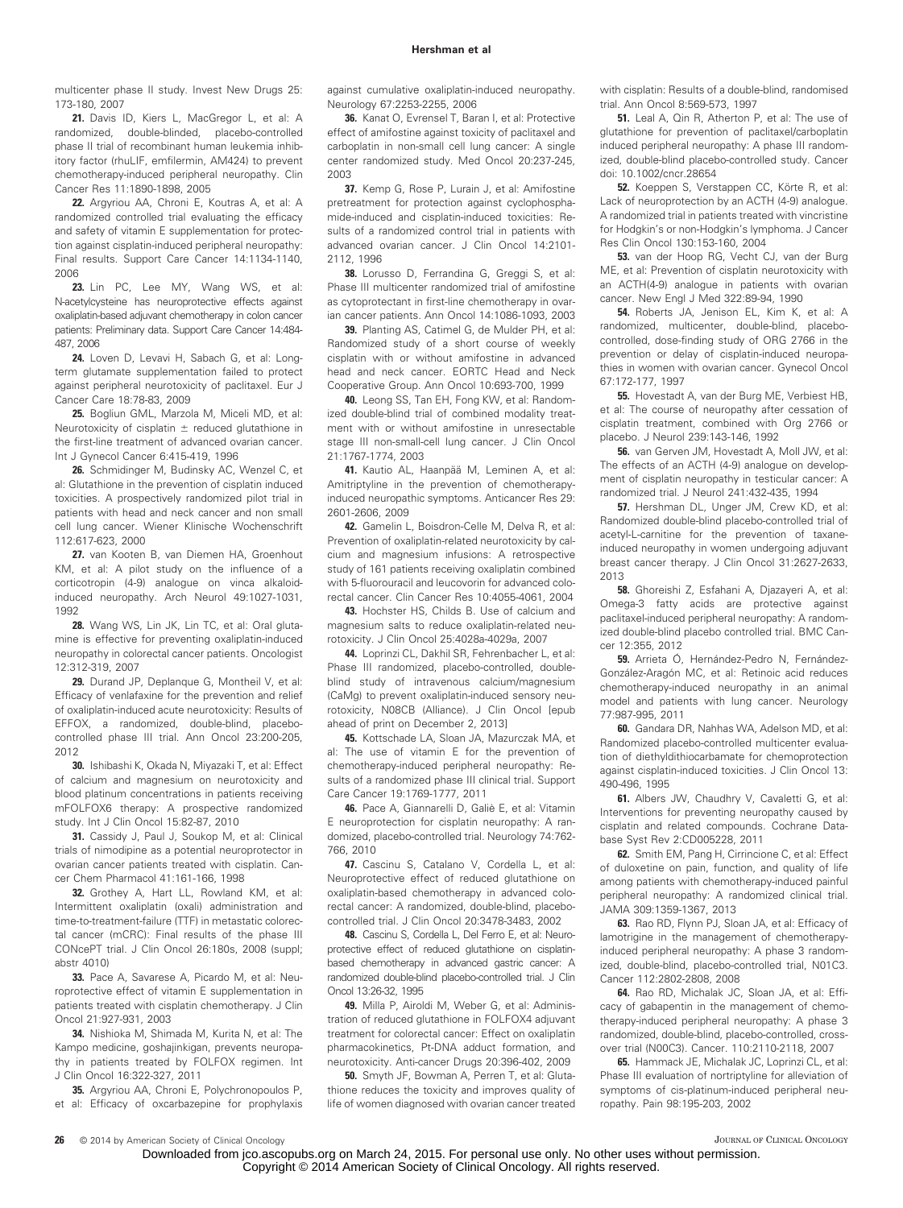multicenter phase II study. Invest New Drugs 25: 173-180, 2007

**21.** Davis ID, Kiers L, MacGregor L, et al: A randomized, double-blinded, placebo-controlled phase II trial of recombinant human leukemia inhibitory factor (rhuLIF, emfilermin, AM424) to prevent chemotherapy-induced peripheral neuropathy. Clin Cancer Res 11:1890-1898, 2005

**22.** Argyriou AA, Chroni E, Koutras A, et al: A randomized controlled trial evaluating the efficacy and safety of vitamin E supplementation for protection against cisplatin-induced peripheral neuropathy: Final results. Support Care Cancer 14:1134-1140, 2006

**23.** Lin PC, Lee MY, Wang WS, et al: N-acetylcysteine has neuroprotective effects against oxaliplatin-based adjuvant chemotherapy in colon cancer patients: Preliminary data. Support Care Cancer 14:484-487, 2006

**24.** Loven D, Levavi H, Sabach G, et al: Long-term glutamate supplementation failed to protect against peripheral neurotoxicity of paclitaxel. Eur J Cancer Care 18:78-83, 2009

**25.** Bogliun GML, Marzola M, Miceli MD, et al: Neurotoxicity of cisplatin ± reduced glutathione in the first-line treatment of advanced ovarian cancer. Int J Gynecol Cancer 6:415-419, 1996

**26.** Schmidinger M, Budinsky AC, Wenzel C, et al: Glutathione in the prevention of cisplatin induced toxicities. A prospectively randomized pilot trial in patients with head and neck cancer and non small cell lung cancer. Wiener Klinische Wochenschrift 112:617-623, 2000

**27.** van Kooten B, van Diemen HA, Groenhout KM, et al: A pilot study on the influence of a corticotropin (4-9) analogue on vinca alkaloid-induced neuropathy. Arch Neurol 49:1027-1031, 1992

**28.** Wang WS, Lin JK, Lin TC, et al: Oral glutamine is effective for preventing oxaliplatin-induced neuropathy in colorectal cancer patients. Oncologist 12:312-319, 2007

**29.** Durand JP, Deplanque G, Montheil V, et al: Efficacy of venlafaxine for the prevention and relief of oxaliplatin-induced acute neurotoxicity: Results of EFFOX, a randomized, double-blind, placebo-controlled phase III trial. Ann Oncol 23:200-205, 2012

**30.** Ishibashi K, Okada N, Miyazaki T, et al: Effect of calcium and magnesium on neurotoxicity and blood platinum concentrations in patients receiving mFOLFOX6 therapy: A prospective randomized study. Int J Clin Oncol 15:82-87, 2010

**31.** Cassidy J, Paul J, Soukop M, et al: Clinical trials of nimodipine as a potential neuroprotector in ovarian cancer patients treated with cisplatin. Cancer Chem Pharmacol 41:161-166, 1998

**32.** Grothey A, Hart LL, Rowland KM, et al: Intermittent oxaliplatin (oxali) administration and time-to-treatment-failure (TTF) in metastatic colorectal cancer (mCRC): Final results of the phase III CONcePT trial. J Clin Oncol 26:180s, 2008 (suppl; abstr 4010)

**33.** Pace A, Savarese A, Picardo M, et al: Neuroprotective effect of vitamin E supplementation in patients treated with cisplatin chemotherapy. J Clin Oncol 21:927-931, 2003

**34.** Nishioka M, Shimada M, Kurita N, et al: The Kampo medicine, goshajinkigan, prevents neuropathy in patients treated by FOLFOX regimen. Int J Clin Oncol 16:322-327, 2011

**35.** Argyriou AA, Chroni E, Polychronopoulos P, et al: Efficacy of oxcarbazepine for prophylaxis against cumulative oxaliplatin-induced neuropathy. Neurology 67:2253-2255, 2006

**36.** Kanat O, Evrensel T, Baran I, et al: Protective effect of amifostine against toxicity of paclitaxel and carboplatin in non-small cell lung cancer: A single center randomized study. Med Oncol 20:237-245, 2003

**37.** Kemp G, Rose P, Lurain J, et al: Amifostine pretreatment for protection against cyclophosphamide-induced and cisplatin-induced toxicities: Results of a randomized control trial in patients with advanced ovarian cancer. J Clin Oncol 14:2101-2112, 1996

**38.** Lorusso D, Ferrandina G, Greggi S, et al: Phase III multicenter randomized trial of amifostine as cytoprotectant in first-line chemotherapy in ovarian cancer patients. Ann Oncol 14:1086-1093, 2003

**39.** Planting AS, Catimel G, de Mulder PH, et al: Randomized study of a short course of weekly cisplatin with or without amifostine in advanced head and neck cancer. EORTC Head and Neck Cooperative Group. Ann Oncol 10:693-700, 1999

**40.** Leong SS, Tan EH, Fong KW, et al: Randomized double-blind trial of combined modality treatment with or without amifostine in unresectable stage III non-small-cell lung cancer. J Clin Oncol 21:1767-1774, 2003

**41.** Kautio AL, Haanpää M, Leminen A, et al: Amitriptyline in the prevention of chemotherapy-induced neuropathic symptoms. Anticancer Res 29: 2601-2606, 2009

**42.** Gamelin L, Boisdron-Celle M, Delva R, et al: Prevention of oxaliplatin-related neurotoxicity by calcium and magnesium infusions: A retrospective study of 161 patients receiving oxaliplatin combined with 5-fluorouracil and leucovorin for advanced colorectal cancer. Clin Cancer Res 10:4055-4061, 2004

**43.** Hochster HS, Childs B. Use of calcium and magnesium salts to reduce oxaliplatin-related neurotoxicity. J Clin Oncol 25:4028a-4029a, 2007

**44.** Loprinzi CL, Dakhil SR, Fehrenbacher L, et al: Phase III randomized, placebo-controlled, double-blind study of intravenous calcium/magnesium (CaMg) to prevent oxaliplatin-induced sensory neurotoxicity, N08CB (Alliance). J Clin Oncol [epub ahead of print on December 2, 2013]

**45.** Kottschade LA, Sloan JA, Mazurczak MA, et al: The use of vitamin E for the prevention of chemotherapy-induced peripheral neuropathy: Results of a randomized phase III clinical trial. Support Care Cancer 19:1769-1777, 2011

**46.** Pace A, Giannarelli D, Galiè E, et al: Vitamin E neuroprotection for cisplatin neuropathy: A randomized, placebo-controlled trial. Neurology 74:762-766, 2010

**47.** Cascinu S, Catalano V, Cordella L, et al: Neuroprotective effect of reduced glutathione on oxaliplatin-based chemotherapy in advanced colorectal cancer: A randomized, double-blind, placebo-controlled trial. J Clin Oncol 20:3478-3483, 2002

**48.** Cascinu S, Cordella L, Del Ferro E, et al: Neuroprotective effect of reduced glutathione on cisplatin-based chemotherapy in advanced gastric cancer: A randomized double-blind placebo-controlled trial. J Clin Oncol 13:26-32, 1995

**49.** Milla P, Airoldi M, Weber G, et al: Administration of reduced glutathione in FOLFOX4 adjuvant treatment for colorectal cancer: Effect on oxaliplatin pharmacokinetics, Pt-DNA adduct formation, and neurotoxicity. Anti-cancer Drugs 20:396-402, 2009

**50.** Smyth JF, Bowman A, Perren T, et al: Glutathione reduces the toxicity and improves quality of life of women diagnosed with ovarian cancer treated with cisplatin: Results of a double-blind, randomised trial. Ann Oncol 8:569-573, 1997

**51.** Leal A, Qin R, Atherton P, et al: The use of glutathione for prevention of paclitaxel/carboplatin induced peripheral neuropathy: A phase III randomized, double-blind placebo-controlled study. Cancer doi: 10.1002/cncr.28654

**52.** Koeppen S, Verstappen CC, Körte R, et al: Lack of neuroprotection by an ACTH (4-9) analogue. A randomized trial in patients treated with vincristine for Hodgkin's or non-Hodgkin's lymphoma. J Cancer Res Clin Oncol 130:153-160, 2004

**53.** van der Hoop RG, Vecht CJ, van der Burg ME, et al: Prevention of cisplatin neurotoxicity with an ACTH(4-9) analogue in patients with ovarian cancer. New Engl J Med 322:89-94, 1990

**54.** Roberts JA, Jenison EL, Kim K, et al: A randomized, multicenter, double-blind, placebo-controlled, dose-finding study of ORG 2766 in the prevention or delay of cisplatin-induced neuropathies in women with ovarian cancer. Gynecol Oncol 67:172-177, 1997

**55.** Hovestadt A, van der Burg ME, Verbiest HB, et al: The course of neuropathy after cessation of cisplatin treatment, combined with Org 2766 or placebo. J Neurol 239:143-146, 1992

**56.** van Gerven JM, Hovestadt A, Moll JW, et al: The effects of an ACTH (4-9) analogue on development of cisplatin neuropathy in testicular cancer: A randomized trial. J Neurol 241:432-435, 1994

**57.** Hershman DL, Unger JM, Crew KD, et al: Randomized double-blind placebo-controlled trial of acetyl-L-carnitine for the prevention of taxane-induced neuropathy in women undergoing adjuvant breast cancer therapy. J Clin Oncol 31:2627-2633, 2013

**58.** Ghoreishi Z, Esfahani A, Djazayeri A, et al: Omega-3 fatty acids are protective against paclitaxel-induced peripheral neuropathy: A randomized double-blind placebo controlled trial. BMC Cancer 12:355, 2012

**59.** Arrieta Ó, Hernández-Pedro N, Fernández-González-Aragón MC, et al: Retinoic acid reduces chemotherapy-induced neuropathy in an animal model and patients with lung cancer. Neurology 77:987-995, 2011

**60.** Gandara DR, Nahhas WA, Adelson MD, et al: Randomized placebo-controlled multicenter evaluation of diethyldithiocarbamate for chemoprotection against cisplatin-induced toxicities. J Clin Oncol 13: 490-496, 1995

**61.** Albers JW, Chaudhry V, Cavaletti G, et al: Interventions for preventing neuropathy caused by cisplatin and related compounds. Cochrane Database Syst Rev 2:CD005228, 2011

**62.** Smith EM, Pang H, Cirrincione C, et al: Effect of duloxetine on pain, function, and quality of life among patients with chemotherapy-induced painful peripheral neuropathy: A randomized clinical trial. JAMA 309:1359-1367, 2013

**63.** Rao RD, Flynn PJ, Sloan JA, et al: Efficacy of lamotrigine in the management of chemotherapy-induced peripheral neuropathy: A phase 3 randomized, double-blind, placebo-controlled trial, N01C3. Cancer 112:2802-2808, 2008

**64.** Rao RD, Michalak JC, Sloan JA, et al: Efficacy of gabapentin in the management of chemotherapy-induced peripheral neuropathy: A phase 3 randomized, double-blind, placebo-controlled, crossover trial (N00C3). Cancer. 110:2110-2118, 2007

**65.** Hammack JE, Michalak JC, Loprinzi CL, et al: Phase III evaluation of nortriptyline for alleviation of symptoms of cis-platinum-induced peripheral neuropathy. Pain 98:195-203, 2002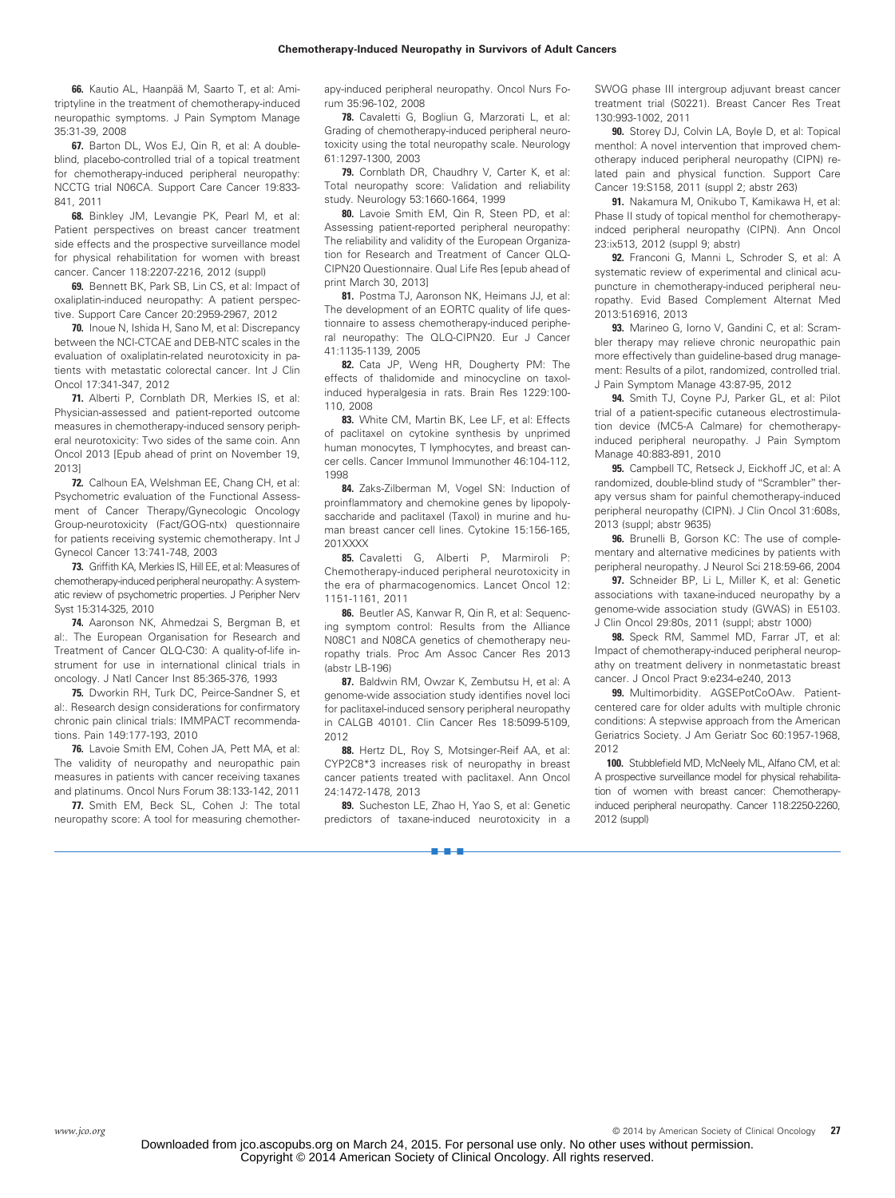**66.** Kautio AL, Haanpää M, Saarto T, et al: Amitriptyline in the treatment of chemotherapy-induced neuropathic symptoms. J Pain Symptom Manage 35:31-39, 2008

**67.** Barton DL, Wos EJ, Qin R, et al: A double-blind, placebo-controlled trial of a topical treatment for chemotherapy-induced peripheral neuropathy: NCCTG trial N06CA. Support Care Cancer 19:833-841, 2011

**68.** Binkley JM, Levangie PK, Pearl M, et al: Patient perspectives on breast cancer treatment side effects and the prospective surveillance model for physical rehabilitation for women with breast cancer. Cancer 118:2207-2216, 2012 (suppl)

**69.** Bennett BK, Park SB, Lin CS, et al: Impact of oxaliplatin-induced neuropathy: A patient perspective. Support Care Cancer 20:2959-2967, 2012

**70.** Inoue N, Ishida H, Sano M, et al: Discrepancy between the NCI-CTCAE and DEB-NTC scales in the evaluation of oxaliplatin-related neurotoxicity in patients with metastatic colorectal cancer. Int J Clin Oncol 17:341-347, 2012

**71.** Alberti P, Cornblath DR, Merkies IS, et al: Physician-assessed and patient-reported outcome measures in chemotherapy-induced sensory peripheral neurotoxicity: Two sides of the same coin. Ann Oncol 2013 [Epub ahead of print on November 19, 2013]

**72.** Calhoun EA, Welshman EE, Chang CH, et al: Psychometric evaluation of the Functional Assessment of Cancer Therapy/Gynecologic Oncology Group-neurotoxicity (Fact/GOG-ntx) questionnaire for patients receiving systemic chemotherapy. Int J Gynecol Cancer 13:741-748, 2003

**73.** Griffith KA, Merkies IS, Hill EE, et al: Measures of chemotherapy-induced peripheral neuropathy: A systematic review of psychometric properties. J Peripher Nerv Syst 15:314-325, 2010

**74.** Aaronson NK, Ahmedzai S, Bergman B, et al:. The European Organisation for Research and Treatment of Cancer QLQ-C30: A quality-of-life instrument for use in international clinical trials in oncology. J Natl Cancer Inst 85:365-376, 1993

**75.** Dworkin RH, Turk DC, Peirce-Sandner S, et al:. Research design considerations for confirmatory chronic pain clinical trials: IMMPACT recommendations. Pain 149:177-193, 2010

**76.** Lavoie Smith EM, Cohen JA, Pett MA, et al: The validity of neuropathy and neuropathic pain measures in patients with cancer receiving taxanes and platinums. Oncol Nurs Forum 38:133-142, 2011

**77.** Smith EM, Beck SL, Cohen J: The total neuropathy score: A tool for measuring chemotherapy-induced peripheral neuropathy. Oncol Nurs Forum 35:96-102, 2008

**78.** Cavaletti G, Bogliun G, Marzorati L, et al: Grading of chemotherapy-induced peripheral neurotoxicity using the total neuropathy scale. Neurology 61:1297-1300, 2003

**79.** Cornblath DR, Chaudhry V, Carter K, et al: Total neuropathy score: Validation and reliability study. Neurology 53:1660-1664, 1999

**80.** Lavoie Smith EM, Qin R, Steen PD, et al: Assessing patient-reported peripheral neuropathy: The reliability and validity of the European Organization for Research and Treatment of Cancer QLQ-CIPN20 Questionnaire. Qual Life Res [epub ahead of print March 30, 2013]

**81.** Postma TJ, Aaronson NK, Heimans JJ, et al: The development of an EORTC quality of life questionnaire to assess chemotherapy-induced peripheral neuropathy: The QLQ-CIPN20. Eur J Cancer 41:1135-1139, 2005

**82.** Cata JP, Weng HR, Dougherty PM: The effects of thalidomide and minocycline on taxol-induced hyperalgesia in rats. Brain Res 1229:100-110, 2008

**83.** White CM, Martin BK, Lee LF, et al: Effects of paclitaxel on cytokine synthesis by unprimed human monocytes, T lymphocytes, and breast cancer cells. Cancer Immunol Immunother 46:104-112, 1998

**84.** Zaks-Zilberman M, Vogel SN: Induction of proinflammatory and chemokine genes by lipopolysaccharide and paclitaxel (Taxol) in murine and human breast cancer cell lines. Cytokine 15:156-165, 201XXXX

**85.** Cavaletti G, Alberti P, Marmiroli P: Chemotherapy-induced peripheral neurotoxicity in the era of pharmacogenomics. Lancet Oncol 12: 1151-1161, 2011

**86.** Beutler AS, Kanwar R, Qin R, et al: Sequencing symptom control: Results from the Alliance N08C1 and N08CA genetics of chemotherapy neuropathy trials. Proc Am Assoc Cancer Res 2013 (abstr LB-196)

**87.** Baldwin RM, Owzar K, Zembutsu H, et al: A genome-wide association study identifies novel loci for paclitaxel-induced sensory peripheral neuropathy in CALGB 40101. Clin Cancer Res 18:5099-5109, 2012

**88.** Hertz DL, Roy S, Motsinger-Reif AA, et al: CYP2C8*3 increases risk of neuropathy in breast cancer patients treated with paclitaxel. Ann Oncol 24:1472-1478, 2013

**89.** Sucheston LE, Zhao H, Yao S, et al: Genetic predictors of taxane-induced neurotoxicity in a SWOG phase III intergroup adjuvant breast cancer treatment trial (S0221). Breast Cancer Res Treat 130:993-1002, 2011

**90.** Storey DJ, Colvin LA, Boyle D, et al: Topical menthol: A novel intervention that improved chemotherapy induced peripheral neuropathy (CIPN) related pain and physical function. Support Care Cancer 19:S158, 2011 (suppl 2; abstr 263)

**91.** Nakamura M, Onikubo T, Kamikawa H, et al: Phase II study of topical menthol for chemotherapy-indced peripheral neuropathy (CIPN). Ann Oncol 23:ix513, 2012 (suppl 9; abstr)

**92.** Franconi G, Manni L, Schroder S, et al: A systematic review of experimental and clinical acupuncture in chemotherapy-induced peripheral neuropathy. Evid Based Complement Alternat Med 2013:516916, 2013

**93.** Marineo G, Iorno V, Gandini C, et al: Scrambler therapy may relieve chronic neuropathic pain more effectively than guideline-based drug management: Results of a pilot, randomized, controlled trial. J Pain Symptom Manage 43:87-95, 2012

**94.** Smith TJ, Coyne PJ, Parker GL, et al: Pilot trial of a patient-specific cutaneous electrostimulation device (MC5-A Calmare) for chemotherapy-induced peripheral neuropathy. J Pain Symptom Manage 40:883-891, 2010

**95.** Campbell TC, Retseck J, Eickhoff JC, et al: A randomized, double-blind study of "Scrambler" therapy versus sham for painful chemotherapy-induced peripheral neuropathy (CIPN). J Clin Oncol 31:608s, 2013 (suppl; abstr 9635)

**96.** Brunelli B, Gorson KC: The use of complementary and alternative medicines by patients with peripheral neuropathy. J Neurol Sci 218:59-66, 2004

**97.** Schneider BP, Li L, Miller K, et al: Genetic associations with taxane-induced neuropathy by a genome-wide association study (GWAS) in E5103. J Clin Oncol 29:80s, 2011 (suppl; abstr 1000)

**98.** Speck RM, Sammel MD, Farrar JT, et al: Impact of chemotherapy-induced peripheral neuropathy on treatment delivery in nonmetastatic breast cancer. J Oncol Pract 9:e234-e240, 2013

**99.** Multimorbidity. AGSEPotCoOAw. Patient-centered care for older adults with multiple chronic conditions: A stepwise approach from the American Geriatrics Society. J Am Geriatr Soc 60:1957-1968, 2012

**100.** Stubblefield MD, McNeely ML, Alfano CM, et al: A prospective surveillance model for physical rehabilitation of women with breast cancer: Chemotherapy-induced peripheral neuropathy. Cancer 118:2250-2260, 2012 (suppl)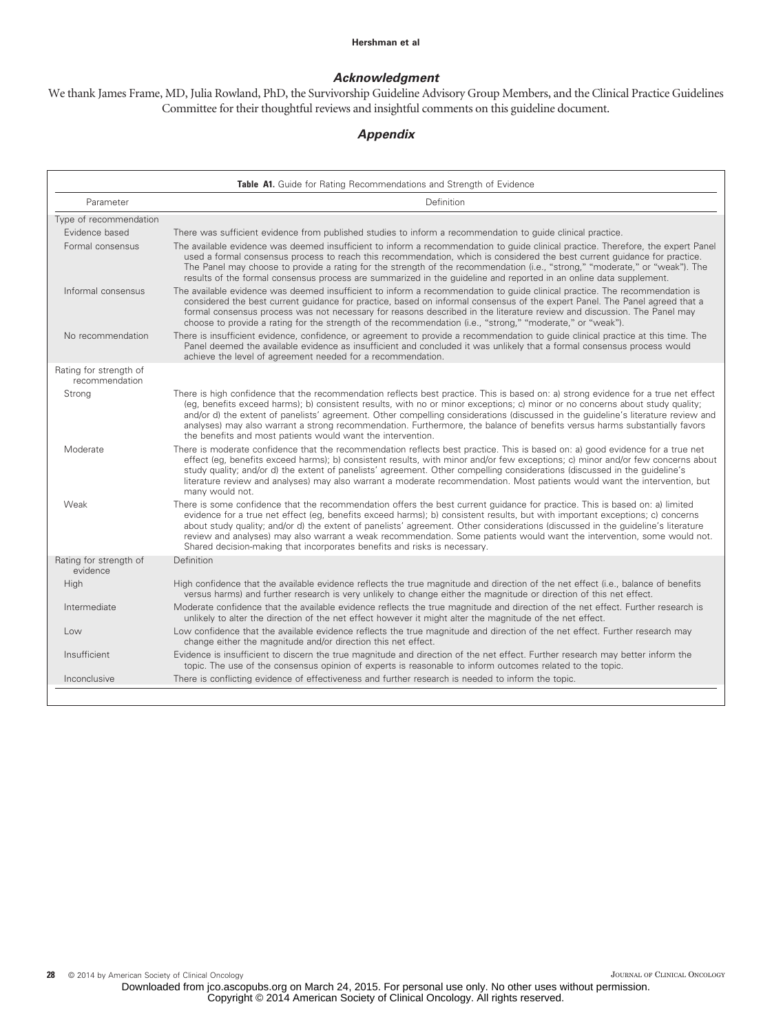## Acknowledgment

We thank James Frame, MD, Julia Rowland, PhD, the Survivorship Guideline Advisory Group Members, and the Clinical Practice Guidelines Committee for their thoughtful reviews and insightful comments on this guideline document.

## Appendix

**Table A1.** Guide for Rating Recommendations and Strength of Evidence

| Parameter | Definition |
|---|---|
| Type of recommendation | |
| Evidence based | There was sufficient evidence from published studies to inform a recommendation to guide clinical practice. |
| Formal consensus | The available evidence was deemed insufficient to inform a recommendation to guide clinical practice. Therefore, the expert Panel used a formal consensus process to reach this recommendation, which is considered the best current guidance for practice. The Panel may choose to provide a rating for the strength of the recommendation (i.e., "strong," "moderate," or "weak"). The results of the formal consensus process are summarized in the guideline and reported in an online data supplement. |
| Informal consensus | The available evidence was deemed insufficient to inform a recommendation to guide clinical practice. The recommendation is considered the best current guidance for practice, based on informal consensus of the expert Panel. The Panel agreed that a formal consensus process was not necessary for reasons described in the literature review and discussion. The Panel may choose to provide a rating for the strength of the recommendation (i.e., "strong," "moderate," or "weak"). |
| No recommendation | There is insufficient evidence, confidence, or agreement to provide a recommendation to guide clinical practice at this time. The Panel deemed the available evidence as insufficient and concluded it was unlikely that a formal consensus process would achieve the level of agreement needed for a recommendation. |
| Rating for strength of recommendation | |
| Strong | There is high confidence that the recommendation reflects best practice. This is based on: a) strong evidence for a true net effect (eg, benefits exceed harms); b) consistent results, with no or minor exceptions; c) minor or no concerns about study quality; and/or d) the extent of panelists' agreement. Other compelling considerations (discussed in the guideline's literature review and analyses) may also warrant a strong recommendation. Furthermore, the balance of benefits versus harms substantially favors the benefits and most patients would want the intervention. |
| Moderate | There is moderate confidence that the recommendation reflects best practice. This is based on: a) good evidence for a true net effect (eg, benefits exceed harms); b) consistent results, with minor and/or few exceptions; c) minor and/or few concerns about study quality; and/or d) the extent of panelists' agreement. Other compelling considerations (discussed in the guideline's literature review and analyses) may also warrant a moderate recommendation. Most patients would want the intervention, but many would not. |
| Weak | There is some confidence that the recommendation offers the best current guidance for practice. This is based on: a) limited evidence for a true net effect (eg, benefits exceed harms); b) consistent results, but with important exceptions; c) concerns about study quality; and/or d) the extent of panelists' agreement. Other considerations (discussed in the guideline's literature review and analyses) may also warrant a weak recommendation. Some patients would want the intervention, some would not. Shared decision-making that incorporates benefits and risks is necessary. |
| Rating for strength of evidence | Definition |
| High | High confidence that the available evidence reflects the true magnitude and direction of the net effect (i.e., balance of benefits versus harms) and further research is very unlikely to change either the magnitude or direction of this net effect. |
| Intermediate | Moderate confidence that the available evidence reflects the true magnitude and direction of the net effect. Further research is unlikely to alter the direction of the net effect however it might alter the magnitude of the net effect. |
| Low | Low confidence that the available evidence reflects the true magnitude and direction of the net effect. Further research may change either the magnitude and/or direction this net effect. |
| Insufficient | Evidence is insufficient to discern the true magnitude and direction of the net effect. Further research may better inform the topic. The use of the consensus opinion of experts is reasonable to inform outcomes related to the topic. |
| Inconclusive | There is conflicting evidence of effectiveness and further research is needed to inform the topic. |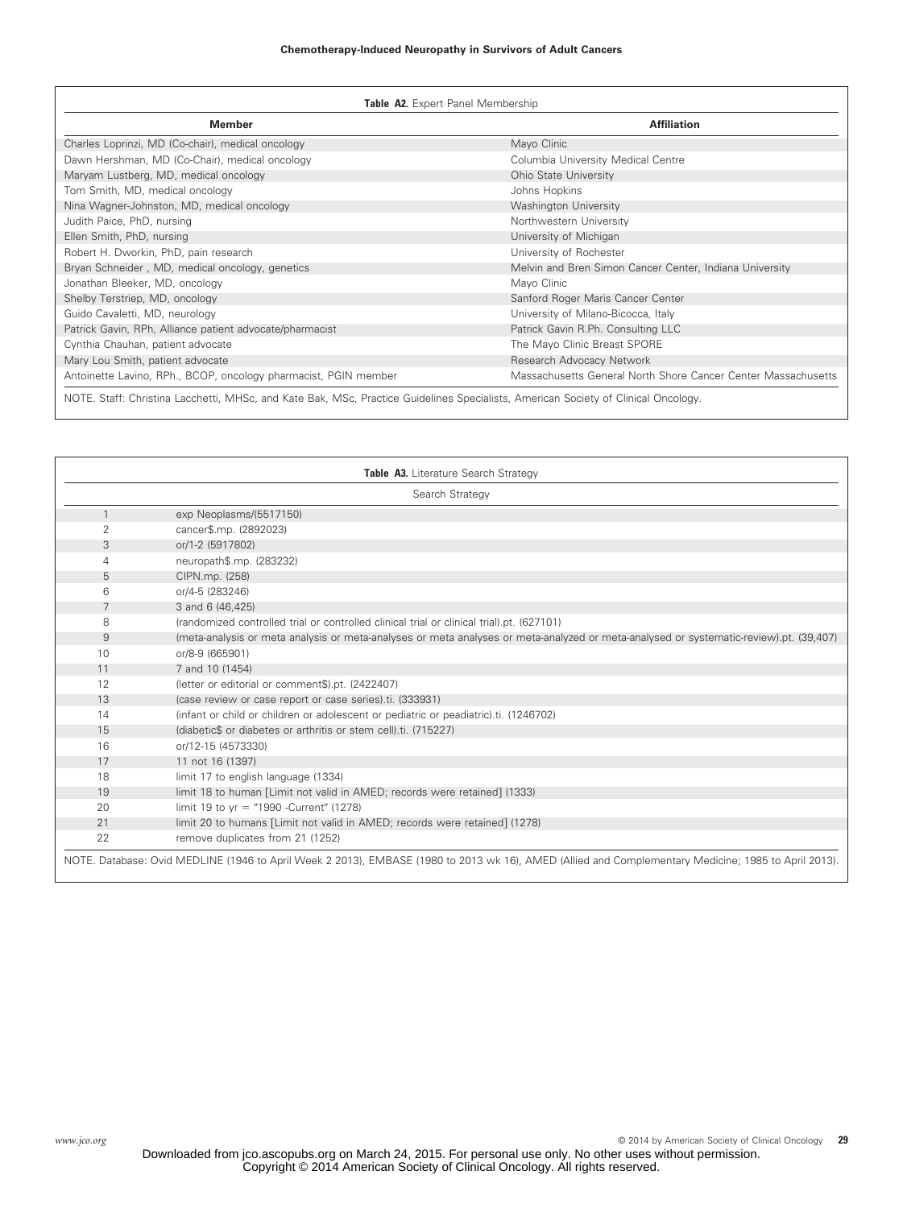**Table A2.** Expert Panel Membership

| Member | Affiliation |
|---|---|
| Charles Loprinzi, MD (Co-chair), medical oncology | Mayo Clinic |
| Dawn Hershman, MD (Co-Chair), medical oncology | Columbia University Medical Centre |
| Maryam Lustberg, MD, medical oncology | Ohio State University |
| Tom Smith, MD, medical oncology | Johns Hopkins |
| Nina Wagner-Johnston, MD, medical oncology | Washington University |
| Judith Paice, PhD, nursing | Northwestern University |
| Ellen Smith, PhD, nursing | University of Michigan |
| Robert H. Dworkin, PhD, pain research | University of Rochester |
| Bryan Schneider , MD, medical oncology, genetics | Melvin and Bren Simon Cancer Center, Indiana University |
| Jonathan Bleeker, MD, oncology | Mayo Clinic |
| Shelby Terstriep, MD, oncology | Sanford Roger Maris Cancer Center |
| Guido Cavaletti, MD, neurology | University of Milano-Bicocca, Italy |
| Patrick Gavin, RPh, Alliance patient advocate/pharmacist | Patrick Gavin R.Ph. Consulting LLC |
| Cynthia Chauhan, patient advocate | The Mayo Clinic Breast SPORE |
| Mary Lou Smith, patient advocate | Research Advocacy Network |
| Antoinette Lavino, RPh., BCOP, oncology pharmacist, PGIN member | Massachusetts General North Shore Cancer Center Massachusetts |

NOTE. Staff: Christina Lacchetti, MHSc, and Kate Bak, MSc, Practice Guidelines Specialists, American Society of Clinical Oncology.

**Table A3.** Literature Search Strategy

| | Search Strategy |
|---|---|
| 1 | exp Neoplasms/(5517150) |
| 2 | cancer$.mp. (2892023) |
| 3 | or/1-2 (5917802) |
| 4 | neuropath$.mp. (283232) |
| 5 | CIPN.mp. (258) |
| 6 | or/4-5 (283246) |
| 7 | 3 and 6 (46,425) |
| 8 | (randomized controlled trial or controlled clinical trial or clinical trial).pt. (627101) |
| 9 | (meta-analysis or meta analysis or meta-analyses or meta analyses or meta-analyzed or meta-analysed or systematic-review).pt. (39,407) |
| 10 | or/8-9 (665901) |
| 11 | 7 and 10 (1454) |
| 12 | (letter or editorial or comment$).pt. (2422407) |
| 13 | (case review or case report or case series).ti. (333931) |
| 14 | (infant or child or children or adolescent or pediatric or peadiatric).ti. (1246702) |
| 15 | (diabetic$ or diabetes or arthritis or stem cell).ti. (715227) |
| 16 | or/12-15 (4573330) |
| 17 | 11 not 16 (1397) |
| 18 | limit 17 to english language (1334) |
| 19 | limit 18 to human [Limit not valid in AMED; records were retained] (1333) |
| 20 | limit 19 to yr = "1990 -Current" (1278) |
| 21 | limit 20 to humans [Limit not valid in AMED; records were retained] (1278) |
| 22 | remove duplicates from 21 (1252) |

NOTE. Database: Ovid MEDLINE (1946 to April Week 2 2013), EMBASE (1980 to 2013 wk 16), AMED (Allied and Complementary Medicine; 1985 to April 2013).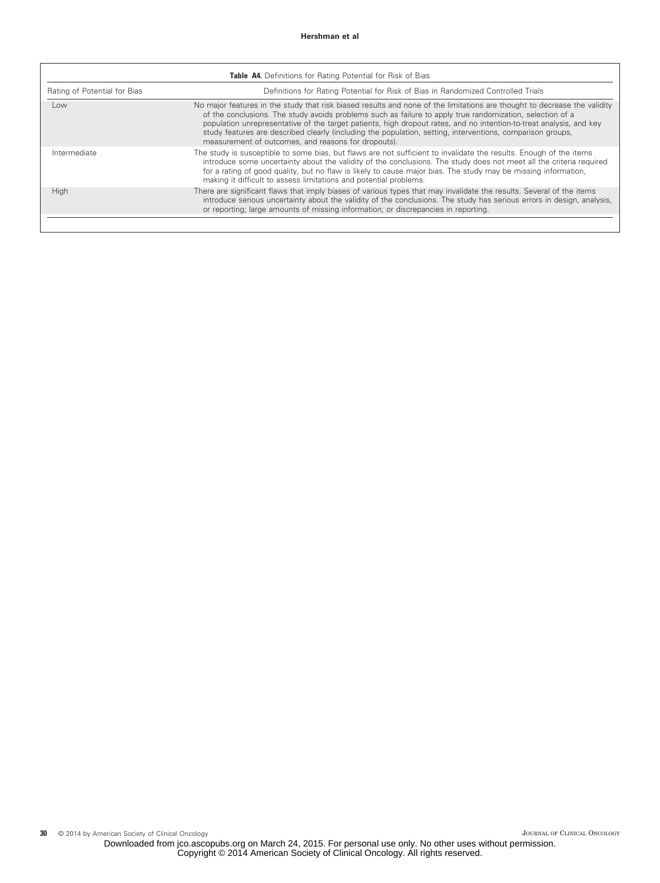**Table A4.** Definitions for Rating Potential for Risk of Bias

| Rating of Potential for Bias | Definitions for Rating Potential for Risk of Bias in Randomized Controlled Trials |
|---|---|
| Low | No major features in the study that risk biased results and none of the limitations are thought to decrease the validity of the conclusions. The study avoids problems such as failure to apply true randomization, selection of a population unrepresentative of the target patients, high dropout rates, and no intention-to-treat analysis, and key study features are described clearly (including the population, setting, interventions, comparison groups, measurement of outcomes, and reasons for dropouts). |
| Intermediate | The study is susceptible to some bias, but flaws are not sufficient to invalidate the results. Enough of the items introduce some uncertainty about the validity of the conclusions. The study does not meet all the criteria required for a rating of good quality, but no flaw is likely to cause major bias. The study may be missing information, making it difficult to assess limitations and potential problems. |
| High | There are significant flaws that imply biases of various types that may invalidate the results. Several of the items introduce serious uncertainty about the validity of the conclusions. The study has serious errors in design, analysis, or reporting; large amounts of missing information; or discrepancies in reporting. |